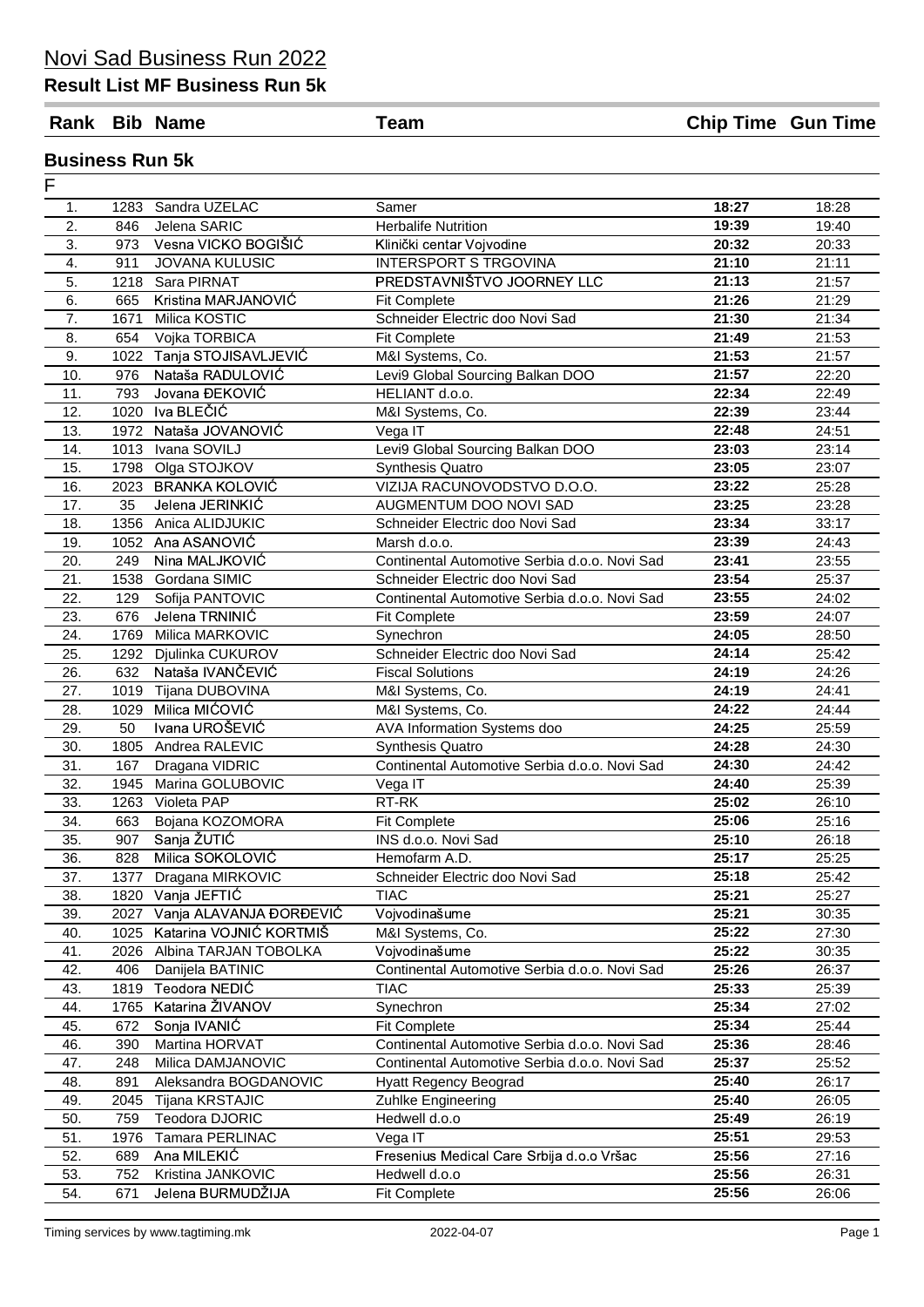# Novi Sad Business Run 2022

## Result List MF Business Run 5k

### Business Run 5k

F

| Rank | Bib | Name | Team | Chip Time | Gun Time |
|---|---|---|---|---|---|
| 1. | 1283 | Sandra UZELAC | Samer | **18:27** | 18:28 |
| 2. | 846 | Jelena SARIC | Herbalife Nutrition | **19:39** | 19:40 |
| 3. | 973 | Vesna VICKO BOGIŠIĆ | Klinički centar Vojvodine | **20:32** | 20:33 |
| 4. | 911 | JOVANA KULUSIC | INTERSPORT S TRGOVINA | **21:10** | 21:11 |
| 5. | 1218 | Sara PIRNAT | PREDSTAVNIŠTVO JOORNEY LLC | **21:13** | 21:57 |
| 6. | 665 | Kristina MARJANOVIĆ | Fit Complete | **21:26** | 21:29 |
| 7. | 1671 | Milica KOSTIC | Schneider Electric doo Novi Sad | **21:30** | 21:34 |
| 8. | 654 | Vojka TORBICA | Fit Complete | **21:49** | 21:53 |
| 9. | 1022 | Tanja STOJISAVLJEVIĆ | M&I Systems, Co. | **21:53** | 21:57 |
| 10. | 976 | Nataša RADULOVIĆ | Levi9 Global Sourcing Balkan DOO | **21:57** | 22:20 |
| 11. | 793 | Jovana ĐEKOVIĆ | HELIANT d.o.o. | **22:34** | 22:49 |
| 12. | 1020 | Iva BLEČIĆ | M&I Systems, Co. | **22:39** | 23:44 |
| 13. | 1972 | Nataša JOVANOVIĆ | Vega IT | **22:48** | 24:51 |
| 14. | 1013 | Ivana SOVILJ | Levi9 Global Sourcing Balkan DOO | **23:03** | 23:14 |
| 15. | 1798 | Olga STOJKOV | Synthesis Quatro | **23:05** | 23:07 |
| 16. | 2023 | BRANKA KOLOVIĆ | VIZIJA RACUNOVODSTVO D.O.O. | **23:22** | 25:28 |
| 17. | 35 | Jelena JERINKIĆ | AUGMENTUM DOO NOVI SAD | **23:25** | 23:28 |
| 18. | 1356 | Anica ALIDJUKIC | Schneider Electric doo Novi Sad | **23:34** | 33:17 |
| 19. | 1052 | Ana ASANOVIĆ | Marsh d.o.o. | **23:39** | 24:43 |
| 20. | 249 | Nina MALJKOVIĆ | Continental Automotive Serbia d.o.o. Novi Sad | **23:41** | 23:55 |
| 21. | 1538 | Gordana SIMIC | Schneider Electric doo Novi Sad | **23:54** | 25:37 |
| 22. | 129 | Sofija PANTOVIC | Continental Automotive Serbia d.o.o. Novi Sad | **23:55** | 24:02 |
| 23. | 676 | Jelena TRNINIĆ | Fit Complete | **23:59** | 24:07 |
| 24. | 1769 | Milica MARKOVIC | Synechron | **24:05** | 28:50 |
| 25. | 1292 | Djulinka CUKUROV | Schneider Electric doo Novi Sad | **24:14** | 25:42 |
| 26. | 632 | Nataša IVANČEVIĆ | Fiscal Solutions | **24:19** | 24:26 |
| 27. | 1019 | Tijana DUBOVINA | M&I Systems, Co. | **24:19** | 24:41 |
| 28. | 1029 | Milica MIĆOVIĆ | M&I Systems, Co. | **24:22** | 24:44 |
| 29. | 50 | Ivana UROŠEVIĆ | AVA Information Systems doo | **24:25** | 25:59 |
| 30. | 1805 | Andrea RALEVIC | Synthesis Quatro | **24:28** | 24:30 |
| 31. | 167 | Dragana VIDRIC | Continental Automotive Serbia d.o.o. Novi Sad | **24:30** | 24:42 |
| 32. | 1945 | Marina GOLUBOVIC | Vega IT | **24:40** | 25:39 |
| 33. | 1263 | Violeta PAP | RT-RK | **25:02** | 26:10 |
| 34. | 663 | Bojana KOZOMORA | Fit Complete | **25:06** | 25:16 |
| 35. | 907 | Sanja ŽUTIĆ | INS d.o.o. Novi Sad | **25:10** | 26:18 |
| 36. | 828 | Milica SOKOLOVIĆ | Hemofarm A.D. | **25:17** | 25:25 |
| 37. | 1377 | Dragana MIRKOVIC | Schneider Electric doo Novi Sad | **25:18** | 25:42 |
| 38. | 1820 | Vanja JEFTIĆ | TIAC | **25:21** | 25:27 |
| 39. | 2027 | Vanja ALAVANJA ĐORĐEVIĆ | Vojvodinašume | **25:21** | 30:35 |
| 40. | 1025 | Katarina VOJNIĆ KORTMIŠ | M&I Systems, Co. | **25:22** | 27:30 |
| 41. | 2026 | Albina TARJAN TOBOLKA | Vojvodinašume | **25:22** | 30:35 |
| 42. | 406 | Danijela BATINIC | Continental Automotive Serbia d.o.o. Novi Sad | **25:26** | 26:37 |
| 43. | 1819 | Teodora NEDIĆ | TIAC | **25:33** | 25:39 |
| 44. | 1765 | Katarina ŽIVANOV | Synechron | **25:34** | 27:02 |
| 45. | 672 | Sonja IVANIĆ | Fit Complete | **25:34** | 25:44 |
| 46. | 390 | Martina HORVAT | Continental Automotive Serbia d.o.o. Novi Sad | **25:36** | 28:46 |
| 47. | 248 | Milica DAMJANOVIC | Continental Automotive Serbia d.o.o. Novi Sad | **25:37** | 25:52 |
| 48. | 891 | Aleksandra BOGDANOVIC | Hyatt Regency Beograd | **25:40** | 26:17 |
| 49. | 2045 | Tijana KRSTAJIC | Zuhlke Engineering | **25:40** | 26:05 |
| 50. | 759 | Teodora DJORIC | Hedwell d.o.o | **25:49** | 26:19 |
| 51. | 1976 | Tamara PERLINAC | Vega IT | **25:51** | 29:53 |
| 52. | 689 | Ana MILEKIĆ | Fresenius Medical Care Srbija d.o.o Vršac | **25:56** | 27:16 |
| 53. | 752 | Kristina JANKOVIC | Hedwell d.o.o | **25:56** | 26:31 |
| 54. | 671 | Jelena BURMUDŽIJA | Fit Complete | **25:56** | 26:06 |

Timing services by www.tagtiming.mk 2022-04-07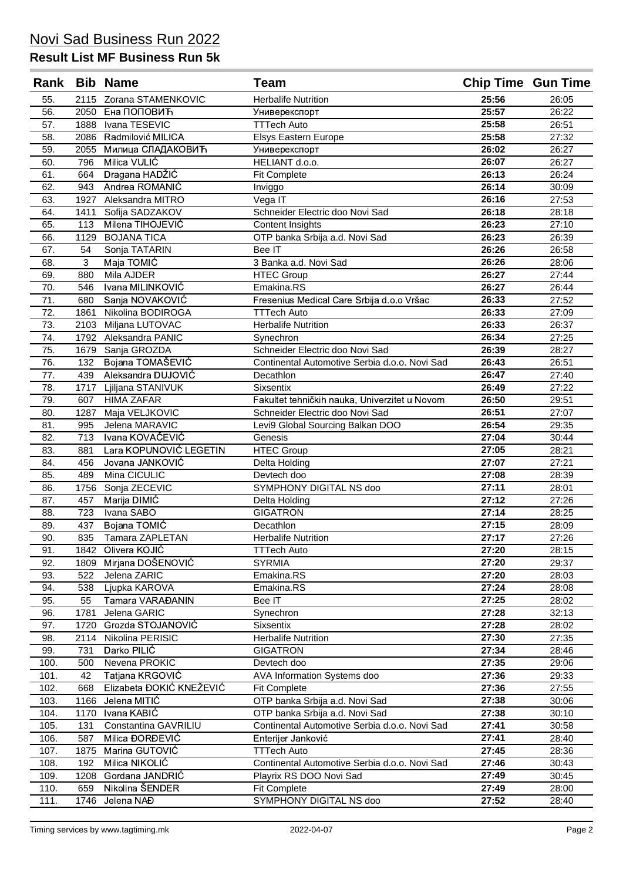# Novi Sad Business Run 2022

## Result List MF Business Run 5k

| Rank | Bib | Name | Team | Chip Time | Gun Time |
|---|---|---|---|---|---|
| 55. | 2115 | Zorana STAMENKOVIC | Herbalife Nutrition | **25:56** | 26:05 |
| 56. | 2050 | Ена ПОПОВИЋ | Универекспорт | **25:57** | 26:22 |
| 57. | 1888 | Ivana TESEVIC | TTTech Auto | **25:58** | 26:51 |
| 58. | 2086 | Radmilović MILICA | Elsys Eastern Europe | **25:58** | 27:32 |
| 59. | 2055 | Милица СЛАДАКОВИЋ | Универекспорт | **26:02** | 26:27 |
| 60. | 796 | Milica VULIĆ | HELIANT d.o.o. | **26:07** | 26:27 |
| 61. | 664 | Dragana HADŽIĆ | Fit Complete | **26:13** | 26:24 |
| 62. | 943 | Andrea ROMANIĆ | Inviggo | **26:14** | 30:09 |
| 63. | 1927 | Aleksandra MITRO | Vega IT | **26:16** | 27:53 |
| 64. | 1411 | Sofija SADZAKOV | Schneider Electric doo Novi Sad | **26:18** | 28:18 |
| 65. | 113 | Milena TIHOJEVIĆ | Content Insights | **26:23** | 27:10 |
| 66. | 1129 | BOJANA TICA | OTP banka Srbija a.d. Novi Sad | **26:23** | 26:39 |
| 67. | 54 | Sonja TATARIN | Bee IT | **26:26** | 26:58 |
| 68. | 3 | Maja TOMIĆ | 3 Banka a.d. Novi Sad | **26:26** | 28:06 |
| 69. | 880 | Mila AJDER | HTEC Group | **26:27** | 27:44 |
| 70. | 546 | Ivana MILINKOVIĆ | Emakina.RS | **26:27** | 26:44 |
| 71. | 680 | Sanja NOVAKOVIĆ | Fresenius Medical Care Srbija d.o.o Vršac | **26:33** | 27:52 |
| 72. | 1861 | Nikolina BODIROGA | TTTech Auto | **26:33** | 27:09 |
| 73. | 2103 | Miljana LUTOVAC | Herbalife Nutrition | **26:33** | 26:37 |
| 74. | 1792 | Aleksandra PANIC | Synechron | **26:34** | 27:25 |
| 75. | 1679 | Sanja GROZDA | Schneider Electric doo Novi Sad | **26:39** | 28:27 |
| 76. | 132 | Bojana TOMAŠEVIĆ | Continental Automotive Serbia d.o.o. Novi Sad | **26:43** | 26:51 |
| 77. | 439 | Aleksandra DUJOVIĆ | Decathlon | **26:47** | 27:40 |
| 78. | 1717 | Ljiljana STANIVUK | Sixsentix | **26:49** | 27:22 |
| 79. | 607 | HIMA ZAFAR | Fakultet tehničkih nauka, Univerzitet u Novom | **26:50** | 29:51 |
| 80. | 1287 | Maja VELJKOVIC | Schneider Electric doo Novi Sad | **26:51** | 27:07 |
| 81. | 995 | Jelena MARAVIC | Levi9 Global Sourcing Balkan DOO | **26:54** | 29:35 |
| 82. | 713 | Ivana KOVAČEVIĆ | Genesis | **27:04** | 30:44 |
| 83. | 881 | Lara KOPUNOVIĆ LEGETIN | HTEC Group | **27:05** | 28:21 |
| 84. | 456 | Jovana JANKOVIĆ | Delta Holding | **27:07** | 27:21 |
| 85. | 489 | Mina CICULIC | Devtech doo | **27:08** | 28:39 |
| 86. | 1756 | Sonja ZECEVIC | SYMPHONY DIGITAL NS doo | **27:11** | 28:01 |
| 87. | 457 | Marija DIMIĆ | Delta Holding | **27:12** | 27:26 |
| 88. | 723 | Ivana SABO | GIGATRON | **27:14** | 28:25 |
| 89. | 437 | Bojana TOMIĆ | Decathlon | **27:15** | 28:09 |
| 90. | 835 | Tamara ZAPLETAN | Herbalife Nutrition | **27:17** | 27:26 |
| 91. | 1842 | Olivera KOJIĆ | TTTech Auto | **27:20** | 28:15 |
| 92. | 1809 | Mirjana DOŠENOVIĆ | SYRMIA | **27:20** | 29:37 |
| 93. | 522 | Jelena ZARIC | Emakina.RS | **27:20** | 28:03 |
| 94. | 538 | Ljupka KAROVA | Emakina.RS | **27:24** | 28:08 |
| 95. | 55 | Tamara VARAĐANIN | Bee IT | **27:25** | 28:02 |
| 96. | 1781 | Jelena GARIC | Synechron | **27:28** | 32:13 |
| 97. | 1720 | Grozda STOJANOVIĆ | Sixsentix | **27:28** | 28:02 |
| 98. | 2114 | Nikolina PERISIC | Herbalife Nutrition | **27:30** | 27:35 |
| 99. | 731 | Darko PILIĆ | GIGATRON | **27:34** | 28:46 |
| 100. | 500 | Nevena PROKIC | Devtech doo | **27:35** | 29:06 |
| 101. | 42 | Tatjana KRGOVIĆ | AVA Information Systems doo | **27:36** | 29:33 |
| 102. | 668 | Elizabeta ĐOKIĆ KNEŽEVIĆ | Fit Complete | **27:36** | 27:55 |
| 103. | 1166 | Jelena MITIĆ | OTP banka Srbija a.d. Novi Sad | **27:38** | 30:06 |
| 104. | 1170 | Ivana KABIĆ | OTP banka Srbija a.d. Novi Sad | **27:38** | 30:10 |
| 105. | 131 | Constantina GAVRILIU | Continental Automotive Serbia d.o.o. Novi Sad | **27:41** | 30:58 |
| 106. | 587 | Milica ĐORĐEVIĆ | Enterijer Janković | **27:41** | 28:40 |
| 107. | 1875 | Marina GUTOVIĆ | TTTech Auto | **27:45** | 28:36 |
| 108. | 192 | Milica NIKOLIĆ | Continental Automotive Serbia d.o.o. Novi Sad | **27:46** | 30:43 |
| 109. | 1208 | Gordana JANDRIĆ | Playrix RS DOO Novi Sad | **27:49** | 30:45 |
| 110. | 659 | Nikolina ŠENDER | Fit Complete | **27:49** | 28:00 |
| 111. | 1746 | Jelena NAĐ | SYMPHONY DIGITAL NS doo | **27:52** | 28:40 |

Timing services by www.tagtiming.mk — 2022-04-07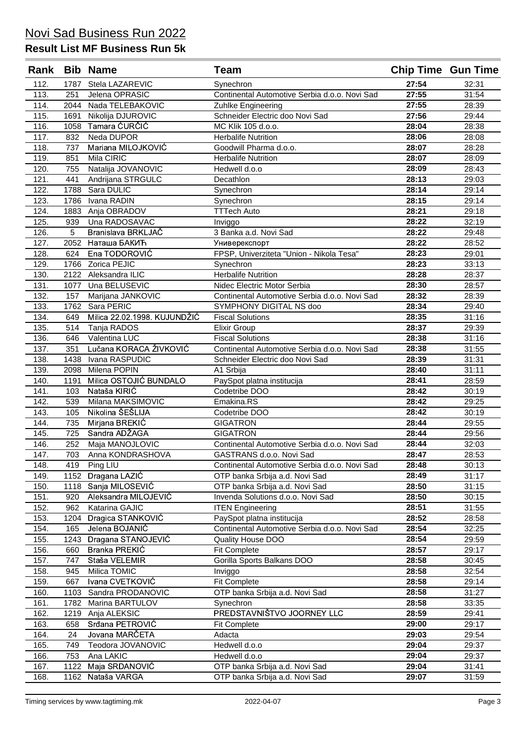# Novi Sad Business Run 2022

## Result List MF Business Run 5k

| Rank | Bib | Name | Team | Chip Time | Gun Time |
|---|---|---|---|---|---|
| 112. | 1787 | Stela LAZAREVIC | Synechron | **27:54** | 32:31 |
| 113. | 251 | Jelena OPRASIC | Continental Automotive Serbia d.o.o. Novi Sad | **27:55** | 31:54 |
| 114. | 2044 | Nada TELEBAKOVIC | Zuhlke Engineering | **27:55** | 28:39 |
| 115. | 1691 | Nikolija DJUROVIC | Schneider Electric doo Novi Sad | **27:56** | 29:44 |
| 116. | 1058 | Tamara ĆURČIĆ | MC Klik 105 d.o.o. | **28:04** | 28:38 |
| 117. | 832 | Neda DUPOR | Herbalife Nutrition | **28:06** | 28:08 |
| 118. | 737 | Mariana MILOJKOVIĆ | Goodwill Pharma d.o.o. | **28:07** | 28:28 |
| 119. | 851 | Mila CIRIC | Herbalife Nutrition | **28:07** | 28:09 |
| 120. | 755 | Natalija JOVANOVIC | Hedwell d.o.o | **28:09** | 28:43 |
| 121. | 441 | Andrijana STRGULC | Decathlon | **28:13** | 29:03 |
| 122. | 1788 | Sara DULIC | Synechron | **28:14** | 29:14 |
| 123. | 1786 | Ivana RADIN | Synechron | **28:15** | 29:14 |
| 124. | 1883 | Anja OBRADOV | TTTech Auto | **28:21** | 29:18 |
| 125. | 939 | Una RADOSAVAC | Inviggo | **28:22** | 32:19 |
| 126. | 5 | Branislava BRKLJAČ | 3 Banka a.d. Novi Sad | **28:22** | 29:48 |
| 127. | 2052 | Наташа БАКИЋ | Универекспорт | **28:22** | 28:52 |
| 128. | 624 | Ena TODOROVIĆ | FPSP, Univerziteta "Union - Nikola Tesa" | **28:23** | 29:01 |
| 129. | 1766 | Zorica PEJIC | Synechron | **28:23** | 33:13 |
| 130. | 2122 | Aleksandra ILIC | Herbalife Nutrition | **28:28** | 28:37 |
| 131. | 1077 | Una BELUSEVIC | Nidec Electric Motor Serbia | **28:30** | 28:57 |
| 132. | 157 | Marijana JANKOVIC | Continental Automotive Serbia d.o.o. Novi Sad | **28:32** | 28:39 |
| 133. | 1762 | Sara PERIC | SYMPHONY DIGITAL NS doo | **28:34** | 29:40 |
| 134. | 649 | Milica 22.02.1998. KUJUNDŽIĆ | Fiscal Solutions | **28:35** | 31:16 |
| 135. | 514 | Tanja RADOS | Elixir Group | **28:37** | 29:39 |
| 136. | 646 | Valentina LUC | Fiscal Solutions | **28:38** | 31:16 |
| 137. | 351 | Lučana KORACA ŽIVKOVIĆ | Continental Automotive Serbia d.o.o. Novi Sad | **28:38** | 31:55 |
| 138. | 1438 | Ivana RASPUDIC | Schneider Electric doo Novi Sad | **28:39** | 31:31 |
| 139. | 2098 | Milena POPIN | A1 Srbija | **28:40** | 31:11 |
| 140. | 1191 | Milica OSTOJIĆ BUNDALO | PaySpot platna institucija | **28:41** | 28:59 |
| 141. | 103 | Nataša KIRIĆ | Codetribe DOO | **28:42** | 30:19 |
| 142. | 539 | Milana MAKSIMOVIC | Emakina.RS | **28:42** | 29:25 |
| 143. | 105 | Nikolina ŠEŠLIJA | Codetribe DOO | **28:42** | 30:19 |
| 144. | 735 | Mirjana BREKIĆ | GIGATRON | **28:44** | 29:55 |
| 145. | 725 | Sandra ADŽAGA | GIGATRON | **28:44** | 29:56 |
| 146. | 252 | Maja MANOJLOVIC | Continental Automotive Serbia d.o.o. Novi Sad | **28:44** | 32:03 |
| 147. | 703 | Anna KONDRASHOVA | GASTRANS d.o.o. Novi Sad | **28:47** | 28:53 |
| 148. | 419 | Ping LIU | Continental Automotive Serbia d.o.o. Novi Sad | **28:48** | 30:13 |
| 149. | 1152 | Dragana LAZIĆ | OTP banka Srbija a.d. Novi Sad | **28:49** | 31:17 |
| 150. | 1118 | Sanja MILOSEVIĆ | OTP banka Srbija a.d. Novi Sad | **28:50** | 31:15 |
| 151. | 920 | Aleksandra MILOJEVIĆ | Invenda Solutions d.o.o. Novi Sad | **28:50** | 30:15 |
| 152. | 962 | Katarina GAJIC | ITEN Engineering | **28:51** | 31:55 |
| 153. | 1204 | Dragica STANKOVIĆ | PaySpot platna institucija | **28:52** | 28:58 |
| 154. | 165 | Jelena BOJANIĆ | Continental Automotive Serbia d.o.o. Novi Sad | **28:54** | 32:25 |
| 155. | 1243 | Dragana STANOJEVIĆ | Quality House DOO | **28:54** | 29:59 |
| 156. | 660 | Branka PREKIĆ | Fit Complete | **28:57** | 29:17 |
| 157. | 747 | Staša VELEMIR | Gorilla Sports Balkans DOO | **28:58** | 30:45 |
| 158. | 945 | Milica TOMIC | Inviggo | **28:58** | 32:54 |
| 159. | 667 | Ivana CVETKOVIĆ | Fit Complete | **28:58** | 29:14 |
| 160. | 1103 | Sandra PRODANOVIC | OTP banka Srbija a.d. Novi Sad | **28:58** | 31:27 |
| 161. | 1782 | Marina BARTULOV | Synechron | **28:58** | 33:35 |
| 162. | 1219 | Anja ALEKSIC | PREDSTAVNIŠTVO JOORNEY LLC | **28:59** | 29:41 |
| 163. | 658 | Srđana PETROVIĆ | Fit Complete | **29:00** | 29:17 |
| 164. | 24 | Jovana MARČETA | Adacta | **29:03** | 29:54 |
| 165. | 749 | Teodora JOVANOVIC | Hedwell d.o.o | **29:04** | 29:37 |
| 166. | 753 | Ana LAKIC | Hedwell d.o.o | **29:04** | 29:37 |
| 167. | 1122 | Maja SRDANOVIĆ | OTP banka Srbija a.d. Novi Sad | **29:04** | 31:41 |
| 168. | 1162 | Nataša VARGA | OTP banka Srbija a.d. Novi Sad | **29:07** | 31:59 |

Timing services by www.tagtiming.mk — 2022-04-07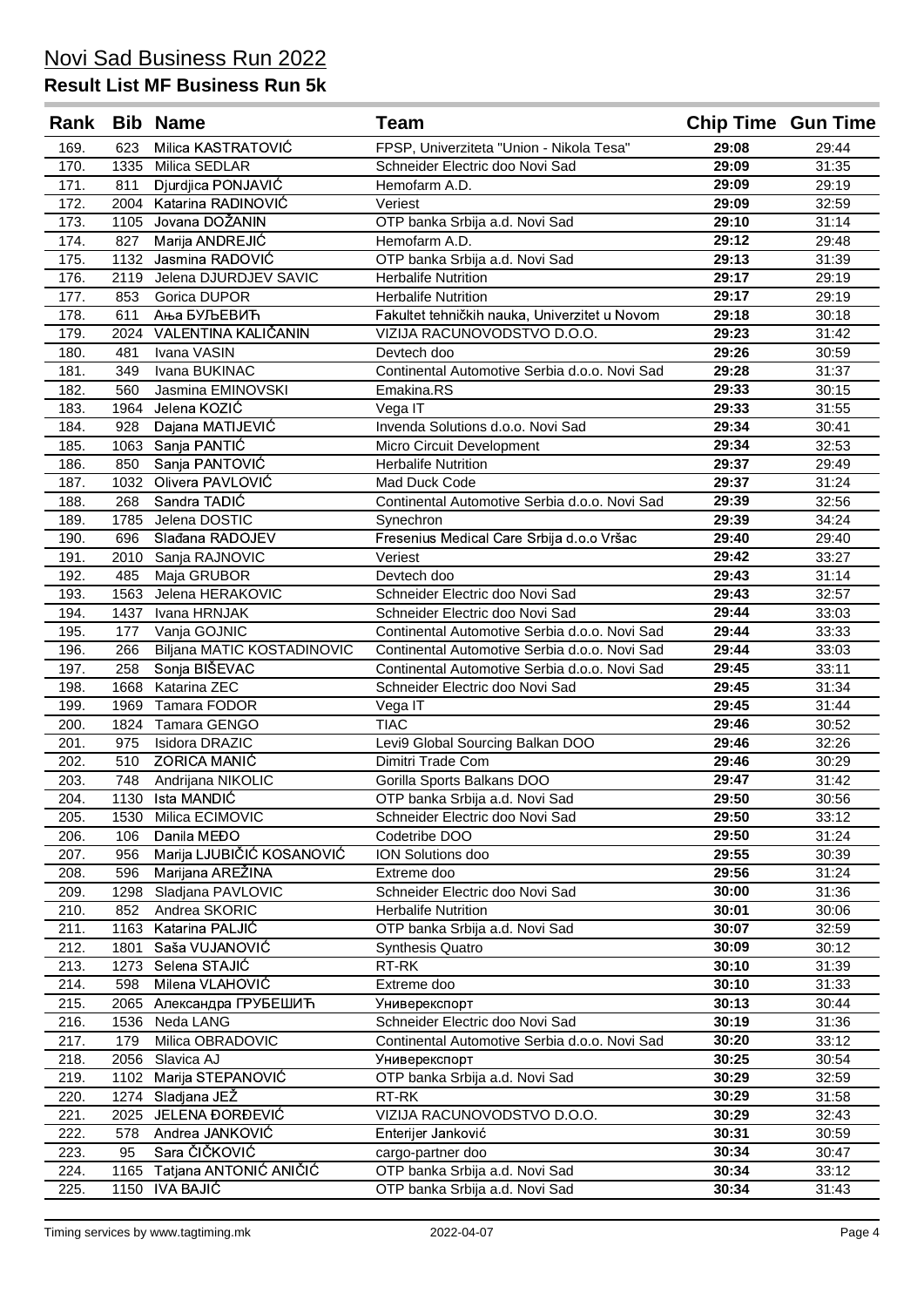# Novi Sad Business Run 2022

## Result List MF Business Run 5k

| Rank | Bib | Name | Team | Chip Time | Gun Time |
|---|---|---|---|---|---|
| 169. | 623 | Milica KASTRATOVIĆ | FPSP, Univerziteta "Union - Nikola Tesa" | **29:08** | 29:44 |
| 170. | 1335 | Milica SEDLAR | Schneider Electric doo Novi Sad | **29:09** | 31:35 |
| 171. | 811 | Djurdjica PONJAVIĆ | Hemofarm A.D. | **29:09** | 29:19 |
| 172. | 2004 | Katarina RADINOVIĆ | Veriest | **29:09** | 32:59 |
| 173. | 1105 | Jovana DOŽANIN | OTP banka Srbija a.d. Novi Sad | **29:10** | 31:14 |
| 174. | 827 | Marija ANDREJIĆ | Hemofarm A.D. | **29:12** | 29:48 |
| 175. | 1132 | Jasmina RADOVIĆ | OTP banka Srbija a.d. Novi Sad | **29:13** | 31:39 |
| 176. | 2119 | Jelena DJURDJEV SAVIC | Herbalife Nutrition | **29:17** | 29:19 |
| 177. | 853 | Gorica DUPOR | Herbalife Nutrition | **29:17** | 29:19 |
| 178. | 611 | Ања БУЉЕВИЋ | Fakultet tehničkih nauka, Univerzitet u Novom | **29:18** | 30:18 |
| 179. | 2024 | VALENTINA KALIČANIN | VIZIJA RACUNOVODSTVO D.O.O. | **29:23** | 31:42 |
| 180. | 481 | Ivana VASIN | Devtech doo | **29:26** | 30:59 |
| 181. | 349 | Ivana BUKINAC | Continental Automotive Serbia d.o.o. Novi Sad | **29:28** | 31:37 |
| 182. | 560 | Jasmina EMINOVSKI | Emakina.RS | **29:33** | 30:15 |
| 183. | 1964 | Jelena KOZIĆ | Vega IT | **29:33** | 31:55 |
| 184. | 928 | Dajana MATIJEVIĆ | Invenda Solutions d.o.o. Novi Sad | **29:34** | 30:41 |
| 185. | 1063 | Sanja PANTIĆ | Micro Circuit Development | **29:34** | 32:53 |
| 186. | 850 | Sanja PANTOVIĆ | Herbalife Nutrition | **29:37** | 29:49 |
| 187. | 1032 | Olivera PAVLOVIĆ | Mad Duck Code | **29:37** | 31:24 |
| 188. | 268 | Sandra TADIĆ | Continental Automotive Serbia d.o.o. Novi Sad | **29:39** | 32:56 |
| 189. | 1785 | Jelena DOSTIC | Synechron | **29:39** | 34:24 |
| 190. | 696 | Slađana RADOJEV | Fresenius Medical Care Srbija d.o.o Vršac | **29:40** | 29:40 |
| 191. | 2010 | Sanja RAJNOVIC | Veriest | **29:42** | 33:27 |
| 192. | 485 | Maja GRUBOR | Devtech doo | **29:43** | 31:14 |
| 193. | 1563 | Jelena HERAKOVIC | Schneider Electric doo Novi Sad | **29:43** | 32:57 |
| 194. | 1437 | Ivana HRNJAK | Schneider Electric doo Novi Sad | **29:44** | 33:03 |
| 195. | 177 | Vanja GOJNIC | Continental Automotive Serbia d.o.o. Novi Sad | **29:44** | 33:33 |
| 196. | 266 | Biljana MATIC KOSTADINOVIC | Continental Automotive Serbia d.o.o. Novi Sad | **29:44** | 33:03 |
| 197. | 258 | Sonja BIŠEVAC | Continental Automotive Serbia d.o.o. Novi Sad | **29:45** | 33:11 |
| 198. | 1668 | Katarina ZEC | Schneider Electric doo Novi Sad | **29:45** | 31:34 |
| 199. | 1969 | Tamara FODOR | Vega IT | **29:45** | 31:44 |
| 200. | 1824 | Tamara GENGO | TIAC | **29:46** | 30:52 |
| 201. | 975 | Isidora DRAZIC | Levi9 Global Sourcing Balkan DOO | **29:46** | 32:26 |
| 202. | 510 | ZORICA MANIĆ | Dimitri Trade Com | **29:46** | 30:29 |
| 203. | 748 | Andrijana NIKOLIC | Gorilla Sports Balkans DOO | **29:47** | 31:42 |
| 204. | 1130 | Ista MANDIĆ | OTP banka Srbija a.d. Novi Sad | **29:50** | 30:56 |
| 205. | 1530 | Milica ECIMOVIC | Schneider Electric doo Novi Sad | **29:50** | 33:12 |
| 206. | 106 | Danila MEĐO | Codetribe DOO | **29:50** | 31:24 |
| 207. | 956 | Marija LJUBIČIĆ KOSANOVIĆ | ION Solutions doo | **29:55** | 30:39 |
| 208. | 596 | Marijana AREŽINA | Extreme doo | **29:56** | 31:24 |
| 209. | 1298 | Sladjana PAVLOVIC | Schneider Electric doo Novi Sad | **30:00** | 31:36 |
| 210. | 852 | Andrea SKORIC | Herbalife Nutrition | **30:01** | 30:06 |
| 211. | 1163 | Katarina PALJIĆ | OTP banka Srbija a.d. Novi Sad | **30:07** | 32:59 |
| 212. | 1801 | Saša VUJANOVIĆ | Synthesis Quatro | **30:09** | 30:12 |
| 213. | 1273 | Selena STAJIĆ | RT-RK | **30:10** | 31:39 |
| 214. | 598 | Milena VLAHOVIĆ | Extreme doo | **30:10** | 31:33 |
| 215. | 2065 | Александра ГРУБЕШИЋ | Универекспорт | **30:13** | 30:44 |
| 216. | 1536 | Neda LANG | Schneider Electric doo Novi Sad | **30:19** | 31:36 |
| 217. | 179 | Milica OBRADOVIC | Continental Automotive Serbia d.o.o. Novi Sad | **30:20** | 33:12 |
| 218. | 2056 | Slavica AJ | Универекспорт | **30:25** | 30:54 |
| 219. | 1102 | Marija STEPANOVIĆ | OTP banka Srbija a.d. Novi Sad | **30:29** | 32:59 |
| 220. | 1274 | Sladjana JEŽ | RT-RK | **30:29** | 31:58 |
| 221. | 2025 | JELENA ĐORĐEVIĆ | VIZIJA RACUNOVODSTVO D.O.O. | **30:29** | 32:43 |
| 222. | 578 | Andrea JANKOVIĆ | Enterijer Janković | **30:31** | 30:59 |
| 223. | 95 | Sara ČIČKOVIĆ | cargo-partner doo | **30:34** | 30:47 |
| 224. | 1165 | Tatjana ANTONIĆ ANIČIĆ | OTP banka Srbija a.d. Novi Sad | **30:34** | 33:12 |
| 225. | 1150 | IVA BAJIĆ | OTP banka Srbija a.d. Novi Sad | **30:34** | 31:43 |

Timing services by www.tagtiming.mk 2022-04-07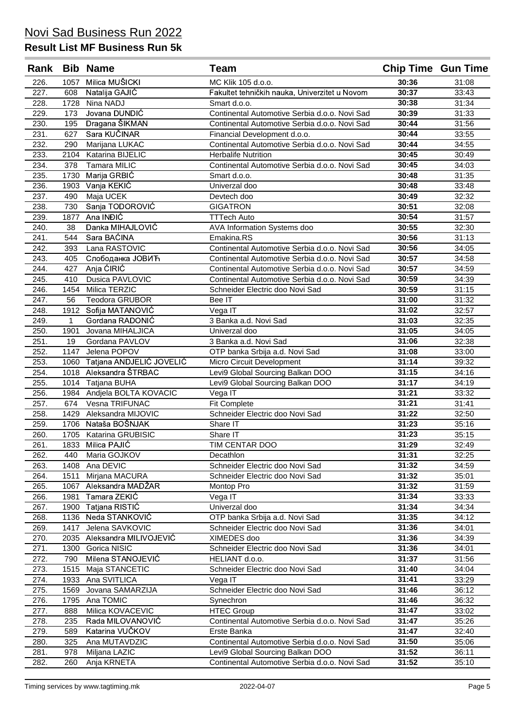# Novi Sad Business Run 2022

## Result List MF Business Run 5k

| Rank | Bib | Name | Team | Chip Time | Gun Time |
|---|---|---|---|---|---|
| 226. | 1057 | Milica MUŠICKI | MC Klik 105 d.o.o. | 30:36 | 31:08 |
| 227. | 608 | Natalija GAJIĆ | Fakultet tehničkih nauka, Univerzitet u Novom | 30:37 | 33:43 |
| 228. | 1728 | Nina NADJ | Smart d.o.o. | 30:38 | 31:34 |
| 229. | 173 | Jovana DUNDIĆ | Continental Automotive Serbia d.o.o. Novi Sad | 30:39 | 31:33 |
| 230. | 195 | Dragana ŠIKMAN | Continental Automotive Serbia d.o.o. Novi Sad | 30:44 | 31:56 |
| 231. | 627 | Sara KUČINAR | Financial Development d.o.o. | 30:44 | 33:55 |
| 232. | 290 | Marijana LUKAC | Continental Automotive Serbia d.o.o. Novi Sad | 30:44 | 34:55 |
| 233. | 2104 | Katarina BIJELIC | Herbalife Nutrition | 30:45 | 30:49 |
| 234. | 378 | Tamara MILIC | Continental Automotive Serbia d.o.o. Novi Sad | 30:45 | 34:03 |
| 235. | 1730 | Marija GRBIĆ | Smart d.o.o. | 30:48 | 31:35 |
| 236. | 1903 | Vanja KEKIĆ | Univerzal doo | 30:48 | 33:48 |
| 237. | 490 | Maja UCEK | Devtech doo | 30:49 | 32:32 |
| 238. | 730 | Sanja TODOROVIĆ | GIGATRON | 30:51 | 32:08 |
| 239. | 1877 | Ana INĐIĆ | TTTech Auto | 30:54 | 31:57 |
| 240. | 38 | Danka MIHAJLOVIĆ | AVA Information Systems doo | 30:55 | 32:30 |
| 241. | 544 | Sara BAĆINA | Emakina.RS | 30:56 | 31:13 |
| 242. | 393 | Lana RASTOVIC | Continental Automotive Serbia d.o.o. Novi Sad | 30:56 | 34:05 |
| 243. | 405 | Слободанка ЈОВИЋ | Continental Automotive Serbia d.o.o. Novi Sad | 30:57 | 34:58 |
| 244. | 427 | Anja ĆIRIĆ | Continental Automotive Serbia d.o.o. Novi Sad | 30:57 | 34:59 |
| 245. | 410 | Dusica PAVLOVIC | Continental Automotive Serbia d.o.o. Novi Sad | 30:59 | 34:39 |
| 246. | 1454 | Milica TERZIC | Schneider Electric doo Novi Sad | 30:59 | 31:15 |
| 247. | 56 | Teodora GRUBOR | Bee IT | 31:00 | 31:32 |
| 248. | 1912 | Sofija MATANOVIĆ | Vega IT | 31:02 | 32:57 |
| 249. | 1 | Gordana RADONIĆ | 3 Banka a.d. Novi Sad | 31:03 | 32:35 |
| 250. | 1901 | Jovana MIHALJICA | Univerzal doo | 31:05 | 34:05 |
| 251. | 19 | Gordana PAVLOV | 3 Banka a.d. Novi Sad | 31:06 | 32:38 |
| 252. | 1147 | Jelena POPOV | OTP banka Srbija a.d. Novi Sad | 31:08 | 33:00 |
| 253. | 1060 | Tatjana ANDJELIĆ JOVELIĆ | Micro Circuit Development | 31:14 | 39:32 |
| 254. | 1018 | Aleksandra ŠTRBAC | Levi9 Global Sourcing Balkan DOO | 31:15 | 34:16 |
| 255. | 1014 | Tatjana BUHA | Levi9 Global Sourcing Balkan DOO | 31:17 | 34:19 |
| 256. | 1984 | Andjela BOLTA KOVACIC | Vega IT | 31:21 | 33:32 |
| 257. | 674 | Vesna TRIFUNAC | Fit Complete | 31:21 | 31:41 |
| 258. | 1429 | Aleksandra MIJOVIC | Schneider Electric doo Novi Sad | 31:22 | 32:50 |
| 259. | 1706 | Nataša BOŠNJAK | Share IT | 31:23 | 35:16 |
| 260. | 1705 | Katarina GRUBISIC | Share IT | 31:23 | 35:15 |
| 261. | 1833 | Milica PAJIĆ | TIM CENTAR DOO | 31:29 | 32:49 |
| 262. | 440 | Maria GOJKOV | Decathlon | 31:31 | 32:25 |
| 263. | 1408 | Ana DEVIC | Schneider Electric doo Novi Sad | 31:32 | 34:59 |
| 264. | 1511 | Mirjana MACURA | Schneider Electric doo Novi Sad | 31:32 | 35:01 |
| 265. | 1067 | Aleksandra MADŽAR | Montop Pro | 31:32 | 31:59 |
| 266. | 1981 | Tamara ZEKIĆ | Vega IT | 31:34 | 33:33 |
| 267. | 1900 | Tatjana RISTIĆ | Univerzal doo | 31:34 | 34:34 |
| 268. | 1136 | Neda STANKOVIĆ | OTP banka Srbija a.d. Novi Sad | 31:35 | 34:12 |
| 269. | 1417 | Jelena SAVKOVIC | Schneider Electric doo Novi Sad | 31:36 | 34:01 |
| 270. | 2035 | Aleksandra MILIVOJEVIĆ | XIMEDES doo | 31:36 | 34:39 |
| 271. | 1300 | Gorica NISIC | Schneider Electric doo Novi Sad | 31:36 | 34:01 |
| 272. | 790 | Milena STANOJEVIĆ | HELIANT d.o.o. | 31:37 | 31:56 |
| 273. | 1515 | Maja STANCETIC | Schneider Electric doo Novi Sad | 31:40 | 34:04 |
| 274. | 1933 | Ana SVITLICA | Vega IT | 31:41 | 33:29 |
| 275. | 1569 | Jovana SAMARZIJA | Schneider Electric doo Novi Sad | 31:46 | 36:12 |
| 276. | 1795 | Ana TOMIC | Synechron | 31:46 | 36:32 |
| 277. | 888 | Milica KOVACEVIC | HTEC Group | 31:47 | 33:02 |
| 278. | 235 | Rada MILOVANOVIĆ | Continental Automotive Serbia d.o.o. Novi Sad | 31:47 | 35:26 |
| 279. | 589 | Katarina VUČKOV | Erste Banka | 31:47 | 32:40 |
| 280. | 325 | Ana MUTAVDZIC | Continental Automotive Serbia d.o.o. Novi Sad | 31:50 | 35:06 |
| 281. | 978 | Miljana LAZIC | Levi9 Global Sourcing Balkan DOO | 31:52 | 36:11 |
| 282. | 260 | Anja KRNETA | Continental Automotive Serbia d.o.o. Novi Sad | 31:52 | 35:10 |

Timing services by www.tagtiming.mk | 2022-04-07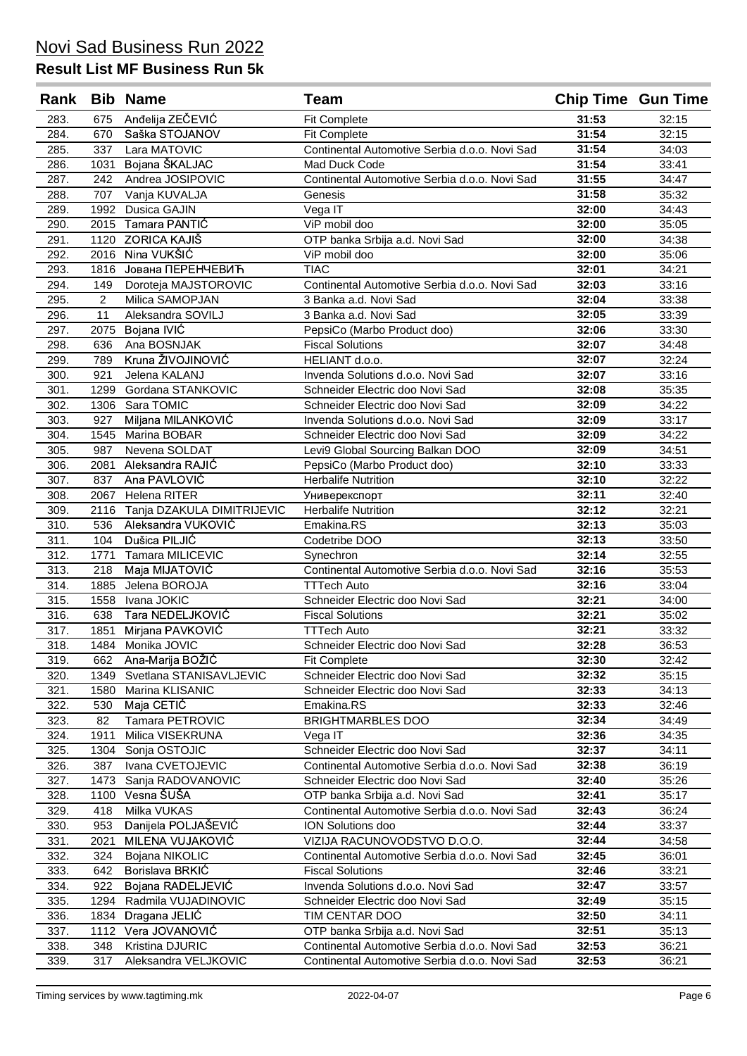# Novi Sad Business Run 2022

## Result List MF Business Run 5k

| Rank | Bib | Name | Team | Chip Time | Gun Time |
|---|---|---|---|---|---|
| 283. | 675 | Anđelija ZEČEVIĆ | Fit Complete | 31:53 | 32:15 |
| 284. | 670 | Saška STOJANOV | Fit Complete | 31:54 | 32:15 |
| 285. | 337 | Lara MATOVIC | Continental Automotive Serbia d.o.o. Novi Sad | 31:54 | 34:03 |
| 286. | 1031 | Bojana ŠKALJAC | Mad Duck Code | 31:54 | 33:41 |
| 287. | 242 | Andrea JOSIPOVIC | Continental Automotive Serbia d.o.o. Novi Sad | 31:55 | 34:47 |
| 288. | 707 | Vanja KUVALJA | Genesis | 31:58 | 35:32 |
| 289. | 1992 | Dusica GAJIN | Vega IT | 32:00 | 34:43 |
| 290. | 2015 | Tamara PANTIĆ | ViP mobil doo | 32:00 | 35:05 |
| 291. | 1120 | ZORICA KAJIŠ | OTP banka Srbija a.d. Novi Sad | 32:00 | 34:38 |
| 292. | 2016 | Nina VUKŠIĆ | ViP mobil doo | 32:00 | 35:06 |
| 293. | 1816 | Јована ПЕРЕНЧЕВИЋ | TIAC | 32:01 | 34:21 |
| 294. | 149 | Doroteja MAJSTOROVIC | Continental Automotive Serbia d.o.o. Novi Sad | 32:03 | 33:16 |
| 295. | 2 | Milica SAMOPJAN | 3 Banka a.d. Novi Sad | 32:04 | 33:38 |
| 296. | 11 | Aleksandra SOVILJ | 3 Banka a.d. Novi Sad | 32:05 | 33:39 |
| 297. | 2075 | Bojana IVIĆ | PepsiCo (Marbo Product doo) | 32:06 | 33:30 |
| 298. | 636 | Ana BOSNJAK | Fiscal Solutions | 32:07 | 34:48 |
| 299. | 789 | Kruna ŽIVOJINOVIĆ | HELIANT d.o.o. | 32:07 | 32:24 |
| 300. | 921 | Jelena KALANJ | Invenda Solutions d.o.o. Novi Sad | 32:07 | 33:16 |
| 301. | 1299 | Gordana STANKOVIC | Schneider Electric doo Novi Sad | 32:08 | 35:35 |
| 302. | 1306 | Sara TOMIC | Schneider Electric doo Novi Sad | 32:09 | 34:22 |
| 303. | 927 | Miljana MILANKOVIĆ | Invenda Solutions d.o.o. Novi Sad | 32:09 | 33:17 |
| 304. | 1545 | Marina BOBAR | Schneider Electric doo Novi Sad | 32:09 | 34:22 |
| 305. | 987 | Nevena SOLDAT | Levi9 Global Sourcing Balkan DOO | 32:09 | 34:51 |
| 306. | 2081 | Aleksandra RAJIĆ | PepsiCo (Marbo Product doo) | 32:10 | 33:33 |
| 307. | 837 | Ana PAVLOVIĆ | Herbalife Nutrition | 32:10 | 32:22 |
| 308. | 2067 | Helena RITER | Универекспорт | 32:11 | 32:40 |
| 309. | 2116 | Tanja DZAKULA DIMITRIJEVIC | Herbalife Nutrition | 32:12 | 32:21 |
| 310. | 536 | Aleksandra VUKOVIĆ | Emakina.RS | 32:13 | 35:03 |
| 311. | 104 | Dušica PILJIĆ | Codetribe DOO | 32:13 | 33:50 |
| 312. | 1771 | Tamara MILICEVIC | Synechron | 32:14 | 32:55 |
| 313. | 218 | Maja MIJATOVIĆ | Continental Automotive Serbia d.o.o. Novi Sad | 32:16 | 35:53 |
| 314. | 1885 | Jelena BOROJA | TTTech Auto | 32:16 | 33:04 |
| 315. | 1558 | Ivana JOKIC | Schneider Electric doo Novi Sad | 32:21 | 34:00 |
| 316. | 638 | Tara NEDELJKOVIĆ | Fiscal Solutions | 32:21 | 35:02 |
| 317. | 1851 | Mirjana PAVKOVIĆ | TTTech Auto | 32:21 | 33:32 |
| 318. | 1484 | Monika JOVIC | Schneider Electric doo Novi Sad | 32:28 | 36:53 |
| 319. | 662 | Ana-Marija BOŽIĆ | Fit Complete | 32:30 | 32:42 |
| 320. | 1349 | Svetlana STANISAVLJEVIC | Schneider Electric doo Novi Sad | 32:32 | 35:15 |
| 321. | 1580 | Marina KLISANIC | Schneider Electric doo Novi Sad | 32:33 | 34:13 |
| 322. | 530 | Maja CETIĆ | Emakina.RS | 32:33 | 32:46 |
| 323. | 82 | Tamara PETROVIC | BRIGHTMARBLES DOO | 32:34 | 34:49 |
| 324. | 1911 | Milica VISEKRUNA | Vega IT | 32:36 | 34:35 |
| 325. | 1304 | Sonja OSTOJIC | Schneider Electric doo Novi Sad | 32:37 | 34:11 |
| 326. | 387 | Ivana CVETOJEVIC | Continental Automotive Serbia d.o.o. Novi Sad | 32:38 | 36:19 |
| 327. | 1473 | Sanja RADOVANOVIC | Schneider Electric doo Novi Sad | 32:40 | 35:26 |
| 328. | 1100 | Vesna ŠUŠA | OTP banka Srbija a.d. Novi Sad | 32:41 | 35:17 |
| 329. | 418 | Milka VUKAS | Continental Automotive Serbia d.o.o. Novi Sad | 32:43 | 36:24 |
| 330. | 953 | Danijela POLJAŠEVIĆ | ION Solutions doo | 32:44 | 33:37 |
| 331. | 2021 | MILENA VUJAKOVIĆ | VIZIJA RACUNOVODSTVO D.O.O. | 32:44 | 34:58 |
| 332. | 324 | Bojana NIKOLIC | Continental Automotive Serbia d.o.o. Novi Sad | 32:45 | 36:01 |
| 333. | 642 | Borislava BRKIĆ | Fiscal Solutions | 32:46 | 33:21 |
| 334. | 922 | Bojana RADELJEVIĆ | Invenda Solutions d.o.o. Novi Sad | 32:47 | 33:57 |
| 335. | 1294 | Radmila VUJADINOVIC | Schneider Electric doo Novi Sad | 32:49 | 35:15 |
| 336. | 1834 | Dragana JELIĆ | TIM CENTAR DOO | 32:50 | 34:11 |
| 337. | 1112 | Vera JOVANOVIĆ | OTP banka Srbija a.d. Novi Sad | 32:51 | 35:13 |
| 338. | 348 | Kristina DJURIC | Continental Automotive Serbia d.o.o. Novi Sad | 32:53 | 36:21 |
| 339. | 317 | Aleksandra VELJKOVIC | Continental Automotive Serbia d.o.o. Novi Sad | 32:53 | 36:21 |

Timing services by www.tagtiming.mk — 2022-04-07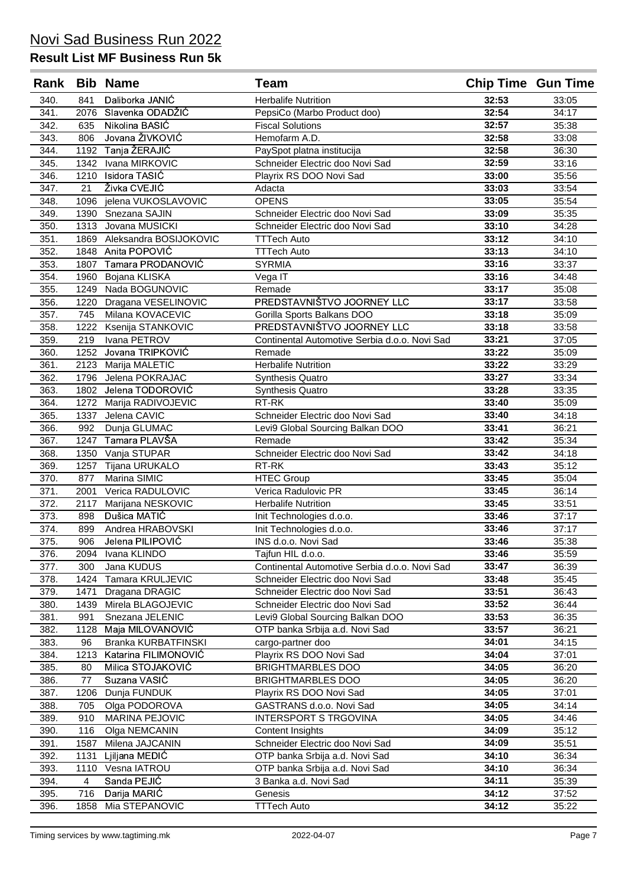# Novi Sad Business Run 2022

## Result List MF Business Run 5k

| Rank | Bib | Name | Team | Chip Time | Gun Time |
|---|---|---|---|---|---|
| 340. | 841 | Daliborka JANIĆ | Herbalife Nutrition | **32:53** | 33:05 |
| 341. | 2076 | Slavenka ODADŽIĆ | PepsiCo (Marbo Product doo) | **32:54** | 34:17 |
| 342. | 635 | Nikolina BASIĆ | Fiscal Solutions | **32:57** | 35:38 |
| 343. | 806 | Jovana ŽIVKOVIĆ | Hemofarm A.D. | **32:58** | 33:08 |
| 344. | 1192 | Tanja ŽERAJIĆ | PaySpot platna institucija | **32:58** | 36:30 |
| 345. | 1342 | Ivana MIRKOVIC | Schneider Electric doo Novi Sad | **32:59** | 33:16 |
| 346. | 1210 | Isidora TASIĆ | Playrix RS DOO Novi Sad | **33:00** | 35:56 |
| 347. | 21 | Živka CVEJIĆ | Adacta | **33:03** | 33:54 |
| 348. | 1096 | jelena VUKOSLAVOVIC | OPENS | **33:05** | 35:54 |
| 349. | 1390 | Snezana SAJIN | Schneider Electric doo Novi Sad | **33:09** | 35:35 |
| 350. | 1313 | Jovana MUSICKI | Schneider Electric doo Novi Sad | **33:10** | 34:28 |
| 351. | 1869 | Aleksandra BOSIJOKOVIC | TTTech Auto | **33:12** | 34:10 |
| 352. | 1848 | Anita POPOVIĆ | TTTech Auto | **33:13** | 34:10 |
| 353. | 1807 | Tamara PRODANOVIĆ | SYRMIA | **33:16** | 33:37 |
| 354. | 1960 | Bojana KLISKA | Vega IT | **33:16** | 34:48 |
| 355. | 1249 | Nada BOGUNOVIC | Remade | **33:17** | 35:08 |
| 356. | 1220 | Dragana VESELINOVIC | PREDSTAVNIŠTVO JOORNEY LLC | **33:17** | 33:58 |
| 357. | 745 | Milana KOVACEVIC | Gorilla Sports Balkans DOO | **33:18** | 35:09 |
| 358. | 1222 | Ksenija STANKOVIC | PREDSTAVNIŠTVO JOORNEY LLC | **33:18** | 33:58 |
| 359. | 219 | Ivana PETROV | Continental Automotive Serbia d.o.o. Novi Sad | **33:21** | 37:05 |
| 360. | 1252 | Jovana TRIPKOVIĆ | Remade | **33:22** | 35:09 |
| 361. | 2123 | Marija MALETIC | Herbalife Nutrition | **33:22** | 33:29 |
| 362. | 1796 | Jelena POKRAJAC | Synthesis Quatro | **33:27** | 33:34 |
| 363. | 1802 | Jelena TODOROVIĆ | Synthesis Quatro | **33:28** | 33:35 |
| 364. | 1272 | Marija RADIVOJEVIC | RT-RK | **33:40** | 35:09 |
| 365. | 1337 | Jelena CAVIC | Schneider Electric doo Novi Sad | **33:40** | 34:18 |
| 366. | 992 | Dunja GLUMAC | Levi9 Global Sourcing Balkan DOO | **33:41** | 36:21 |
| 367. | 1247 | Tamara PLAVŠA | Remade | **33:42** | 35:34 |
| 368. | 1350 | Vanja STUPAR | Schneider Electric doo Novi Sad | **33:42** | 34:18 |
| 369. | 1257 | Tijana URUKALO | RT-RK | **33:43** | 35:12 |
| 370. | 877 | Marina SIMIC | HTEC Group | **33:45** | 35:04 |
| 371. | 2001 | Verica RADULOVIC | Verica Radulovic PR | **33:45** | 36:14 |
| 372. | 2117 | Marijana NESKOVIC | Herbalife Nutrition | **33:45** | 33:51 |
| 373. | 898 | Dušica MATIĆ | Init Technologies d.o.o. | **33:46** | 37:17 |
| 374. | 899 | Andrea HRABOVSKI | Init Technologies d.o.o. | **33:46** | 37:17 |
| 375. | 906 | Jelena PILIPOVIĆ | INS d.o.o. Novi Sad | **33:46** | 35:38 |
| 376. | 2094 | Ivana KLINDO | Tajfun HIL d.o.o. | **33:46** | 35:59 |
| 377. | 300 | Jana KUDUS | Continental Automotive Serbia d.o.o. Novi Sad | **33:47** | 36:39 |
| 378. | 1424 | Tamara KRULJEVIC | Schneider Electric doo Novi Sad | **33:48** | 35:45 |
| 379. | 1471 | Dragana DRAGIC | Schneider Electric doo Novi Sad | **33:51** | 36:43 |
| 380. | 1439 | Mirela BLAGOJEVIC | Schneider Electric doo Novi Sad | **33:52** | 36:44 |
| 381. | 991 | Snezana JELENIC | Levi9 Global Sourcing Balkan DOO | **33:53** | 36:35 |
| 382. | 1128 | Maja MILOVANOVIĆ | OTP banka Srbija a.d. Novi Sad | **33:57** | 36:21 |
| 383. | 96 | Branka KURBATFINSKI | cargo-partner doo | **34:01** | 34:15 |
| 384. | 1213 | Katarina FILIMONOVIĆ | Playrix RS DOO Novi Sad | **34:04** | 37:01 |
| 385. | 80 | Milica STOJAKOVIĆ | BRIGHTMARBLES DOO | **34:05** | 36:20 |
| 386. | 77 | Suzana VASIĆ | BRIGHTMARBLES DOO | **34:05** | 36:20 |
| 387. | 1206 | Dunja FUNDUK | Playrix RS DOO Novi Sad | **34:05** | 37:01 |
| 388. | 705 | Olga PODOROVA | GASTRANS d.o.o. Novi Sad | **34:05** | 34:14 |
| 389. | 910 | MARINA PEJOVIC | INTERSPORT S TRGOVINA | **34:05** | 34:46 |
| 390. | 116 | Olga NEMCANIN | Content Insights | **34:09** | 35:12 |
| 391. | 1587 | Milena JAJCANIN | Schneider Electric doo Novi Sad | **34:09** | 35:51 |
| 392. | 1131 | Ljiljana MEDIĆ | OTP banka Srbija a.d. Novi Sad | **34:10** | 36:34 |
| 393. | 1110 | Vesna IATROU | OTP banka Srbija a.d. Novi Sad | **34:10** | 36:34 |
| 394. | 4 | Sanda PEJIĆ | 3 Banka a.d. Novi Sad | **34:11** | 35:39 |
| 395. | 716 | Darija MARIĆ | Genesis | **34:12** | 37:52 |
| 396. | 1858 | Mia STEPANOVIC | TTTech Auto | **34:12** | 35:22 |

Timing services by www.tagtiming.mk 2022-04-07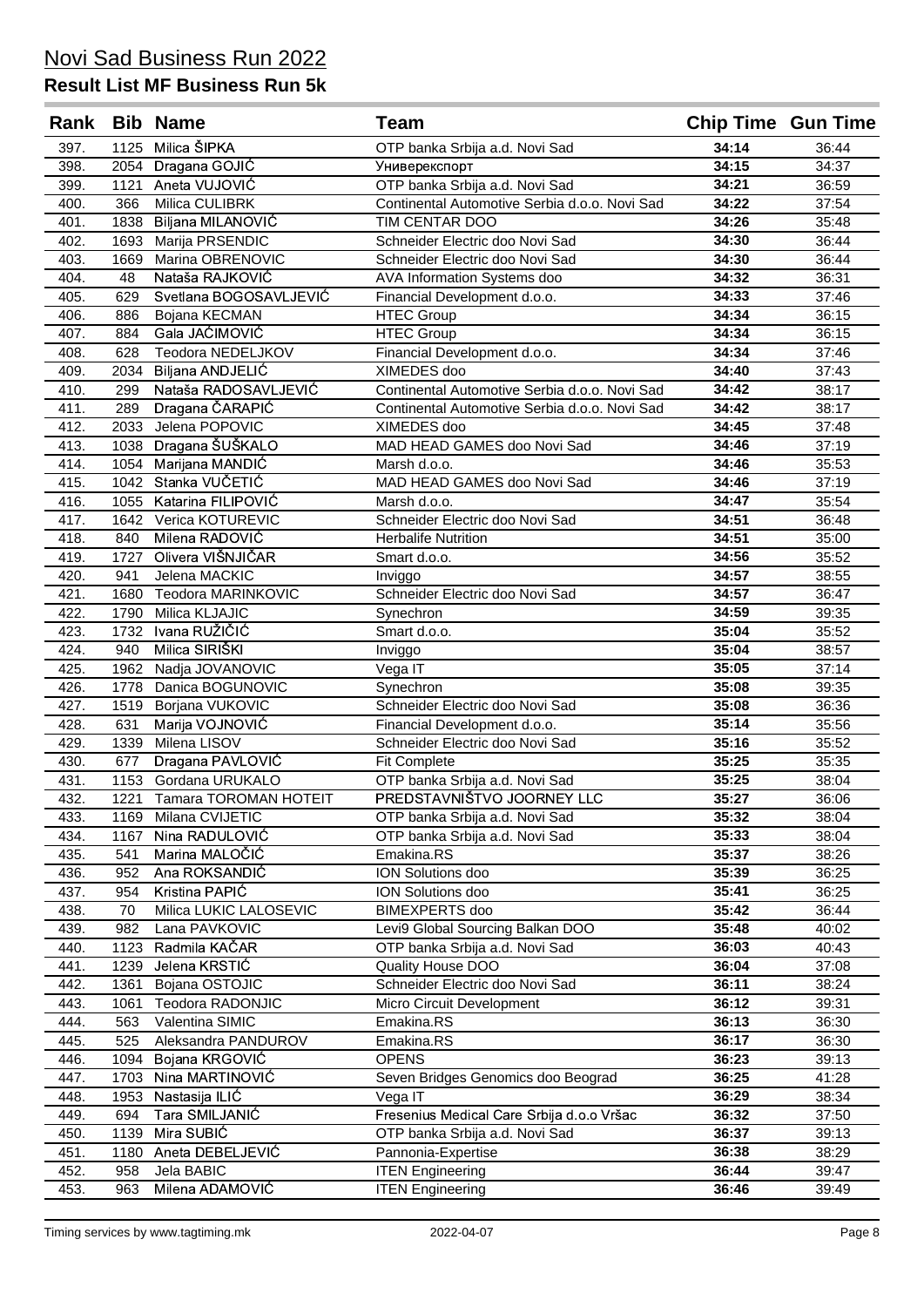# Novi Sad Business Run 2022

## Result List MF Business Run 5k

| Rank | Bib | Name | Team | Chip Time | Gun Time |
|---|---|---|---|---|---|
| 397. | 1125 | Milica ŠIPKA | OTP banka Srbija a.d. Novi Sad | **34:14** | 36:44 |
| 398. | 2054 | Dragana GOJIĆ | Универекспорт | **34:15** | 34:37 |
| 399. | 1121 | Aneta VUJOVIĆ | OTP banka Srbija a.d. Novi Sad | **34:21** | 36:59 |
| 400. | 366 | Milica CULIBRK | Continental Automotive Serbia d.o.o. Novi Sad | **34:22** | 37:54 |
| 401. | 1838 | Biljana MILANOVIĆ | TIM CENTAR DOO | **34:26** | 35:48 |
| 402. | 1693 | Marija PRSENDIC | Schneider Electric doo Novi Sad | **34:30** | 36:44 |
| 403. | 1669 | Marina OBRENOVIC | Schneider Electric doo Novi Sad | **34:30** | 36:44 |
| 404. | 48 | Nataša RAJKOVIĆ | AVA Information Systems doo | **34:32** | 36:31 |
| 405. | 629 | Svetlana BOGOSAVLJEVIĆ | Financial Development d.o.o. | **34:33** | 37:46 |
| 406. | 886 | Bojana KECMAN | HTEC Group | **34:34** | 36:15 |
| 407. | 884 | Gala JAĆIMOVIĆ | HTEC Group | **34:34** | 36:15 |
| 408. | 628 | Teodora NEDELJKOV | Financial Development d.o.o. | **34:34** | 37:46 |
| 409. | 2034 | Biljana ANDJELIĆ | XIMEDES doo | **34:40** | 37:43 |
| 410. | 299 | Nataša RADOSAVLJEVIĆ | Continental Automotive Serbia d.o.o. Novi Sad | **34:42** | 38:17 |
| 411. | 289 | Dragana ČARAPIĆ | Continental Automotive Serbia d.o.o. Novi Sad | **34:42** | 38:17 |
| 412. | 2033 | Jelena POPOVIC | XIMEDES doo | **34:45** | 37:48 |
| 413. | 1038 | Dragana ŠUŠKALO | MAD HEAD GAMES doo Novi Sad | **34:46** | 37:19 |
| 414. | 1054 | Marijana MANDIĆ | Marsh d.o.o. | **34:46** | 35:53 |
| 415. | 1042 | Stanka VUČETIĆ | MAD HEAD GAMES doo Novi Sad | **34:46** | 37:19 |
| 416. | 1055 | Katarina FILIPOVIĆ | Marsh d.o.o. | **34:47** | 35:54 |
| 417. | 1642 | Verica KOTUREVIC | Schneider Electric doo Novi Sad | **34:51** | 36:48 |
| 418. | 840 | Milena RADOVIĆ | Herbalife Nutrition | **34:51** | 35:00 |
| 419. | 1727 | Olivera VIŠNJIČAR | Smart d.o.o. | **34:56** | 35:52 |
| 420. | 941 | Jelena MACKIC | Inviggo | **34:57** | 38:55 |
| 421. | 1680 | Teodora MARINKOVIC | Schneider Electric doo Novi Sad | **34:57** | 36:47 |
| 422. | 1790 | Milica KLJAJIC | Synechron | **34:59** | 39:35 |
| 423. | 1732 | Ivana RUŽIČIĆ | Smart d.o.o. | **35:04** | 35:52 |
| 424. | 940 | Milica SIRIŠKI | Inviggo | **35:04** | 38:57 |
| 425. | 1962 | Nadja JOVANOVIC | Vega IT | **35:05** | 37:14 |
| 426. | 1778 | Danica BOGUNOVIC | Synechron | **35:08** | 39:35 |
| 427. | 1519 | Borjana VUKOVIC | Schneider Electric doo Novi Sad | **35:08** | 36:36 |
| 428. | 631 | Marija VOJNOVIĆ | Financial Development d.o.o. | **35:14** | 35:56 |
| 429. | 1339 | Milena LISOV | Schneider Electric doo Novi Sad | **35:16** | 35:52 |
| 430. | 677 | Dragana PAVLOVIĆ | Fit Complete | **35:25** | 35:35 |
| 431. | 1153 | Gordana URUKALO | OTP banka Srbija a.d. Novi Sad | **35:25** | 38:04 |
| 432. | 1221 | Tamara TOROMAN HOTEIT | PREDSTAVNIŠTVO JOORNEY LLC | **35:27** | 36:06 |
| 433. | 1169 | Milana CVIJETIC | OTP banka Srbija a.d. Novi Sad | **35:32** | 38:04 |
| 434. | 1167 | Nina RADULOVIĆ | OTP banka Srbija a.d. Novi Sad | **35:33** | 38:04 |
| 435. | 541 | Marina MALOČIĆ | Emakina.RS | **35:37** | 38:26 |
| 436. | 952 | Ana ROKSANDIĆ | ION Solutions doo | **35:39** | 36:25 |
| 437. | 954 | Kristina PAPIĆ | ION Solutions doo | **35:41** | 36:25 |
| 438. | 70 | Milica LUKIC LALOSEVIC | BIMEXPERTS doo | **35:42** | 36:44 |
| 439. | 982 | Lana PAVKOVIC | Levi9 Global Sourcing Balkan DOO | **35:48** | 40:02 |
| 440. | 1123 | Radmila KAČAR | OTP banka Srbija a.d. Novi Sad | **36:03** | 40:43 |
| 441. | 1239 | Jelena KRSTIĆ | Quality House DOO | **36:04** | 37:08 |
| 442. | 1361 | Bojana OSTOJIC | Schneider Electric doo Novi Sad | **36:11** | 38:24 |
| 443. | 1061 | Teodora RADONJIC | Micro Circuit Development | **36:12** | 39:31 |
| 444. | 563 | Valentina SIMIC | Emakina.RS | **36:13** | 36:30 |
| 445. | 525 | Aleksandra PANDUROV | Emakina.RS | **36:17** | 36:30 |
| 446. | 1094 | Bojana KRGOVIĆ | OPENS | **36:23** | 39:13 |
| 447. | 1703 | Nina MARTINOVIĆ | Seven Bridges Genomics doo Beograd | **36:25** | 41:28 |
| 448. | 1953 | Nastasija ILIĆ | Vega IT | **36:29** | 38:34 |
| 449. | 694 | Tara SMILJANIĆ | Fresenius Medical Care Srbija d.o.o Vršac | **36:32** | 37:50 |
| 450. | 1139 | Mira SUBIĆ | OTP banka Srbija a.d. Novi Sad | **36:37** | 39:13 |
| 451. | 1180 | Aneta DEBELJEVIĆ | Pannonia-Expertise | **36:38** | 38:29 |
| 452. | 958 | Jela BABIC | ITEN Engineering | **36:44** | 39:47 |
| 453. | 963 | Milena ADAMOVIĆ | ITEN Engineering | **36:46** | 39:49 |

Timing services by www.tagtiming.mk | 2022-04-07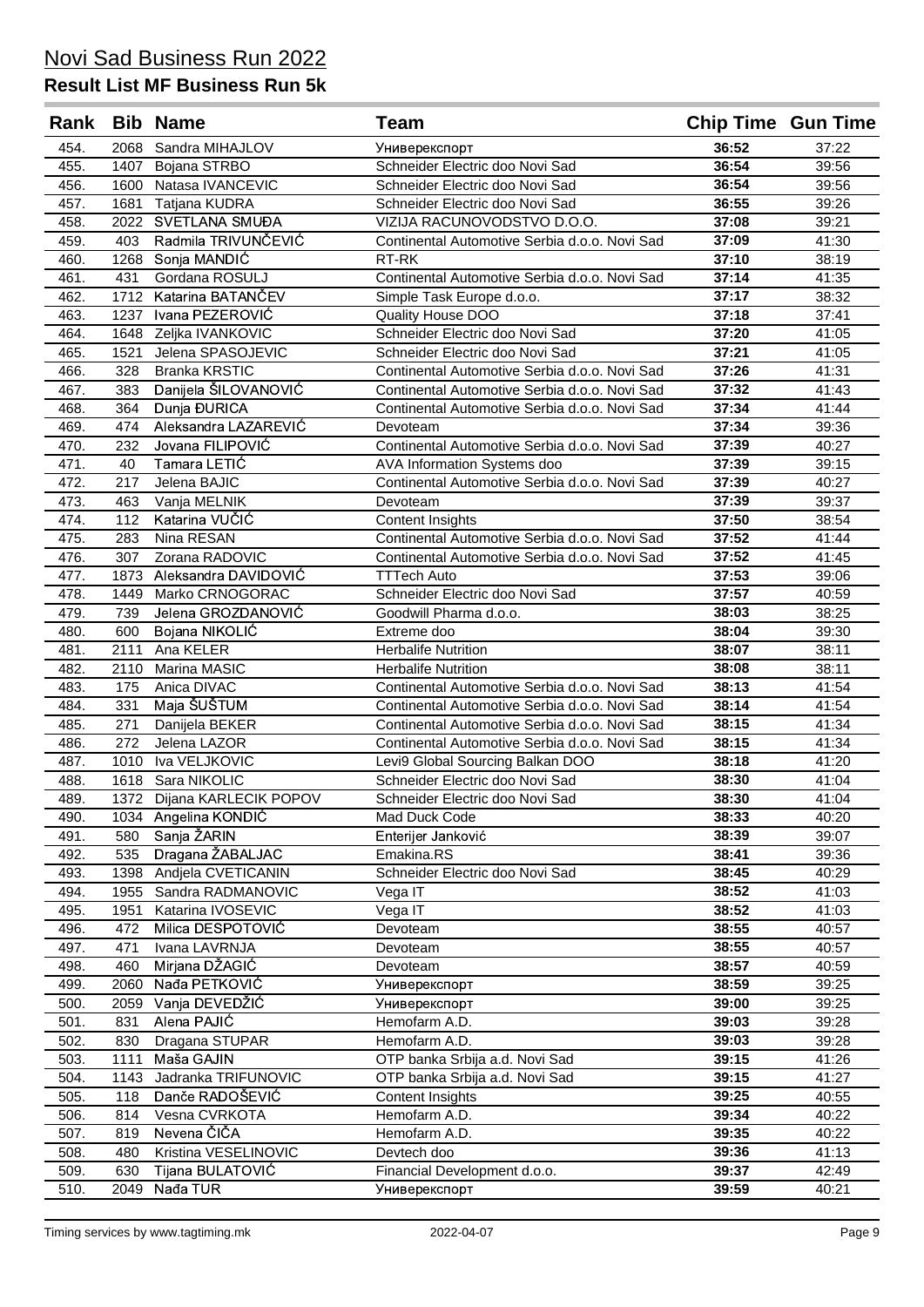# Novi Sad Business Run 2022

## Result List MF Business Run 5k

| Rank | Bib | Name | Team | Chip Time | Gun Time |
|---|---|---|---|---|---|
| 454. | 2068 | Sandra MIHAJLOV | Униврекспорт | **36:52** | 37:22 |
| 455. | 1407 | Bojana STRBO | Schneider Electric doo Novi Sad | **36:54** | 39:56 |
| 456. | 1600 | Natasa IVANCEVIC | Schneider Electric doo Novi Sad | **36:54** | 39:56 |
| 457. | 1681 | Tatjana KUDRA | Schneider Electric doo Novi Sad | **36:55** | 39:26 |
| 458. | 2022 | SVETLANA SMUĐA | VIZIJA RACUNOVODSTVO D.O.O. | **37:08** | 39:21 |
| 459. | 403 | Radmila TRIVUNČEVIĆ | Continental Automotive Serbia d.o.o. Novi Sad | **37:09** | 41:30 |
| 460. | 1268 | Sonja MANDIĆ | RT-RK | **37:10** | 38:19 |
| 461. | 431 | Gordana ROSULJ | Continental Automotive Serbia d.o.o. Novi Sad | **37:14** | 41:35 |
| 462. | 1712 | Katarina BATANČEV | Simple Task Europe d.o.o. | **37:17** | 38:32 |
| 463. | 1237 | Ivana PEZEROVIĆ | Quality House DOO | **37:18** | 37:41 |
| 464. | 1648 | Zeljka IVANKOVIC | Schneider Electric doo Novi Sad | **37:20** | 41:05 |
| 465. | 1521 | Jelena SPASOJEVIC | Schneider Electric doo Novi Sad | **37:21** | 41:05 |
| 466. | 328 | Branka KRSTIC | Continental Automotive Serbia d.o.o. Novi Sad | **37:26** | 41:31 |
| 467. | 383 | Danijela ŠILOVANOVIĆ | Continental Automotive Serbia d.o.o. Novi Sad | **37:32** | 41:43 |
| 468. | 364 | Dunja ĐURICA | Continental Automotive Serbia d.o.o. Novi Sad | **37:34** | 41:44 |
| 469. | 474 | Aleksandra LAZAREVIĆ | Devoteam | **37:34** | 39:36 |
| 470. | 232 | Jovana FILIPOVIĆ | Continental Automotive Serbia d.o.o. Novi Sad | **37:39** | 40:27 |
| 471. | 40 | Tamara LETIĆ | AVA Information Systems doo | **37:39** | 39:15 |
| 472. | 217 | Jelena BAJIC | Continental Automotive Serbia d.o.o. Novi Sad | **37:39** | 40:27 |
| 473. | 463 | Vanja MELNIK | Devoteam | **37:39** | 39:37 |
| 474. | 112 | Katarina VUČIĆ | Content Insights | **37:50** | 38:54 |
| 475. | 283 | Nina RESAN | Continental Automotive Serbia d.o.o. Novi Sad | **37:52** | 41:44 |
| 476. | 307 | Zorana RADOVIC | Continental Automotive Serbia d.o.o. Novi Sad | **37:52** | 41:45 |
| 477. | 1873 | Aleksandra DAVIDOVIĆ | TTTech Auto | **37:53** | 39:06 |
| 478. | 1449 | Marko CRNOGORAC | Schneider Electric doo Novi Sad | **37:57** | 40:59 |
| 479. | 739 | Jelena GROZDANOVIĆ | Goodwill Pharma d.o.o. | **38:03** | 38:25 |
| 480. | 600 | Bojana NIKOLIĆ | Extreme doo | **38:04** | 39:30 |
| 481. | 2111 | Ana KELER | Herbalife Nutrition | **38:07** | 38:11 |
| 482. | 2110 | Marina MASIC | Herbalife Nutrition | **38:08** | 38:11 |
| 483. | 175 | Anica DIVAC | Continental Automotive Serbia d.o.o. Novi Sad | **38:13** | 41:54 |
| 484. | 331 | Maja ŠUŠTUM | Continental Automotive Serbia d.o.o. Novi Sad | **38:14** | 41:54 |
| 485. | 271 | Danijela BEKER | Continental Automotive Serbia d.o.o. Novi Sad | **38:15** | 41:34 |
| 486. | 272 | Jelena LAZOR | Continental Automotive Serbia d.o.o. Novi Sad | **38:15** | 41:34 |
| 487. | 1010 | Iva VELJKOVIC | Levi9 Global Sourcing Balkan DOO | **38:18** | 41:20 |
| 488. | 1618 | Sara NIKOLIC | Schneider Electric doo Novi Sad | **38:30** | 41:04 |
| 489. | 1372 | Dijana KARLECIK POPOV | Schneider Electric doo Novi Sad | **38:30** | 41:04 |
| 490. | 1034 | Angelina KONDIĆ | Mad Duck Code | **38:33** | 40:20 |
| 491. | 580 | Sanja ŽARIN | Enterijer Janković | **38:39** | 39:07 |
| 492. | 535 | Dragana ŽABALJAC | Emakina.RS | **38:41** | 39:36 |
| 493. | 1398 | Andjela CVETICANIN | Schneider Electric doo Novi Sad | **38:45** | 40:29 |
| 494. | 1955 | Sandra RADMANOVIC | Vega IT | **38:52** | 41:03 |
| 495. | 1951 | Katarina IVOSEVIC | Vega IT | **38:52** | 41:03 |
| 496. | 472 | Milica DESPOTOVIĆ | Devoteam | **38:55** | 40:57 |
| 497. | 471 | Ivana LAVRNJA | Devoteam | **38:55** | 40:57 |
| 498. | 460 | Mirjana DŽAGIĆ | Devoteam | **38:57** | 40:59 |
| 499. | 2060 | Nađa PETKOVIĆ | Униврекспорт | **38:59** | 39:25 |
| 500. | 2059 | Vanja DEVEDŽIĆ | Униврекспорт | **39:00** | 39:25 |
| 501. | 831 | Alena PAJIĆ | Hemofarm A.D. | **39:03** | 39:28 |
| 502. | 830 | Dragana STUPAR | Hemofarm A.D. | **39:03** | 39:28 |
| 503. | 1111 | Maša GAJIN | OTP banka Srbija a.d. Novi Sad | **39:15** | 41:26 |
| 504. | 1143 | Jadranka TRIFUNOVIC | OTP banka Srbija a.d. Novi Sad | **39:15** | 41:27 |
| 505. | 118 | Danče RADOŠEVIĆ | Content Insights | **39:25** | 40:55 |
| 506. | 814 | Vesna CVRKOTA | Hemofarm A.D. | **39:34** | 40:22 |
| 507. | 819 | Nevena ČIČA | Hemofarm A.D. | **39:35** | 40:22 |
| 508. | 480 | Kristina VESELINOVIC | Devtech doo | **39:36** | 41:13 |
| 509. | 630 | Tijana BULATOVIĆ | Financial Development d.o.o. | **39:37** | 42:49 |
| 510. | 2049 | Nađa TUR | Униврекспорт | **39:59** | 40:21 |

Timing services by www.tagtiming.mk — 2022-04-07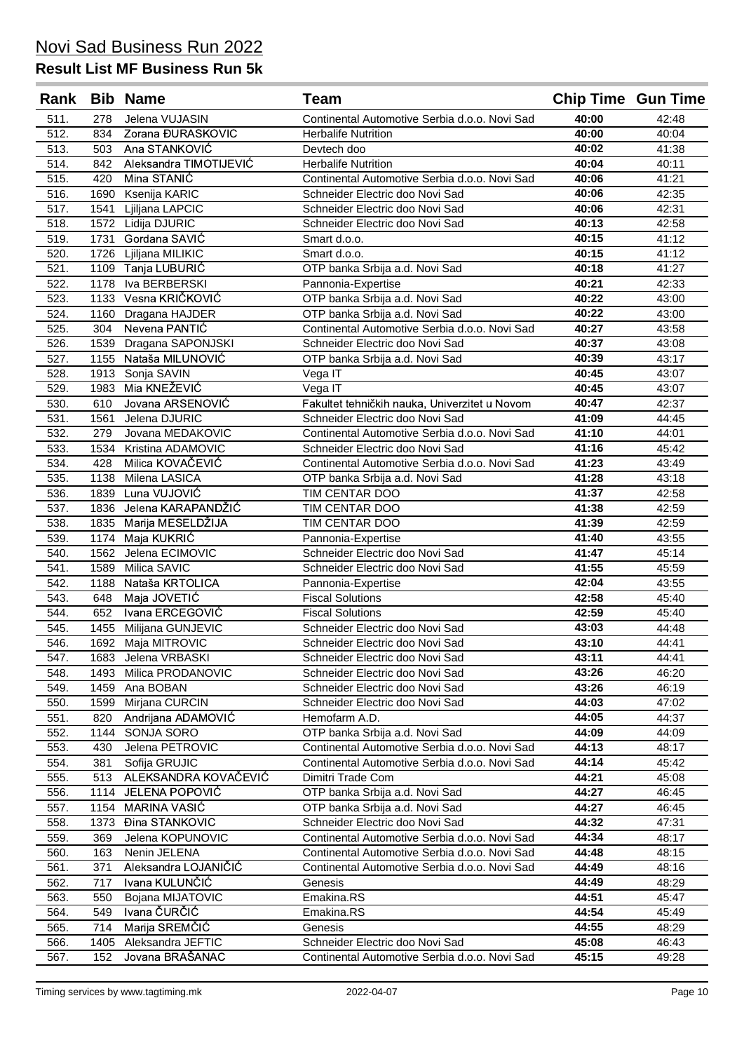# Novi Sad Business Run 2022

## Result List MF Business Run 5k

| Rank | Bib | Name | Team | Chip Time | Gun Time |
|---|---|---|---|---|---|
| 511. | 278 | Jelena VUJASIN | Continental Automotive Serbia d.o.o. Novi Sad | **40:00** | 42:48 |
| 512. | 834 | Zorana ĐURASKOVIC | Herbalife Nutrition | **40:00** | 40:04 |
| 513. | 503 | Ana STANKOVIĆ | Devtech doo | **40:02** | 41:38 |
| 514. | 842 | Aleksandra TIMOTIJEVIĆ | Herbalife Nutrition | **40:04** | 40:11 |
| 515. | 420 | Mina STANIĆ | Continental Automotive Serbia d.o.o. Novi Sad | **40:06** | 41:21 |
| 516. | 1690 | Ksenija KARIC | Schneider Electric doo Novi Sad | **40:06** | 42:35 |
| 517. | 1541 | Ljiljana LAPCIC | Schneider Electric doo Novi Sad | **40:06** | 42:31 |
| 518. | 1572 | Lidija DJURIC | Schneider Electric doo Novi Sad | **40:13** | 42:58 |
| 519. | 1731 | Gordana SAVIĆ | Smart d.o.o. | **40:15** | 41:12 |
| 520. | 1726 | Ljiljana MILIKIC | Smart d.o.o. | **40:15** | 41:12 |
| 521. | 1109 | Tanja LUBURIĆ | OTP banka Srbija a.d. Novi Sad | **40:18** | 41:27 |
| 522. | 1178 | Iva BERBERSKI | Pannonia-Expertise | **40:21** | 42:33 |
| 523. | 1133 | Vesna KRIČKOVIĆ | OTP banka Srbija a.d. Novi Sad | **40:22** | 43:00 |
| 524. | 1160 | Dragana HAJDER | OTP banka Srbija a.d. Novi Sad | **40:22** | 43:00 |
| 525. | 304 | Nevena PANTIĆ | Continental Automotive Serbia d.o.o. Novi Sad | **40:27** | 43:58 |
| 526. | 1539 | Dragana SAPONJSKI | Schneider Electric doo Novi Sad | **40:37** | 43:08 |
| 527. | 1155 | Nataša MILUNOVIĆ | OTP banka Srbija a.d. Novi Sad | **40:39** | 43:17 |
| 528. | 1913 | Sonja SAVIN | Vega IT | **40:45** | 43:07 |
| 529. | 1983 | Mia KNEŽEVIĆ | Vega IT | **40:45** | 43:07 |
| 530. | 610 | Jovana ARSENOVIĆ | Fakultet tehničkih nauka, Univerzitet u Novom | **40:47** | 42:37 |
| 531. | 1561 | Jelena DJURIC | Schneider Electric doo Novi Sad | **41:09** | 44:45 |
| 532. | 279 | Jovana MEDAKOVIC | Continental Automotive Serbia d.o.o. Novi Sad | **41:10** | 44:01 |
| 533. | 1534 | Kristina ADAMOVIC | Schneider Electric doo Novi Sad | **41:16** | 45:42 |
| 534. | 428 | Milica KOVAČEVIĆ | Continental Automotive Serbia d.o.o. Novi Sad | **41:23** | 43:49 |
| 535. | 1138 | Milena LASICA | OTP banka Srbija a.d. Novi Sad | **41:28** | 43:18 |
| 536. | 1839 | Luna VUJOVIĆ | TIM CENTAR DOO | **41:37** | 42:58 |
| 537. | 1836 | Jelena KARAPANDŽIĆ | TIM CENTAR DOO | **41:38** | 42:59 |
| 538. | 1835 | Marija MESELDŽIJA | TIM CENTAR DOO | **41:39** | 42:59 |
| 539. | 1174 | Maja KUKRIĆ | Pannonia-Expertise | **41:40** | 43:55 |
| 540. | 1562 | Jelena ECIMOVIC | Schneider Electric doo Novi Sad | **41:47** | 45:14 |
| 541. | 1589 | Milica SAVIC | Schneider Electric doo Novi Sad | **41:55** | 45:59 |
| 542. | 1188 | Nataša KRTOLICA | Pannonia-Expertise | **42:04** | 43:55 |
| 543. | 648 | Maja JOVETIĆ | Fiscal Solutions | **42:58** | 45:40 |
| 544. | 652 | Ivana ERCEGOVIĆ | Fiscal Solutions | **42:59** | 45:40 |
| 545. | 1455 | Milijana GUNJEVIC | Schneider Electric doo Novi Sad | **43:03** | 44:48 |
| 546. | 1692 | Maja MITROVIC | Schneider Electric doo Novi Sad | **43:10** | 44:41 |
| 547. | 1683 | Jelena VRBASKI | Schneider Electric doo Novi Sad | **43:11** | 44:41 |
| 548. | 1493 | Milica PRODANOVIC | Schneider Electric doo Novi Sad | **43:26** | 46:20 |
| 549. | 1459 | Ana BOBAN | Schneider Electric doo Novi Sad | **43:26** | 46:19 |
| 550. | 1599 | Mirjana CURCIN | Schneider Electric doo Novi Sad | **44:03** | 47:02 |
| 551. | 820 | Andrijana ADAMOVIĆ | Hemofarm A.D. | **44:05** | 44:37 |
| 552. | 1144 | SONJA SORO | OTP banka Srbija a.d. Novi Sad | **44:09** | 44:09 |
| 553. | 430 | Jelena PETROVIC | Continental Automotive Serbia d.o.o. Novi Sad | **44:13** | 48:17 |
| 554. | 381 | Sofija GRUJIC | Continental Automotive Serbia d.o.o. Novi Sad | **44:14** | 45:42 |
| 555. | 513 | ALEKSANDRA KOVAČEVIĆ | Dimitri Trade Com | **44:21** | 45:08 |
| 556. | 1114 | JELENA POPOVIĆ | OTP banka Srbija a.d. Novi Sad | **44:27** | 46:45 |
| 557. | 1154 | MARINA VASIĆ | OTP banka Srbija a.d. Novi Sad | **44:27** | 46:45 |
| 558. | 1373 | Đina STANKOVIC | Schneider Electric doo Novi Sad | **44:32** | 47:31 |
| 559. | 369 | Jelena KOPUNOVIC | Continental Automotive Serbia d.o.o. Novi Sad | **44:34** | 48:17 |
| 560. | 163 | Nenin JELENA | Continental Automotive Serbia d.o.o. Novi Sad | **44:48** | 48:15 |
| 561. | 371 | Aleksandra LOJANIČIĆ | Continental Automotive Serbia d.o.o. Novi Sad | **44:49** | 48:16 |
| 562. | 717 | Ivana KULUNČIĆ | Genesis | **44:49** | 48:29 |
| 563. | 550 | Bojana MIJATOVIC | Emakina.RS | **44:51** | 45:47 |
| 564. | 549 | Ivana ČURČIĆ | Emakina.RS | **44:54** | 45:49 |
| 565. | 714 | Marija SREMČIĆ | Genesis | **44:55** | 48:29 |
| 566. | 1405 | Aleksandra JEFTIC | Schneider Electric doo Novi Sad | **45:08** | 46:43 |
| 567. | 152 | Jovana BRAŠANAC | Continental Automotive Serbia d.o.o. Novi Sad | **45:15** | 49:28 |

Timing services by www.tagtiming.mk — 2022-04-07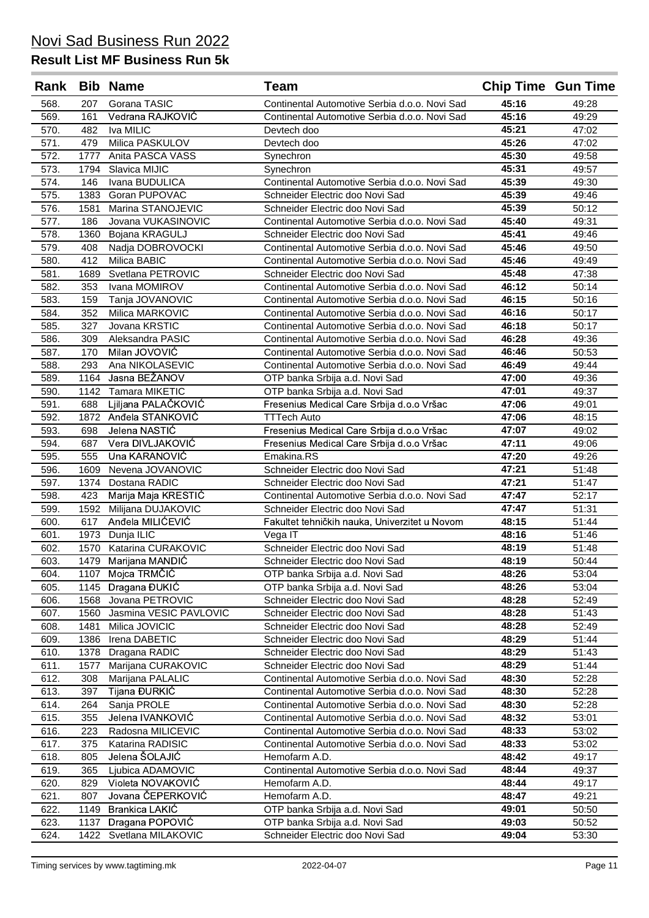# Novi Sad Business Run 2022

## Result List MF Business Run 5k

| Rank | Bib | Name | Team | Chip Time | Gun Time |
|---|---|---|---|---|---|
| 568. | 207 | Gorana TASIC | Continental Automotive Serbia d.o.o. Novi Sad | **45:16** | 49:28 |
| 569. | 161 | Vedrana RAJKOVIĆ | Continental Automotive Serbia d.o.o. Novi Sad | **45:16** | 49:29 |
| 570. | 482 | Iva MILIC | Devtech doo | **45:21** | 47:02 |
| 571. | 479 | Milica PASKULOV | Devtech doo | **45:26** | 47:02 |
| 572. | 1777 | Anita PASCA VASS | Synechron | **45:30** | 49:58 |
| 573. | 1794 | Slavica MIJIC | Synechron | **45:31** | 49:57 |
| 574. | 146 | Ivana BUDULICA | Continental Automotive Serbia d.o.o. Novi Sad | **45:39** | 49:30 |
| 575. | 1383 | Goran PUPOVAC | Schneider Electric doo Novi Sad | **45:39** | 49:46 |
| 576. | 1581 | Marina STANOJEVIC | Schneider Electric doo Novi Sad | **45:39** | 50:12 |
| 577. | 186 | Jovana VUKASINOVIC | Continental Automotive Serbia d.o.o. Novi Sad | **45:40** | 49:31 |
| 578. | 1360 | Bojana KRAGULJ | Schneider Electric doo Novi Sad | **45:41** | 49:46 |
| 579. | 408 | Nadja DOBROVOCKI | Continental Automotive Serbia d.o.o. Novi Sad | **45:46** | 49:50 |
| 580. | 412 | Milica BABIC | Continental Automotive Serbia d.o.o. Novi Sad | **45:46** | 49:49 |
| 581. | 1689 | Svetlana PETROVIC | Schneider Electric doo Novi Sad | **45:48** | 47:38 |
| 582. | 353 | Ivana MOMIROV | Continental Automotive Serbia d.o.o. Novi Sad | **46:12** | 50:14 |
| 583. | 159 | Tanja JOVANOVIC | Continental Automotive Serbia d.o.o. Novi Sad | **46:15** | 50:16 |
| 584. | 352 | Milica MARKOVIC | Continental Automotive Serbia d.o.o. Novi Sad | **46:16** | 50:17 |
| 585. | 327 | Jovana KRSTIC | Continental Automotive Serbia d.o.o. Novi Sad | **46:18** | 50:17 |
| 586. | 309 | Aleksandra PASIC | Continental Automotive Serbia d.o.o. Novi Sad | **46:28** | 49:36 |
| 587. | 170 | Milan JOVOVIĆ | Continental Automotive Serbia d.o.o. Novi Sad | **46:46** | 50:53 |
| 588. | 293 | Ana NIKOLASEVIC | Continental Automotive Serbia d.o.o. Novi Sad | **46:49** | 49:44 |
| 589. | 1164 | Jasna BEŽANOV | OTP banka Srbija a.d. Novi Sad | **47:00** | 49:36 |
| 590. | 1142 | Tamara MIKETIC | OTP banka Srbija a.d. Novi Sad | **47:01** | 49:37 |
| 591. | 688 | Ljiljana PALAČKOVIĆ | Fresenius Medical Care Srbija d.o.o Vršac | **47:06** | 49:01 |
| 592. | 1872 | Anđela STANKOVIĆ | TTTech Auto | **47:06** | 48:15 |
| 593. | 698 | Jelena NASTIĆ | Fresenius Medical Care Srbija d.o.o Vršac | **47:07** | 49:02 |
| 594. | 687 | Vera DIVLJAKOVIĆ | Fresenius Medical Care Srbija d.o.o Vršac | **47:11** | 49:06 |
| 595. | 555 | Una KARANOVIĆ | Emakina.RS | **47:20** | 49:26 |
| 596. | 1609 | Nevena JOVANOVIC | Schneider Electric doo Novi Sad | **47:21** | 51:48 |
| 597. | 1374 | Dostana RADIC | Schneider Electric doo Novi Sad | **47:21** | 51:47 |
| 598. | 423 | Marija Maja KRESTIĆ | Continental Automotive Serbia d.o.o. Novi Sad | **47:47** | 52:17 |
| 599. | 1592 | Milijana DUJAKOVIC | Schneider Electric doo Novi Sad | **47:47** | 51:31 |
| 600. | 617 | Anđela MILIĆEVIĆ | Fakultet tehničkih nauka, Univerzitet u Novom | **48:15** | 51:44 |
| 601. | 1973 | Dunja ILIC | Vega IT | **48:16** | 51:46 |
| 602. | 1570 | Katarina CURAKOVIC | Schneider Electric doo Novi Sad | **48:19** | 51:48 |
| 603. | 1479 | Marijana MANDIĆ | Schneider Electric doo Novi Sad | **48:19** | 50:44 |
| 604. | 1107 | Mojca TRMČIĆ | OTP banka Srbija a.d. Novi Sad | **48:26** | 53:04 |
| 605. | 1145 | Dragana ĐUKIĆ | OTP banka Srbija a.d. Novi Sad | **48:26** | 53:04 |
| 606. | 1568 | Jovana PETROVIC | Schneider Electric doo Novi Sad | **48:28** | 52:49 |
| 607. | 1560 | Jasmina VESIC PAVLOVIC | Schneider Electric doo Novi Sad | **48:28** | 51:43 |
| 608. | 1481 | Milica JOVICIC | Schneider Electric doo Novi Sad | **48:28** | 52:49 |
| 609. | 1386 | Irena DABETIC | Schneider Electric doo Novi Sad | **48:29** | 51:44 |
| 610. | 1378 | Dragana RADIC | Schneider Electric doo Novi Sad | **48:29** | 51:43 |
| 611. | 1577 | Marijana CURAKOVIC | Schneider Electric doo Novi Sad | **48:29** | 51:44 |
| 612. | 308 | Marijana PALALIC | Continental Automotive Serbia d.o.o. Novi Sad | **48:30** | 52:28 |
| 613. | 397 | Tijana ĐURKIĆ | Continental Automotive Serbia d.o.o. Novi Sad | **48:30** | 52:28 |
| 614. | 264 | Sanja PROLE | Continental Automotive Serbia d.o.o. Novi Sad | **48:30** | 52:28 |
| 615. | 355 | Jelena IVANKOVIĆ | Continental Automotive Serbia d.o.o. Novi Sad | **48:32** | 53:01 |
| 616. | 223 | Radosna MILICEVIC | Continental Automotive Serbia d.o.o. Novi Sad | **48:33** | 53:02 |
| 617. | 375 | Katarina RADISIC | Continental Automotive Serbia d.o.o. Novi Sad | **48:33** | 53:02 |
| 618. | 805 | Jelena ŠOLAJIĆ | Hemofarm A.D. | **48:42** | 49:17 |
| 619. | 365 | Ljubica ADAMOVIC | Continental Automotive Serbia d.o.o. Novi Sad | **48:44** | 49:37 |
| 620. | 829 | Violeta NOVAKOVIĆ | Hemofarm A.D. | **48:44** | 49:17 |
| 621. | 807 | Jovana ČEPERKOVIĆ | Hemofarm A.D. | **48:47** | 49:21 |
| 622. | 1149 | Brankica LAKIĆ | OTP banka Srbija a.d. Novi Sad | **49:01** | 50:50 |
| 623. | 1137 | Dragana POPOVIĆ | OTP banka Srbija a.d. Novi Sad | **49:03** | 50:52 |
| 624. | 1422 | Svetlana MILAKOVIC | Schneider Electric doo Novi Sad | **49:04** | 53:30 |

Timing services by www.tagtiming.mk — 2022-04-07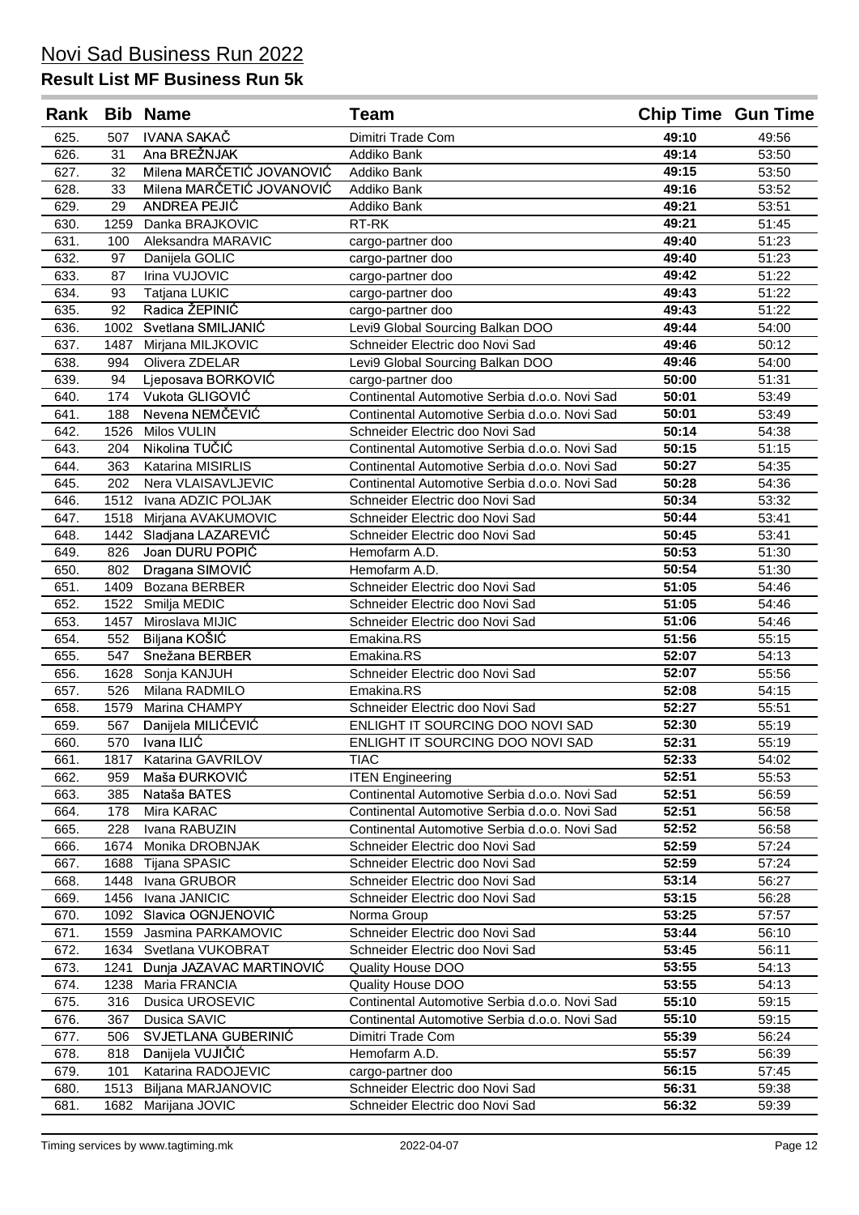# Novi Sad Business Run 2022

## Result List MF Business Run 5k

| Rank | Bib | Name | Team | Chip Time | Gun Time |
|---|---|---|---|---|---|
| 625. | 507 | IVANA SAKAČ | Dimitri Trade Com | **49:10** | 49:56 |
| 626. | 31 | Ana BREŽNJAK | Addiko Bank | **49:14** | 53:50 |
| 627. | 32 | Milena MARČETIĆ JOVANOVIĆ | Addiko Bank | **49:15** | 53:50 |
| 628. | 33 | Milena MARČETIĆ JOVANOVIĆ | Addiko Bank | **49:16** | 53:52 |
| 629. | 29 | ANDREA PEJIĆ | Addiko Bank | **49:21** | 53:51 |
| 630. | 1259 | Danka BRAJKOVIC | RT-RK | **49:21** | 51:45 |
| 631. | 100 | Aleksandra MARAVIC | cargo-partner doo | **49:40** | 51:23 |
| 632. | 97 | Danijela GOLIC | cargo-partner doo | **49:40** | 51:23 |
| 633. | 87 | Irina VUJOVIC | cargo-partner doo | **49:42** | 51:22 |
| 634. | 93 | Tatjana LUKIC | cargo-partner doo | **49:43** | 51:22 |
| 635. | 92 | Radica ŽEPINIĆ | cargo-partner doo | **49:43** | 51:22 |
| 636. | 1002 | Svetlana SMILJANIĆ | Levi9 Global Sourcing Balkan DOO | **49:44** | 54:00 |
| 637. | 1487 | Mirjana MILJKOVIC | Schneider Electric doo Novi Sad | **49:46** | 50:12 |
| 638. | 994 | Olivera ZDELAR | Levi9 Global Sourcing Balkan DOO | **49:46** | 54:00 |
| 639. | 94 | Ljeposava BORKOVIĆ | cargo-partner doo | **50:00** | 51:31 |
| 640. | 174 | Vukota GLIGOVIĆ | Continental Automotive Serbia d.o.o. Novi Sad | **50:01** | 53:49 |
| 641. | 188 | Nevena NEMČEVIĆ | Continental Automotive Serbia d.o.o. Novi Sad | **50:01** | 53:49 |
| 642. | 1526 | Milos VULIN | Schneider Electric doo Novi Sad | **50:14** | 54:38 |
| 643. | 204 | Nikolina TUČIĆ | Continental Automotive Serbia d.o.o. Novi Sad | **50:15** | 51:15 |
| 644. | 363 | Katarina MISIRLIS | Continental Automotive Serbia d.o.o. Novi Sad | **50:27** | 54:35 |
| 645. | 202 | Nera VLAISAVLJEVIC | Continental Automotive Serbia d.o.o. Novi Sad | **50:28** | 54:36 |
| 646. | 1512 | Ivana ADZIC POLJAK | Schneider Electric doo Novi Sad | **50:34** | 53:32 |
| 647. | 1518 | Mirjana AVAKUMOVIC | Schneider Electric doo Novi Sad | **50:44** | 53:41 |
| 648. | 1442 | Sladjana LAZAREVIĆ | Schneider Electric doo Novi Sad | **50:45** | 53:41 |
| 649. | 826 | Joan DURU POPIĆ | Hemofarm A.D. | **50:53** | 51:30 |
| 650. | 802 | Dragana SIMOVIĆ | Hemofarm A.D. | **50:54** | 51:30 |
| 651. | 1409 | Bozana BERBER | Schneider Electric doo Novi Sad | **51:05** | 54:46 |
| 652. | 1522 | Smilja MEDIC | Schneider Electric doo Novi Sad | **51:05** | 54:46 |
| 653. | 1457 | Miroslava MIJIC | Schneider Electric doo Novi Sad | **51:06** | 54:46 |
| 654. | 552 | Biljana KOŠIĆ | Emakina.RS | **51:56** | 55:15 |
| 655. | 547 | Snežana BERBER | Emakina.RS | **52:07** | 54:13 |
| 656. | 1628 | Sonja KANJUH | Schneider Electric doo Novi Sad | **52:07** | 55:56 |
| 657. | 526 | Milana RADMILO | Emakina.RS | **52:08** | 54:15 |
| 658. | 1579 | Marina CHAMPY | Schneider Electric doo Novi Sad | **52:27** | 55:51 |
| 659. | 567 | Danijela MILIĆEVIĆ | ENLIGHT IT SOURCING DOO NOVI SAD | **52:30** | 55:19 |
| 660. | 570 | Ivana ILIĆ | ENLIGHT IT SOURCING DOO NOVI SAD | **52:31** | 55:19 |
| 661. | 1817 | Katarina GAVRILOV | TIAC | **52:33** | 54:02 |
| 662. | 959 | Maša ĐURKOVIĆ | ITEN Engineering | **52:51** | 55:53 |
| 663. | 385 | Nataša BATES | Continental Automotive Serbia d.o.o. Novi Sad | **52:51** | 56:59 |
| 664. | 178 | Mira KARAC | Continental Automotive Serbia d.o.o. Novi Sad | **52:51** | 56:58 |
| 665. | 228 | Ivana RABUZIN | Continental Automotive Serbia d.o.o. Novi Sad | **52:52** | 56:58 |
| 666. | 1674 | Monika DROBNJAK | Schneider Electric doo Novi Sad | **52:59** | 57:24 |
| 667. | 1688 | Tijana SPASIC | Schneider Electric doo Novi Sad | **52:59** | 57:24 |
| 668. | 1448 | Ivana GRUBOR | Schneider Electric doo Novi Sad | **53:14** | 56:27 |
| 669. | 1456 | Ivana JANICIC | Schneider Electric doo Novi Sad | **53:15** | 56:28 |
| 670. | 1092 | Slavica OGNJENOVIĆ | Norma Group | **53:25** | 57:57 |
| 671. | 1559 | Jasmina PARKAMOVIC | Schneider Electric doo Novi Sad | **53:44** | 56:10 |
| 672. | 1634 | Svetlana VUKOBRAT | Schneider Electric doo Novi Sad | **53:45** | 56:11 |
| 673. | 1241 | Dunja JAZAVAC MARTINOVIĆ | Quality House DOO | **53:55** | 54:13 |
| 674. | 1238 | Maria FRANCIA | Quality House DOO | **53:55** | 54:13 |
| 675. | 316 | Dusica UROSEVIC | Continental Automotive Serbia d.o.o. Novi Sad | **55:10** | 59:15 |
| 676. | 367 | Dusica SAVIC | Continental Automotive Serbia d.o.o. Novi Sad | **55:10** | 59:15 |
| 677. | 506 | SVJETLANA GUBERINIĆ | Dimitri Trade Com | **55:39** | 56:24 |
| 678. | 818 | Danijela VUJIČIĆ | Hemofarm A.D. | **55:57** | 56:39 |
| 679. | 101 | Katarina RADOJEVIC | cargo-partner doo | **56:15** | 57:45 |
| 680. | 1513 | Biljana MARJANOVIC | Schneider Electric doo Novi Sad | **56:31** | 59:38 |
| 681. | 1682 | Marijana JOVIC | Schneider Electric doo Novi Sad | **56:32** | 59:39 |

Timing services by www.tagtiming.mk | 2022-04-07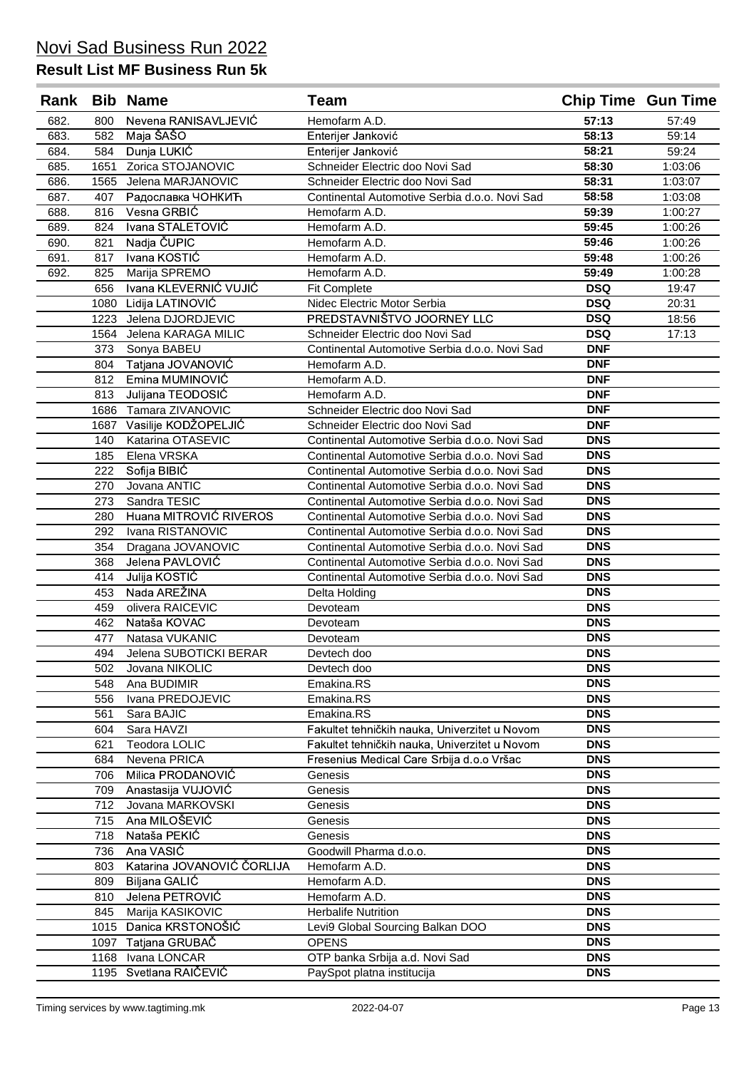# Novi Sad Business Run 2022

## Result List MF Business Run 5k

| Rank | Bib | Name | Team | Chip Time | Gun Time |
|---|---|---|---|---|---|
| 682. | 800 | Nevena RANISAVLJEVIĆ | Hemofarm A.D. | **57:13** | 57:49 |
| 683. | 582 | Maja ŠAŠO | Enterijer Janković | **58:13** | 59:14 |
| 684. | 584 | Dunja LUKIĆ | Enterijer Janković | **58:21** | 59:24 |
| 685. | 1651 | Zorica STOJANOVIC | Schneider Electric doo Novi Sad | **58:30** | 1:03:06 |
| 686. | 1565 | Jelena MARJANOVIC | Schneider Electric doo Novi Sad | **58:31** | 1:03:07 |
| 687. | 407 | Радославка ЧОНКИЋ | Continental Automotive Serbia d.o.o. Novi Sad | **58:58** | 1:03:08 |
| 688. | 816 | Vesna GRBIĆ | Hemofarm A.D. | **59:39** | 1:00:27 |
| 689. | 824 | Ivana STALETOVIĆ | Hemofarm A.D. | **59:45** | 1:00:26 |
| 690. | 821 | Nadja ČUPIC | Hemofarm A.D. | **59:46** | 1:00:26 |
| 691. | 817 | Ivana KOSTIĆ | Hemofarm A.D. | **59:48** | 1:00:26 |
| 692. | 825 | Marija SPREMO | Hemofarm A.D. | **59:49** | 1:00:28 |
| | 656 | Ivana KLEVERNIĆ VUJIĆ | Fit Complete | **DSQ** | 19:47 |
| | 1080 | Lidija LATINOVIĆ | Nidec Electric Motor Serbia | **DSQ** | 20:31 |
| | 1223 | Jelena DJORDJEVIC | PREDSTAVNIŠTVO JOORNEY LLC | **DSQ** | 18:56 |
| | 1564 | Jelena KARAGA MILIC | Schneider Electric doo Novi Sad | **DSQ** | 17:13 |
| | 373 | Sonya BABEU | Continental Automotive Serbia d.o.o. Novi Sad | **DNF** | |
| | 804 | Tatjana JOVANOVIĆ | Hemofarm A.D. | **DNF** | |
| | 812 | Emina MUMINOVIĆ | Hemofarm A.D. | **DNF** | |
| | 813 | Julijana TEODOSIĆ | Hemofarm A.D. | **DNF** | |
| | 1686 | Tamara ZIVANOVIC | Schneider Electric doo Novi Sad | **DNF** | |
| | 1687 | Vasilije KODŽOPELJIĆ | Schneider Electric doo Novi Sad | **DNF** | |
| | 140 | Katarina OTASEVIC | Continental Automotive Serbia d.o.o. Novi Sad | **DNS** | |
| | 185 | Elena VRSKA | Continental Automotive Serbia d.o.o. Novi Sad | **DNS** | |
| | 222 | Sofija BIBIĆ | Continental Automotive Serbia d.o.o. Novi Sad | **DNS** | |
| | 270 | Jovana ANTIC | Continental Automotive Serbia d.o.o. Novi Sad | **DNS** | |
| | 273 | Sandra TESIC | Continental Automotive Serbia d.o.o. Novi Sad | **DNS** | |
| | 280 | Huana MITROVIĆ RIVEROS | Continental Automotive Serbia d.o.o. Novi Sad | **DNS** | |
| | 292 | Ivana RISTANOVIC | Continental Automotive Serbia d.o.o. Novi Sad | **DNS** | |
| | 354 | Dragana JOVANOVIC | Continental Automotive Serbia d.o.o. Novi Sad | **DNS** | |
| | 368 | Jelena PAVLOVIĆ | Continental Automotive Serbia d.o.o. Novi Sad | **DNS** | |
| | 414 | Julija KOSTIĆ | Continental Automotive Serbia d.o.o. Novi Sad | **DNS** | |
| | 453 | Nada AREŽINA | Delta Holding | **DNS** | |
| | 459 | olivera RAICEVIC | Devoteam | **DNS** | |
| | 462 | Nataša KOVAC | Devoteam | **DNS** | |
| | 477 | Natasa VUKANIC | Devoteam | **DNS** | |
| | 494 | Jelena SUBOTICKI BERAR | Devtech doo | **DNS** | |
| | 502 | Jovana NIKOLIC | Devtech doo | **DNS** | |
| | 548 | Ana BUDIMIR | Emakina.RS | **DNS** | |
| | 556 | Ivana PREDOJEVIC | Emakina.RS | **DNS** | |
| | 561 | Sara BAJIC | Emakina.RS | **DNS** | |
| | 604 | Sara HAVZI | Fakultet tehničkih nauka, Univerzitet u Novom | **DNS** | |
| | 621 | Teodora LOLIC | Fakultet tehničkih nauka, Univerzitet u Novom | **DNS** | |
| | 684 | Nevena PRICA | Fresenius Medical Care Srbija d.o.o Vršac | **DNS** | |
| | 706 | Milica PRODANOVIĆ | Genesis | **DNS** | |
| | 709 | Anastasija VUJOVIĆ | Genesis | **DNS** | |
| | 712 | Jovana MARKOVSKI | Genesis | **DNS** | |
| | 715 | Ana MILOŠEVIĆ | Genesis | **DNS** | |
| | 718 | Nataša PEKIĆ | Genesis | **DNS** | |
| | 736 | Ana VASIĆ | Goodwill Pharma d.o.o. | **DNS** | |
| | 803 | Katarina JOVANOVIĆ ČORLIJA | Hemofarm A.D. | **DNS** | |
| | 809 | Biljana GALIĆ | Hemofarm A.D. | **DNS** | |
| | 810 | Jelena PETROVIĆ | Hemofarm A.D. | **DNS** | |
| | 845 | Marija KASIKOVIC | Herbalife Nutrition | **DNS** | |
| | 1015 | Danica KRSTONOŠIĆ | Levi9 Global Sourcing Balkan DOO | **DNS** | |
| | 1097 | Tatjana GRUBAČ | OPENS | **DNS** | |
| | 1168 | Ivana LONCAR | OTP banka Srbija a.d. Novi Sad | **DNS** | |
| | 1195 | Svetlana RAIČEVIĆ | PaySpot platna institucija | **DNS** | |

Timing services by www.tagtiming.mk — 2022-04-07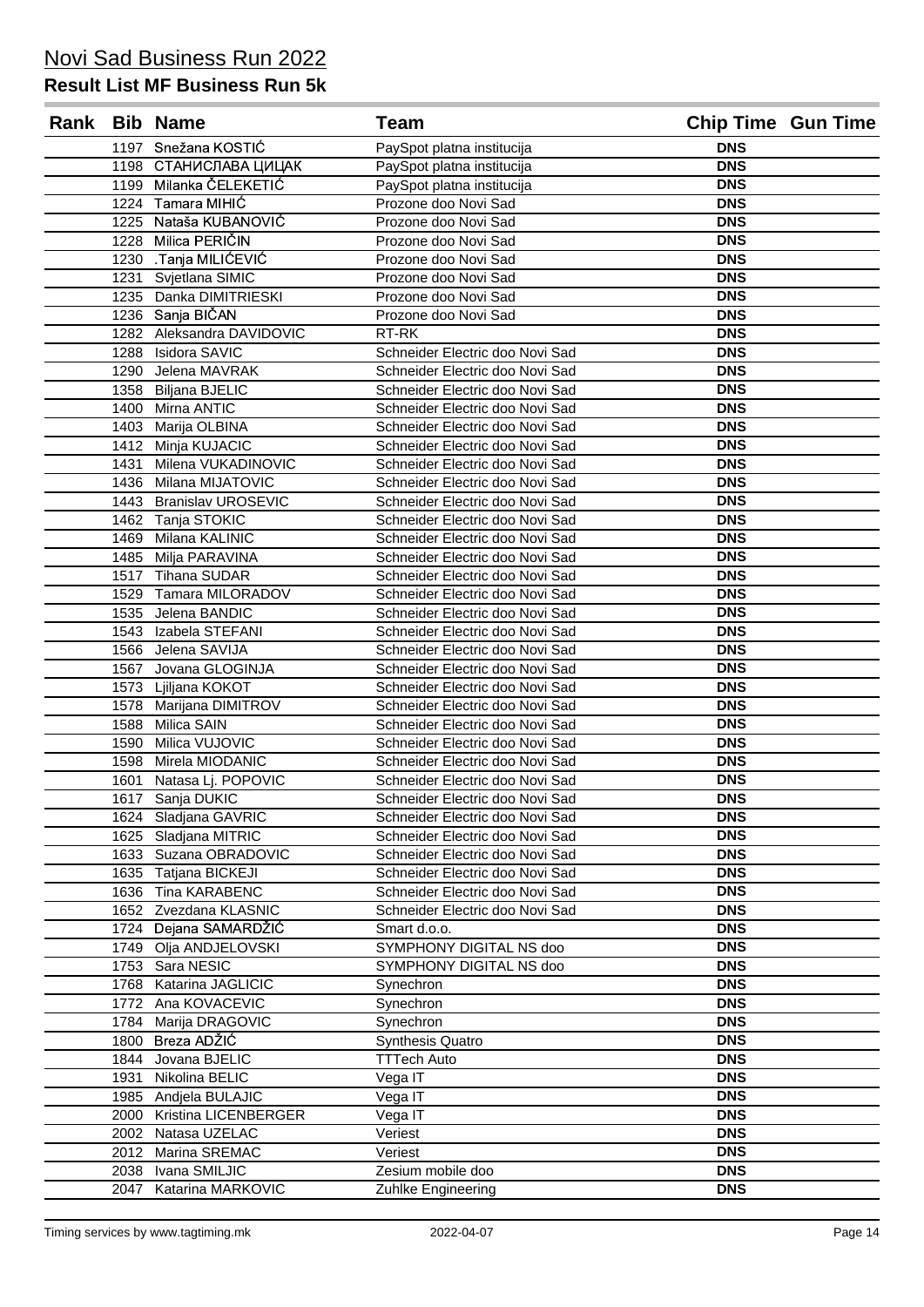# Novi Sad Business Run 2022

## Result List MF Business Run 5k

| Rank | Bib | Name | Team | Chip Time | Gun Time |
|---|---|---|---|---|---|
| | 1197 | Snežana KOSTIĆ | PaySpot platna institucija | DNS | |
| | 1198 | СТАНИСЛАВА ЦИЦАК | PaySpot platna institucija | DNS | |
| | 1199 | Milanka ČELEKETIĆ | PaySpot platna institucija | DNS | |
| | 1224 | Tamara MIHIĆ | Prozone doo Novi Sad | DNS | |
| | 1225 | Nataša KUBANOVIĆ | Prozone doo Novi Sad | DNS | |
| | 1228 | Milica PERIČIN | Prozone doo Novi Sad | DNS | |
| | 1230 | .Tanja MILIĆEVIĆ | Prozone doo Novi Sad | DNS | |
| | 1231 | Svjetlana SIMIC | Prozone doo Novi Sad | DNS | |
| | 1235 | Danka DIMITRIESKI | Prozone doo Novi Sad | DNS | |
| | 1236 | Sanja BIČAN | Prozone doo Novi Sad | DNS | |
| | 1282 | Aleksandra DAVIDOVIC | RT-RK | DNS | |
| | 1288 | Isidora SAVIC | Schneider Electric doo Novi Sad | DNS | |
| | 1290 | Jelena MAVRAK | Schneider Electric doo Novi Sad | DNS | |
| | 1358 | Biljana BJELIC | Schneider Electric doo Novi Sad | DNS | |
| | 1400 | Mirna ANTIC | Schneider Electric doo Novi Sad | DNS | |
| | 1403 | Marija OLBINA | Schneider Electric doo Novi Sad | DNS | |
| | 1412 | Minja KUJACIC | Schneider Electric doo Novi Sad | DNS | |
| | 1431 | Milena VUKADINOVIC | Schneider Electric doo Novi Sad | DNS | |
| | 1436 | Milana MIJATOVIC | Schneider Electric doo Novi Sad | DNS | |
| | 1443 | Branislav UROSEVIC | Schneider Electric doo Novi Sad | DNS | |
| | 1462 | Tanja STOKIC | Schneider Electric doo Novi Sad | DNS | |
| | 1469 | Milana KALINIC | Schneider Electric doo Novi Sad | DNS | |
| | 1485 | Milja PARAVINA | Schneider Electric doo Novi Sad | DNS | |
| | 1517 | Tihana SUDAR | Schneider Electric doo Novi Sad | DNS | |
| | 1529 | Tamara MILORADOV | Schneider Electric doo Novi Sad | DNS | |
| | 1535 | Jelena BANDIC | Schneider Electric doo Novi Sad | DNS | |
| | 1543 | Izabela STEFANI | Schneider Electric doo Novi Sad | DNS | |
| | 1566 | Jelena SAVIJA | Schneider Electric doo Novi Sad | DNS | |
| | 1567 | Jovana GLOGINJA | Schneider Electric doo Novi Sad | DNS | |
| | 1573 | Ljiljana KOKOT | Schneider Electric doo Novi Sad | DNS | |
| | 1578 | Marijana DIMITROV | Schneider Electric doo Novi Sad | DNS | |
| | 1588 | Milica SAIN | Schneider Electric doo Novi Sad | DNS | |
| | 1590 | Milica VUJOVIC | Schneider Electric doo Novi Sad | DNS | |
| | 1598 | Mirela MIODANIC | Schneider Electric doo Novi Sad | DNS | |
| | 1601 | Natasa Lj. POPOVIC | Schneider Electric doo Novi Sad | DNS | |
| | 1617 | Sanja DUKIC | Schneider Electric doo Novi Sad | DNS | |
| | 1624 | Sladjana GAVRIC | Schneider Electric doo Novi Sad | DNS | |
| | 1625 | Sladjana MITRIC | Schneider Electric doo Novi Sad | DNS | |
| | 1633 | Suzana OBRADOVIC | Schneider Electric doo Novi Sad | DNS | |
| | 1635 | Tatjana BICKEJI | Schneider Electric doo Novi Sad | DNS | |
| | 1636 | Tina KARABENC | Schneider Electric doo Novi Sad | DNS | |
| | 1652 | Zvezdana KLASNIC | Schneider Electric doo Novi Sad | DNS | |
| | 1724 | Dejana SAMARDŽIĆ | Smart d.o.o. | DNS | |
| | 1749 | Olja ANDJELOVSKI | SYMPHONY DIGITAL NS doo | DNS | |
| | 1753 | Sara NESIC | SYMPHONY DIGITAL NS doo | DNS | |
| | 1768 | Katarina JAGLICIC | Synechron | DNS | |
| | 1772 | Ana KOVACEVIC | Synechron | DNS | |
| | 1784 | Marija DRAGOVIC | Synechron | DNS | |
| | 1800 | Breza ADŽIĆ | Synthesis Quatro | DNS | |
| | 1844 | Jovana BJELIC | TTTech Auto | DNS | |
| | 1931 | Nikolina BELIC | Vega IT | DNS | |
| | 1985 | Andjela BULAJIC | Vega IT | DNS | |
| | 2000 | Kristina LICENBERGER | Vega IT | DNS | |
| | 2002 | Natasa UZELAC | Veriest | DNS | |
| | 2012 | Marina SREMAC | Veriest | DNS | |
| | 2038 | Ivana SMILJIC | Zesium mobile doo | DNS | |
| | 2047 | Katarina MARKOVIC | Zuhlke Engineering | DNS | |

Timing services by www.tagtiming.mk — 2022-04-07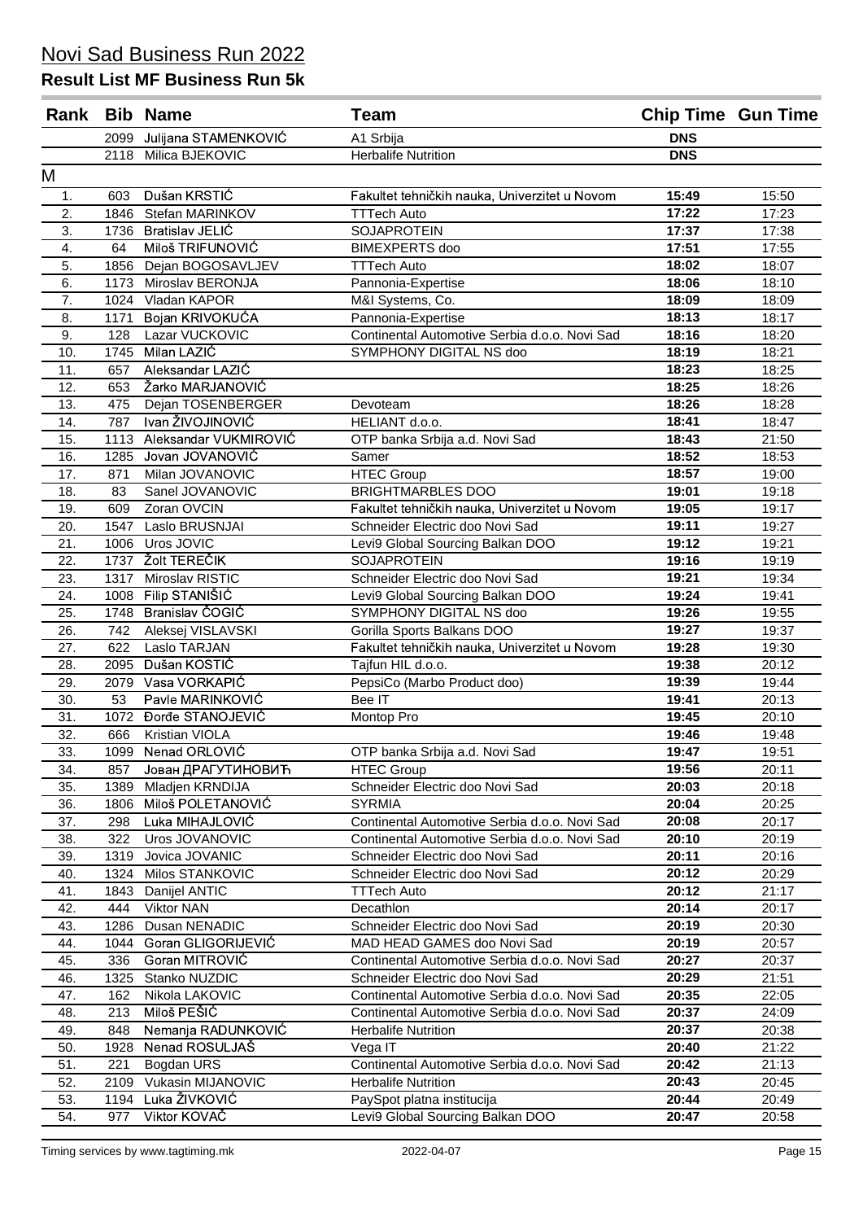# Novi Sad Business Run 2022

## Result List MF Business Run 5k

| Rank | Bib | Name | Team | Chip Time | Gun Time |
|---|---|---|---|---|---|
| | 2099 | Julijana STAMENKOVIĆ | A1 Srbija | DNS | |
| | 2118 | Milica BJEKOVIC | Herbalife Nutrition | DNS | |
| M | | | | | |
| 1. | 603 | Dušan KRSTIĆ | Fakultet tehničkih nauka, Univerzitet u Novom | 15:49 | 15:50 |
| 2. | 1846 | Stefan MARINKOV | TTTech Auto | 17:22 | 17:23 |
| 3. | 1736 | Bratislav JELIĆ | SOJAPROTEIN | 17:37 | 17:38 |
| 4. | 64 | Miloš TRIFUNOVIĆ | BIMEXPERTS doo | 17:51 | 17:55 |
| 5. | 1856 | Dejan BOGOSAVLJEV | TTTech Auto | 18:02 | 18:07 |
| 6. | 1173 | Miroslav BERONJA | Pannonia-Expertise | 18:06 | 18:10 |
| 7. | 1024 | Vladan KAPOR | M&I Systems, Co. | 18:09 | 18:09 |
| 8. | 1171 | Bojan KRIVOKUĆA | Pannonia-Expertise | 18:13 | 18:17 |
| 9. | 128 | Lazar VUCKOVIC | Continental Automotive Serbia d.o.o. Novi Sad | 18:16 | 18:20 |
| 10. | 1745 | Milan LAZIĆ | SYMPHONY DIGITAL NS doo | 18:19 | 18:21 |
| 11. | 657 | Aleksandar LAZIĆ | | 18:23 | 18:25 |
| 12. | 653 | Žarko MARJANOVIĆ | | 18:25 | 18:26 |
| 13. | 475 | Dejan TOSENBERGER | Devoteam | 18:26 | 18:28 |
| 14. | 787 | Ivan ŽIVOJINOVIĆ | HELIANT d.o.o. | 18:41 | 18:47 |
| 15. | 1113 | Aleksandar VUKMIROVIĆ | OTP banka Srbija a.d. Novi Sad | 18:43 | 21:50 |
| 16. | 1285 | Jovan JOVANOVIĆ | Samer | 18:52 | 18:53 |
| 17. | 871 | Milan JOVANOVIC | HTEC Group | 18:57 | 19:00 |
| 18. | 83 | Sanel JOVANOVIC | BRIGHTMARBLES DOO | 19:01 | 19:18 |
| 19. | 609 | Zoran OVCIN | Fakultet tehničkih nauka, Univerzitet u Novom | 19:05 | 19:17 |
| 20. | 1547 | Laslo BRUSNJAI | Schneider Electric doo Novi Sad | 19:11 | 19:27 |
| 21. | 1006 | Uros JOVIC | Levi9 Global Sourcing Balkan DOO | 19:12 | 19:21 |
| 22. | 1737 | Žolt TEREČIK | SOJAPROTEIN | 19:16 | 19:19 |
| 23. | 1317 | Miroslav RISTIC | Schneider Electric doo Novi Sad | 19:21 | 19:34 |
| 24. | 1008 | Filip STANIŠIĆ | Levi9 Global Sourcing Balkan DOO | 19:24 | 19:41 |
| 25. | 1748 | Branislav ČOGIĆ | SYMPHONY DIGITAL NS doo | 19:26 | 19:55 |
| 26. | 742 | Aleksej VISLAVSKI | Gorilla Sports Balkans DOO | 19:27 | 19:37 |
| 27. | 622 | Laslo TARJAN | Fakultet tehničkih nauka, Univerzitet u Novom | 19:28 | 19:30 |
| 28. | 2095 | Dušan KOSTIĆ | Tajfun HIL d.o.o. | 19:38 | 20:12 |
| 29. | 2079 | Vasa VORKAPIĆ | PepsiCo (Marbo Product doo) | 19:39 | 19:44 |
| 30. | 53 | Pavle MARINKOVIĆ | Bee IT | 19:41 | 20:13 |
| 31. | 1072 | Đorđe STANOJEVIĆ | Montop Pro | 19:45 | 20:10 |
| 32. | 666 | Kristian VIOLA | | 19:46 | 19:48 |
| 33. | 1099 | Nenad ORLOVIĆ | OTP banka Srbija a.d. Novi Sad | 19:47 | 19:51 |
| 34. | 857 | Јован ДРАГУТИНОВИЋ | HTEC Group | 19:56 | 20:11 |
| 35. | 1389 | Mladjen KRNDIJA | Schneider Electric doo Novi Sad | 20:03 | 20:18 |
| 36. | 1806 | Miloš POLETANOVIĆ | SYRMIA | 20:04 | 20:25 |
| 37. | 298 | Luka MIHAJLOVIĆ | Continental Automotive Serbia d.o.o. Novi Sad | 20:08 | 20:17 |
| 38. | 322 | Uros JOVANOVIC | Continental Automotive Serbia d.o.o. Novi Sad | 20:10 | 20:19 |
| 39. | 1319 | Jovica JOVANIC | Schneider Electric doo Novi Sad | 20:11 | 20:16 |
| 40. | 1324 | Milos STANKOVIC | Schneider Electric doo Novi Sad | 20:12 | 20:29 |
| 41. | 1843 | Danijel ANTIC | TTTech Auto | 20:12 | 21:17 |
| 42. | 444 | Viktor NAN | Decathlon | 20:14 | 20:17 |
| 43. | 1286 | Dusan NENADIC | Schneider Electric doo Novi Sad | 20:19 | 20:30 |
| 44. | 1044 | Goran GLIGORIJEVIĆ | MAD HEAD GAMES doo Novi Sad | 20:19 | 20:57 |
| 45. | 336 | Goran MITROVIĆ | Continental Automotive Serbia d.o.o. Novi Sad | 20:27 | 20:37 |
| 46. | 1325 | Stanko NUZDIC | Schneider Electric doo Novi Sad | 20:29 | 21:51 |
| 47. | 162 | Nikola LAKOVIC | Continental Automotive Serbia d.o.o. Novi Sad | 20:35 | 22:05 |
| 48. | 213 | Miloš PEŠIĆ | Continental Automotive Serbia d.o.o. Novi Sad | 20:37 | 24:09 |
| 49. | 848 | Nemanja RADUNKOVIĆ | Herbalife Nutrition | 20:37 | 20:38 |
| 50. | 1928 | Nenad ROSULJAŠ | Vega IT | 20:40 | 21:22 |
| 51. | 221 | Bogdan URS | Continental Automotive Serbia d.o.o. Novi Sad | 20:42 | 21:13 |
| 52. | 2109 | Vukasin MIJANOVIC | Herbalife Nutrition | 20:43 | 20:45 |
| 53. | 1194 | Luka ŽIVKOVIĆ | PaySpot platna institucija | 20:44 | 20:49 |
| 54. | 977 | Viktor KOVAČ | Levi9 Global Sourcing Balkan DOO | 20:47 | 20:58 |

Timing services by www.tagtiming.mk 2022-04-07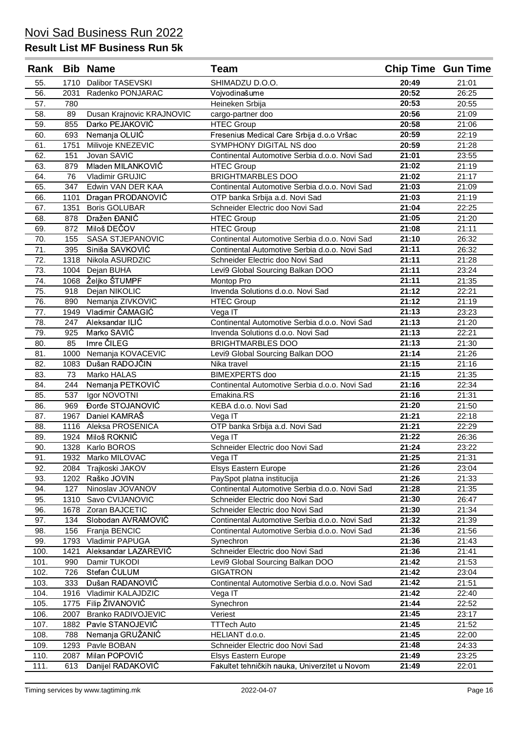# Novi Sad Business Run 2022

## Result List MF Business Run 5k

| Rank | Bib | Name | Team | Chip Time | Gun Time |
|---|---|---|---|---|---|
| 55. | 1710 | Dalibor TASEVSKI | SHIMADZU D.O.O. | **20:49** | 21:01 |
| 56. | 2031 | Radenko PONJARAC | Vojvodinašume | **20:52** | 26:25 |
| 57. | 780 | | Heineken Srbija | **20:53** | 20:55 |
| 58. | 89 | Dusan Krajnovic KRAJNOVIC | cargo-partner doo | **20:56** | 21:09 |
| 59. | 855 | Darko PEJAKOVIĆ | HTEC Group | **20:58** | 21:06 |
| 60. | 693 | Nemanja OLUIĆ | Fresenius Medical Care Srbija d.o.o Vršac | **20:59** | 22:19 |
| 61. | 1751 | Milivoje KNEZEVIC | SYMPHONY DIGITAL NS doo | **20:59** | 21:28 |
| 62. | 151 | Jovan SAVIC | Continental Automotive Serbia d.o.o. Novi Sad | **21:01** | 23:55 |
| 63. | 879 | Mladen MILANKOVIĆ | HTEC Group | **21:02** | 21:19 |
| 64. | 76 | Vladimir GRUJIC | BRIGHTMARBLES DOO | **21:02** | 21:17 |
| 65. | 347 | Edwin VAN DER KAA | Continental Automotive Serbia d.o.o. Novi Sad | **21:03** | 21:09 |
| 66. | 1101 | Dragan PRODANOVIĆ | OTP banka Srbija a.d. Novi Sad | **21:03** | 21:19 |
| 67. | 1351 | Boris GOLUBAR | Schneider Electric doo Novi Sad | **21:04** | 22:25 |
| 68. | 878 | Dražen ĐANIĆ | HTEC Group | **21:05** | 21:20 |
| 69. | 872 | Miloš DEČOV | HTEC Group | **21:08** | 21:11 |
| 70. | 155 | SASA STJEPANOVIC | Continental Automotive Serbia d.o.o. Novi Sad | **21:10** | 26:32 |
| 71. | 395 | Siniša SAVKOVIĆ | Continental Automotive Serbia d.o.o. Novi Sad | **21:11** | 26:32 |
| 72. | 1318 | Nikola ASURDZIC | Schneider Electric doo Novi Sad | **21:11** | 21:28 |
| 73. | 1004 | Dejan BUHA | Levi9 Global Sourcing Balkan DOO | **21:11** | 23:24 |
| 74. | 1068 | Željko ŠTUMPF | Montop Pro | **21:11** | 21:35 |
| 75. | 918 | Dejan NIKOLIC | Invenda Solutions d.o.o. Novi Sad | **21:12** | 22:21 |
| 76. | 890 | Nemanja ZIVKOVIC | HTEC Group | **21:12** | 21:19 |
| 77. | 1949 | Vladimir ČAMAGIĆ | Vega IT | **21:13** | 23:23 |
| 78. | 247 | Aleksandar ILIĆ | Continental Automotive Serbia d.o.o. Novi Sad | **21:13** | 21:20 |
| 79. | 925 | Marko SAVIĆ | Invenda Solutions d.o.o. Novi Sad | **21:13** | 22:21 |
| 80. | 85 | Imre ČILEG | BRIGHTMARBLES DOO | **21:13** | 21:30 |
| 81. | 1000 | Nemanja KOVACEVIC | Levi9 Global Sourcing Balkan DOO | **21:14** | 21:26 |
| 82. | 1083 | Dušan RADOJČIN | Nika travel | **21:15** | 21:16 |
| 83. | 73 | Marko HALAS | BIMEXPERTS doo | **21:15** | 21:35 |
| 84. | 244 | Nemanja PETKOVIĆ | Continental Automotive Serbia d.o.o. Novi Sad | **21:16** | 22:34 |
| 85. | 537 | Igor NOVOTNI | Emakina.RS | **21:16** | 21:31 |
| 86. | 969 | Đorđe STOJANOVIĆ | KEBA d.o.o. Novi Sad | **21:20** | 21:50 |
| 87. | 1967 | Daniel KAMRAŠ | Vega IT | **21:21** | 22:18 |
| 88. | 1116 | Aleksa PROSENICA | OTP banka Srbija a.d. Novi Sad | **21:21** | 22:29 |
| 89. | 1924 | Miloš ROKNIĆ | Vega IT | **21:22** | 26:36 |
| 90. | 1328 | Karlo BOROS | Schneider Electric doo Novi Sad | **21:24** | 23:22 |
| 91. | 1932 | Marko MILOVAC | Vega IT | **21:25** | 21:31 |
| 92. | 2084 | Trajkoski JAKOV | Elsys Eastern Europe | **21:26** | 23:04 |
| 93. | 1202 | Raško JOVIN | PaySpot platna institucija | **21:26** | 21:33 |
| 94. | 127 | Ninoslav JOVANOV | Continental Automotive Serbia d.o.o. Novi Sad | **21:28** | 21:35 |
| 95. | 1310 | Savo CVIJANOVIC | Schneider Electric doo Novi Sad | **21:30** | 26:47 |
| 96. | 1678 | Zoran BAJCETIC | Schneider Electric doo Novi Sad | **21:30** | 21:34 |
| 97. | 134 | Slobodan AVRAMOVIĆ | Continental Automotive Serbia d.o.o. Novi Sad | **21:32** | 21:39 |
| 98. | 156 | Franja BENCIC | Continental Automotive Serbia d.o.o. Novi Sad | **21:36** | 21:56 |
| 99. | 1793 | Vladimir PAPUGA | Synechron | **21:36** | 21:43 |
| 100. | 1421 | Aleksandar LAZAREVIĆ | Schneider Electric doo Novi Sad | **21:36** | 21:41 |
| 101. | 990 | Damir TUKODI | Levi9 Global Sourcing Balkan DOO | **21:42** | 21:53 |
| 102. | 726 | Stefan ĆULUM | GIGATRON | **21:42** | 23:04 |
| 103. | 333 | Dušan RADANOVIĆ | Continental Automotive Serbia d.o.o. Novi Sad | **21:42** | 21:51 |
| 104. | 1916 | Vladimir KALAJDZIC | Vega IT | **21:42** | 22:40 |
| 105. | 1775 | Filip ŽIVANOVIĆ | Synechron | **21:44** | 22:52 |
| 106. | 2007 | Branko RADIVOJEVIC | Veriest | **21:45** | 23:17 |
| 107. | 1882 | Pavle STANOJEVIĆ | TTTech Auto | **21:45** | 21:52 |
| 108. | 788 | Nemanja GRUŽANIĆ | HELIANT d.o.o. | **21:45** | 22:00 |
| 109. | 1293 | Pavle BOBAN | Schneider Electric doo Novi Sad | **21:48** | 24:33 |
| 110. | 2087 | Milan POPOVIĆ | Elsys Eastern Europe | **21:49** | 23:25 |
| 111. | 613 | Danijel RADAKOVIĆ | Fakultet tehničkih nauka, Univerzitet u Novom | **21:49** | 22:01 |

Timing services by www.tagtiming.mk — 2022-04-07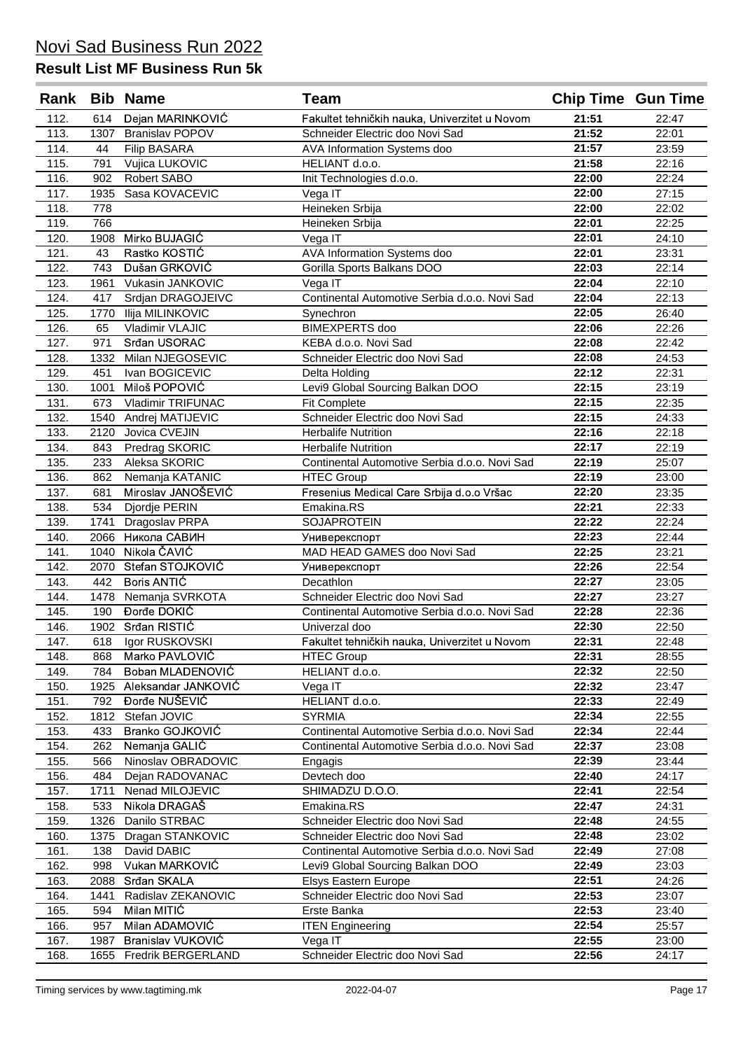# Novi Sad Business Run 2022

## Result List MF Business Run 5k

| Rank | Bib | Name | Team | Chip Time | Gun Time |
|---|---|---|---|---|---|
| 112. | 614 | Dejan MARINKOVIĆ | Fakultet tehničkih nauka, Univerzitet u Novom | **21:51** | 22:47 |
| 113. | 1307 | Branislav POPOV | Schneider Electric doo Novi Sad | **21:52** | 22:01 |
| 114. | 44 | Filip BASARA | AVA Information Systems doo | **21:57** | 23:59 |
| 115. | 791 | Vujica LUKOVIC | HELIANT d.o.o. | **21:58** | 22:16 |
| 116. | 902 | Robert SABO | Init Technologies d.o.o. | **22:00** | 22:24 |
| 117. | 1935 | Sasa KOVACEVIC | Vega IT | **22:00** | 27:15 |
| 118. | 778 | | Heineken Srbija | **22:00** | 22:02 |
| 119. | 766 | | Heineken Srbija | **22:01** | 22:25 |
| 120. | 1908 | Mirko BUJAGIĆ | Vega IT | **22:01** | 24:10 |
| 121. | 43 | Rastko KOSTIĆ | AVA Information Systems doo | **22:01** | 23:31 |
| 122. | 743 | Dušan GRKOVIĆ | Gorilla Sports Balkans DOO | **22:03** | 22:14 |
| 123. | 1961 | Vukasin JANKOVIC | Vega IT | **22:04** | 22:10 |
| 124. | 417 | Srdjan DRAGOJEIVC | Continental Automotive Serbia d.o.o. Novi Sad | **22:04** | 22:13 |
| 125. | 1770 | Ilija MILINKOVIC | Synechron | **22:05** | 26:40 |
| 126. | 65 | Vladimir VLAJIC | BIMEXPERTS doo | **22:06** | 22:26 |
| 127. | 971 | Srđan USORAC | KEBA d.o.o. Novi Sad | **22:08** | 22:42 |
| 128. | 1332 | Milan NJEGOSEVIC | Schneider Electric doo Novi Sad | **22:08** | 24:53 |
| 129. | 451 | Ivan BOGICEVIC | Delta Holding | **22:12** | 22:31 |
| 130. | 1001 | Miloš POPOVIĆ | Levi9 Global Sourcing Balkan DOO | **22:15** | 23:19 |
| 131. | 673 | Vladimir TRIFUNAC | Fit Complete | **22:15** | 22:35 |
| 132. | 1540 | Andrej MATIJEVIC | Schneider Electric doo Novi Sad | **22:15** | 24:33 |
| 133. | 2120 | Jovica CVEJIN | Herbalife Nutrition | **22:16** | 22:18 |
| 134. | 843 | Predrag SKORIC | Herbalife Nutrition | **22:17** | 22:19 |
| 135. | 233 | Aleksa SKORIC | Continental Automotive Serbia d.o.o. Novi Sad | **22:19** | 25:07 |
| 136. | 862 | Nemanja KATANIC | HTEC Group | **22:19** | 23:00 |
| 137. | 681 | Miroslav JANOŠEVIĆ | Fresenius Medical Care Srbija d.o.o Vršac | **22:20** | 23:35 |
| 138. | 534 | Djordje PERIN | Emakina.RS | **22:21** | 22:33 |
| 139. | 1741 | Dragoslav PRPA | SOJAPROTEIN | **22:22** | 22:24 |
| 140. | 2066 | Никола САВИН | Универекспорт | **22:23** | 22:44 |
| 141. | 1040 | Nikola ČAVIĆ | MAD HEAD GAMES doo Novi Sad | **22:25** | 23:21 |
| 142. | 2070 | Stefan STOJKOVIĆ | Универекспорт | **22:26** | 22:54 |
| 143. | 442 | Boris ANTIĆ | Decathlon | **22:27** | 23:05 |
| 144. | 1478 | Nemanja SVRKOTA | Schneider Electric doo Novi Sad | **22:27** | 23:27 |
| 145. | 190 | Đorđe DOKIĆ | Continental Automotive Serbia d.o.o. Novi Sad | **22:28** | 22:36 |
| 146. | 1902 | Srđan RISTIĆ | Univerzal doo | **22:30** | 22:50 |
| 147. | 618 | Igor RUSKOVSKI | Fakultet tehničkih nauka, Univerzitet u Novom | **22:31** | 22:48 |
| 148. | 868 | Marko PAVLOVIĆ | HTEC Group | **22:31** | 28:55 |
| 149. | 784 | Boban MLADENOVIĆ | HELIANT d.o.o. | **22:32** | 22:50 |
| 150. | 1925 | Aleksandar JANKOVIĆ | Vega IT | **22:32** | 23:47 |
| 151. | 792 | Đorđe NUŠEVIĆ | HELIANT d.o.o. | **22:33** | 22:49 |
| 152. | 1812 | Stefan JOVIC | SYRMIA | **22:34** | 22:55 |
| 153. | 433 | Branko GOJKOVIĆ | Continental Automotive Serbia d.o.o. Novi Sad | **22:34** | 22:44 |
| 154. | 262 | Nemanja GALIĆ | Continental Automotive Serbia d.o.o. Novi Sad | **22:37** | 23:08 |
| 155. | 566 | Ninoslav OBRADOVIC | Engagis | **22:39** | 23:44 |
| 156. | 484 | Dejan RADOVANAC | Devtech doo | **22:40** | 24:17 |
| 157. | 1711 | Nenad MILOJEVIC | SHIMADZU D.O.O. | **22:41** | 22:54 |
| 158. | 533 | Nikola DRAGAŠ | Emakina.RS | **22:47** | 24:31 |
| 159. | 1326 | Danilo STRBAC | Schneider Electric doo Novi Sad | **22:48** | 24:55 |
| 160. | 1375 | Dragan STANKOVIC | Schneider Electric doo Novi Sad | **22:48** | 23:02 |
| 161. | 138 | David DABIC | Continental Automotive Serbia d.o.o. Novi Sad | **22:49** | 27:08 |
| 162. | 998 | Vukan MARKOVIĆ | Levi9 Global Sourcing Balkan DOO | **22:49** | 23:03 |
| 163. | 2088 | Srđan SKALA | Elsys Eastern Europe | **22:51** | 24:26 |
| 164. | 1441 | Radislav ZEKANOVIC | Schneider Electric doo Novi Sad | **22:53** | 23:07 |
| 165. | 594 | Milan MITIĆ | Erste Banka | **22:53** | 23:40 |
| 166. | 957 | Milan ADAMOVIĆ | ITEN Engineering | **22:54** | 25:57 |
| 167. | 1987 | Branislav VUKOVIĆ | Vega IT | **22:55** | 23:00 |
| 168. | 1655 | Fredrik BERGERLAND | Schneider Electric doo Novi Sad | **22:56** | 24:17 |

Timing services by www.tagtiming.mk 2022-04-07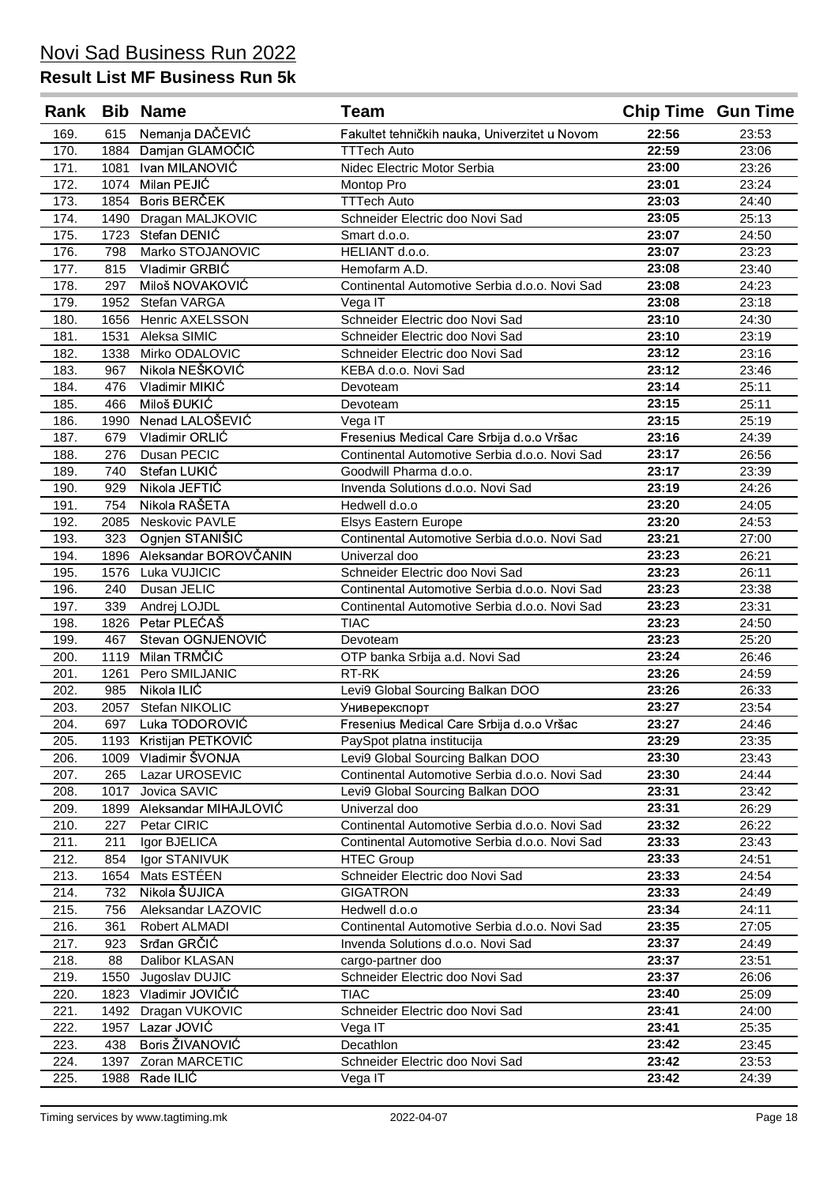# Novi Sad Business Run 2022

## Result List MF Business Run 5k

| Rank | Bib | Name | Team | Chip Time | Gun Time |
|---|---|---|---|---|---|
| 169. | 615 | Nemanja DAČEVIĆ | Fakultet tehničkih nauka, Univerzitet u Novom | **22:56** | 23:53 |
| 170. | 1884 | Damjan GLAMOČIĆ | TTTech Auto | **22:59** | 23:06 |
| 171. | 1081 | Ivan MILANOVIĆ | Nidec Electric Motor Serbia | **23:00** | 23:26 |
| 172. | 1074 | Milan PEJIĆ | Montop Pro | **23:01** | 23:24 |
| 173. | 1854 | Boris BERČEK | TTTech Auto | **23:03** | 24:40 |
| 174. | 1490 | Dragan MALJKOVIC | Schneider Electric doo Novi Sad | **23:05** | 25:13 |
| 175. | 1723 | Stefan DENIĆ | Smart d.o.o. | **23:07** | 24:50 |
| 176. | 798 | Marko STOJANOVIC | HELIANT d.o.o. | **23:07** | 23:23 |
| 177. | 815 | Vladimir GRBIĆ | Hemofarm A.D. | **23:08** | 23:40 |
| 178. | 297 | Miloš NOVAKOVIĆ | Continental Automotive Serbia d.o.o. Novi Sad | **23:08** | 24:23 |
| 179. | 1952 | Stefan VARGA | Vega IT | **23:08** | 23:18 |
| 180. | 1656 | Henric AXELSSON | Schneider Electric doo Novi Sad | **23:10** | 24:30 |
| 181. | 1531 | Aleksa SIMIC | Schneider Electric doo Novi Sad | **23:10** | 23:19 |
| 182. | 1338 | Mirko ODALOVIC | Schneider Electric doo Novi Sad | **23:12** | 23:16 |
| 183. | 967 | Nikola NEŠKOVIĆ | KEBA d.o.o. Novi Sad | **23:12** | 23:46 |
| 184. | 476 | Vladimir MIKIĆ | Devoteam | **23:14** | 25:11 |
| 185. | 466 | Miloš ĐUKIĆ | Devoteam | **23:15** | 25:11 |
| 186. | 1990 | Nenad LALOŠEVIĆ | Vega IT | **23:15** | 25:19 |
| 187. | 679 | Vladimir ORLIĆ | Fresenius Medical Care Srbija d.o.o Vršac | **23:16** | 24:39 |
| 188. | 276 | Dusan PECIC | Continental Automotive Serbia d.o.o. Novi Sad | **23:17** | 26:56 |
| 189. | 740 | Stefan LUKIĆ | Goodwill Pharma d.o.o. | **23:17** | 23:39 |
| 190. | 929 | Nikola JEFTIĆ | Invenda Solutions d.o.o. Novi Sad | **23:19** | 24:26 |
| 191. | 754 | Nikola RAŠETA | Hedwell d.o.o | **23:20** | 24:05 |
| 192. | 2085 | Neskovic PAVLE | Elsys Eastern Europe | **23:20** | 24:53 |
| 193. | 323 | Ognjen STANIŠIĆ | Continental Automotive Serbia d.o.o. Novi Sad | **23:21** | 27:00 |
| 194. | 1896 | Aleksandar BOROVČANIN | Univerzal doo | **23:23** | 26:21 |
| 195. | 1576 | Luka VUJICIC | Schneider Electric doo Novi Sad | **23:23** | 26:11 |
| 196. | 240 | Dusan JELIC | Continental Automotive Serbia d.o.o. Novi Sad | **23:23** | 23:38 |
| 197. | 339 | Andrej LOJDL | Continental Automotive Serbia d.o.o. Novi Sad | **23:23** | 23:31 |
| 198. | 1826 | Petar PLEĆAŠ | TIAC | **23:23** | 24:50 |
| 199. | 467 | Stevan OGNJENOVIĆ | Devoteam | **23:23** | 25:20 |
| 200. | 1119 | Milan TRMČIĆ | OTP banka Srbija a.d. Novi Sad | **23:24** | 26:46 |
| 201. | 1261 | Pero SMILJANIC | RT-RK | **23:26** | 24:59 |
| 202. | 985 | Nikola ILIĆ | Levi9 Global Sourcing Balkan DOO | **23:26** | 26:33 |
| 203. | 2057 | Stefan NIKOLIC | Универекспорт | **23:27** | 23:54 |
| 204. | 697 | Luka TODOROVIĆ | Fresenius Medical Care Srbija d.o.o Vršac | **23:27** | 24:46 |
| 205. | 1193 | Kristijan PETKOVIĆ | PaySpot platna institucija | **23:29** | 23:35 |
| 206. | 1009 | Vladimir ŠVONJA | Levi9 Global Sourcing Balkan DOO | **23:30** | 23:43 |
| 207. | 265 | Lazar UROSEVIC | Continental Automotive Serbia d.o.o. Novi Sad | **23:30** | 24:44 |
| 208. | 1017 | Jovica SAVIC | Levi9 Global Sourcing Balkan DOO | **23:31** | 23:42 |
| 209. | 1899 | Aleksandar MIHAJLOVIĆ | Univerzal doo | **23:31** | 26:29 |
| 210. | 227 | Petar CIRIC | Continental Automotive Serbia d.o.o. Novi Sad | **23:32** | 26:22 |
| 211. | 211 | Igor BJELICA | Continental Automotive Serbia d.o.o. Novi Sad | **23:33** | 23:43 |
| 212. | 854 | Igor STANIVUK | HTEC Group | **23:33** | 24:51 |
| 213. | 1654 | Mats ESTÉEN | Schneider Electric doo Novi Sad | **23:33** | 24:54 |
| 214. | 732 | Nikola ŠUJICA | GIGATRON | **23:33** | 24:49 |
| 215. | 756 | Aleksandar LAZOVIC | Hedwell d.o.o | **23:34** | 24:11 |
| 216. | 361 | Robert ALMADI | Continental Automotive Serbia d.o.o. Novi Sad | **23:35** | 27:05 |
| 217. | 923 | Srđan GRČIĆ | Invenda Solutions d.o.o. Novi Sad | **23:37** | 24:49 |
| 218. | 88 | Dalibor KLASAN | cargo-partner doo | **23:37** | 23:51 |
| 219. | 1550 | Jugoslav DUJIC | Schneider Electric doo Novi Sad | **23:37** | 26:06 |
| 220. | 1823 | Vladimir JOVIČIĆ | TIAC | **23:40** | 25:09 |
| 221. | 1492 | Dragan VUKOVIC | Schneider Electric doo Novi Sad | **23:41** | 24:00 |
| 222. | 1957 | Lazar JOVIĆ | Vega IT | **23:41** | 25:35 |
| 223. | 438 | Boris ŽIVANOVIĆ | Decathlon | **23:42** | 23:45 |
| 224. | 1397 | Zoran MARCETIC | Schneider Electric doo Novi Sad | **23:42** | 23:53 |
| 225. | 1988 | Rade ILIĆ | Vega IT | **23:42** | 24:39 |

Timing services by www.tagtiming.mk — 2022-04-07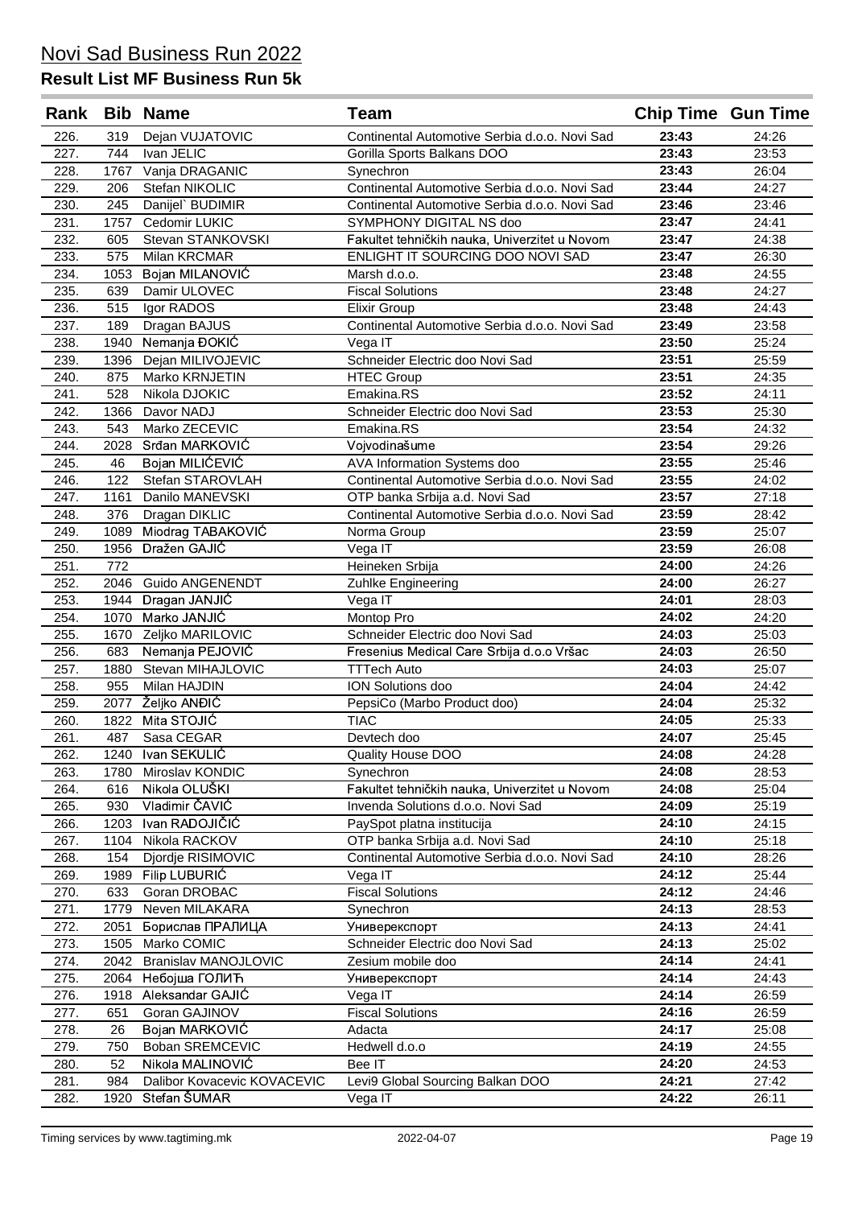# Novi Sad Business Run 2022

## Result List MF Business Run 5k

| Rank | Bib | Name | Team | Chip Time | Gun Time |
|---|---|---|---|---|---|
| 226. | 319 | Dejan VUJATOVIC | Continental Automotive Serbia d.o.o. Novi Sad | **23:43** | 24:26 |
| 227. | 744 | Ivan JELIC | Gorilla Sports Balkans DOO | **23:43** | 23:53 |
| 228. | 1767 | Vanja DRAGANIC | Synechron | **23:43** | 26:04 |
| 229. | 206 | Stefan NIKOLIC | Continental Automotive Serbia d.o.o. Novi Sad | **23:44** | 24:27 |
| 230. | 245 | Danijel` BUDIMIR | Continental Automotive Serbia d.o.o. Novi Sad | **23:46** | 23:46 |
| 231. | 1757 | Cedomir LUKIC | SYMPHONY DIGITAL NS doo | **23:47** | 24:41 |
| 232. | 605 | Stevan STANKOVSKI | Fakultet tehničkih nauka, Univerzitet u Novom | **23:47** | 24:38 |
| 233. | 575 | Milan KRCMAR | ENLIGHT IT SOURCING DOO NOVI SAD | **23:47** | 26:30 |
| 234. | 1053 | Bojan MILANOVIĆ | Marsh d.o.o. | **23:48** | 24:55 |
| 235. | 639 | Damir ULOVEC | Fiscal Solutions | **23:48** | 24:27 |
| 236. | 515 | Igor RADOS | Elixir Group | **23:48** | 24:43 |
| 237. | 189 | Dragan BAJUS | Continental Automotive Serbia d.o.o. Novi Sad | **23:49** | 23:58 |
| 238. | 1940 | Nemanja ĐOKIĆ | Vega IT | **23:50** | 25:24 |
| 239. | 1396 | Dejan MILIVOJEVIC | Schneider Electric doo Novi Sad | **23:51** | 25:59 |
| 240. | 875 | Marko KRNJETIN | HTEC Group | **23:51** | 24:35 |
| 241. | 528 | Nikola DJOKIC | Emakina.RS | **23:52** | 24:11 |
| 242. | 1366 | Davor NADJ | Schneider Electric doo Novi Sad | **23:53** | 25:30 |
| 243. | 543 | Marko ZECEVIC | Emakina.RS | **23:54** | 24:32 |
| 244. | 2028 | Srđan MARKOVIĆ | Vojvodinašume | **23:54** | 29:26 |
| 245. | 46 | Bojan MILIĆEVIĆ | AVA Information Systems doo | **23:55** | 25:46 |
| 246. | 122 | Stefan STAROVLAH | Continental Automotive Serbia d.o.o. Novi Sad | **23:55** | 24:02 |
| 247. | 1161 | Danilo MANEVSKI | OTP banka Srbija a.d. Novi Sad | **23:57** | 27:18 |
| 248. | 376 | Dragan DIKLIC | Continental Automotive Serbia d.o.o. Novi Sad | **23:59** | 28:42 |
| 249. | 1089 | Miodrag TABAKOVIĆ | Norma Group | **23:59** | 25:07 |
| 250. | 1956 | Dražen GAJIĆ | Vega IT | **23:59** | 26:08 |
| 251. | 772 | | Heineken Srbija | **24:00** | 24:26 |
| 252. | 2046 | Guido ANGENENDT | Zuhlke Engineering | **24:00** | 26:27 |
| 253. | 1944 | Dragan JANJIĆ | Vega IT | **24:01** | 28:03 |
| 254. | 1070 | Marko JANJIĆ | Montop Pro | **24:02** | 24:20 |
| 255. | 1670 | Zeljko MARILOVIC | Schneider Electric doo Novi Sad | **24:03** | 25:03 |
| 256. | 683 | Nemanja PEJOVIĆ | Fresenius Medical Care Srbija d.o.o Vršac | **24:03** | 26:50 |
| 257. | 1880 | Stevan MIHAJLOVIC | TTTech Auto | **24:03** | 25:07 |
| 258. | 955 | Milan HAJDIN | ION Solutions doo | **24:04** | 24:42 |
| 259. | 2077 | Željko ANĐIĆ | PepsiCo (Marbo Product doo) | **24:04** | 25:32 |
| 260. | 1822 | Mita STOJIĆ | TIAC | **24:05** | 25:33 |
| 261. | 487 | Sasa CEGAR | Devtech doo | **24:07** | 25:45 |
| 262. | 1240 | Ivan SEKULIĆ | Quality House DOO | **24:08** | 24:28 |
| 263. | 1780 | Miroslav KONDIC | Synechron | **24:08** | 28:53 |
| 264. | 616 | Nikola OLUŠKI | Fakultet tehničkih nauka, Univerzitet u Novom | **24:08** | 25:04 |
| 265. | 930 | Vladimir ČAVIĆ | Invenda Solutions d.o.o. Novi Sad | **24:09** | 25:19 |
| 266. | 1203 | Ivan RADOJIČIĆ | PaySpot platna institucija | **24:10** | 24:15 |
| 267. | 1104 | Nikola RACKOV | OTP banka Srbija a.d. Novi Sad | **24:10** | 25:18 |
| 268. | 154 | Djordje RISIMOVIC | Continental Automotive Serbia d.o.o. Novi Sad | **24:10** | 28:26 |
| 269. | 1989 | Filip LUBURIĆ | Vega IT | **24:12** | 25:44 |
| 270. | 633 | Goran DROBAC | Fiscal Solutions | **24:12** | 24:46 |
| 271. | 1779 | Neven MILAKARA | Synechron | **24:13** | 28:53 |
| 272. | 2051 | Борислав ПРАЛИЦА | Универекспорт | **24:13** | 24:41 |
| 273. | 1505 | Marko COMIC | Schneider Electric doo Novi Sad | **24:13** | 25:02 |
| 274. | 2042 | Branislav MANOJLOVIC | Zesium mobile doo | **24:14** | 24:41 |
| 275. | 2064 | Небојша ГОЛИЋ | Универекспорт | **24:14** | 24:43 |
| 276. | 1918 | Aleksandar GAJIĆ | Vega IT | **24:14** | 26:59 |
| 277. | 651 | Goran GAJINOV | Fiscal Solutions | **24:16** | 26:59 |
| 278. | 26 | Bojan MARKOVIĆ | Adacta | **24:17** | 25:08 |
| 279. | 750 | Boban SREMCEVIC | Hedwell d.o.o | **24:19** | 24:55 |
| 280. | 52 | Nikola MALINOVIĆ | Bee IT | **24:20** | 24:53 |
| 281. | 984 | Dalibor Kovacevic KOVACEVIC | Levi9 Global Sourcing Balkan DOO | **24:21** | 27:42 |
| 282. | 1920 | Stefan ŠUMAR | Vega IT | **24:22** | 26:11 |

Timing services by www.tagtiming.mk — 2022-04-07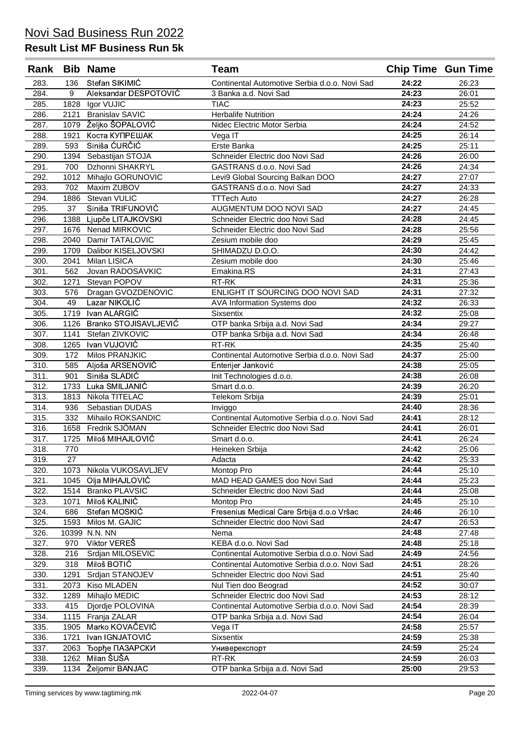# Novi Sad Business Run 2022

## Result List MF Business Run 5k

| Rank | Bib | Name | Team | Chip Time | Gun Time |
|---|---|---|---|---|---|
| 283. | 136 | Stefan SIKIMIĆ | Continental Automotive Serbia d.o.o. Novi Sad | **24:22** | 26:23 |
| 284. | 9 | Aleksandar DESPOTOVIĆ | 3 Banka a.d. Novi Sad | **24:23** | 26:01 |
| 285. | 1828 | Igor VUJIC | TIAC | **24:23** | 25:52 |
| 286. | 2121 | Branislav SAVIC | Herbalife Nutrition | **24:24** | 24:26 |
| 287. | 1079 | Željko ŠOPALOVIĆ | Nidec Electric Motor Serbia | **24:24** | 24:52 |
| 288. | 1921 | Коста КУПРЕШАК | Vega IT | **24:25** | 26:14 |
| 289. | 593 | Siniša ĆURČIĆ | Erste Banka | **24:25** | 25:11 |
| 290. | 1394 | Sebastijan STOJA | Schneider Electric doo Novi Sad | **24:26** | 26:00 |
| 291. | 700 | Dzhonni SHAKRYL | GASTRANS d.o.o. Novi Sad | **24:26** | 24:34 |
| 292. | 1012 | Mihajlo GORUNOVIC | Levi9 Global Sourcing Balkan DOO | **24:27** | 27:07 |
| 293. | 702 | Maxim ZUBOV | GASTRANS d.o.o. Novi Sad | **24:27** | 24:33 |
| 294. | 1886 | Stevan VULIC | TTTech Auto | **24:27** | 26:28 |
| 295. | 37 | Siniša TRIFUNOVIĆ | AUGMENTUM DOO NOVI SAD | **24:27** | 24:45 |
| 296. | 1388 | Ljupče LITAJKOVSKI | Schneider Electric doo Novi Sad | **24:28** | 24:45 |
| 297. | 1676 | Nenad MIRKOVIC | Schneider Electric doo Novi Sad | **24:28** | 25:56 |
| 298. | 2040 | Damir TATALOVIC | Zesium mobile doo | **24:29** | 25:45 |
| 299. | 1709 | Dalibor KISELJOVSKI | SHIMADZU D.O.O. | **24:30** | 24:42 |
| 300. | 2041 | Milan LISICA | Zesium mobile doo | **24:30** | 25:46 |
| 301. | 562 | Jovan RADOSAVKIC | Emakina.RS | **24:31** | 27:43 |
| 302. | 1271 | Stevan POPOV | RT-RK | **24:31** | 25:36 |
| 303. | 576 | Dragan GVOZDENOVIC | ENLIGHT IT SOURCING DOO NOVI SAD | **24:31** | 27:32 |
| 304. | 49 | Lazar NIKOLIĆ | AVA Information Systems doo | **24:32** | 26:33 |
| 305. | 1719 | Ivan ALARGIĆ | Sixsentix | **24:32** | 25:08 |
| 306. | 1126 | Branko STOJISAVLJEVIĆ | OTP banka Srbija a.d. Novi Sad | **24:34** | 29:27 |
| 307. | 1141 | Stefan ZIVKOVIC | OTP banka Srbija a.d. Novi Sad | **24:34** | 26:48 |
| 308. | 1265 | Ivan VUJOVIĆ | RT-RK | **24:35** | 25:40 |
| 309. | 172 | Milos PRANJKIC | Continental Automotive Serbia d.o.o. Novi Sad | **24:37** | 25:00 |
| 310. | 585 | Aljoša ARSENOVIĆ | Enterijer Janković | **24:38** | 25:05 |
| 311. | 901 | Siniša SLADIĆ | Init Technologies d.o.o. | **24:38** | 26:08 |
| 312. | 1733 | Luka SMILJANIĆ | Smart d.o.o. | **24:39** | 26:20 |
| 313. | 1813 | Nikola TITELAC | Telekom Srbija | **24:39** | 25:01 |
| 314. | 936 | Sebastian DUDAS | Inviggo | **24:40** | 28:36 |
| 315. | 332 | Mihailo ROKSANDIC | Continental Automotive Serbia d.o.o. Novi Sad | **24:41** | 28:12 |
| 316. | 1658 | Fredrik SJÖMAN | Schneider Electric doo Novi Sad | **24:41** | 26:01 |
| 317. | 1725 | Miloš MIHAJLOVIĆ | Smart d.o.o. | **24:41** | 26:24 |
| 318. | 770 | | Heineken Srbija | **24:42** | 25:06 |
| 319. | 27 | | Adacta | **24:42** | 25:33 |
| 320. | 1073 | Nikola VUKOSAVLJEV | Montop Pro | **24:44** | 25:10 |
| 321. | 1045 | Olja MIHAJLOVIĆ | MAD HEAD GAMES doo Novi Sad | **24:44** | 25:23 |
| 322. | 1514 | Branko PLAVSIC | Schneider Electric doo Novi Sad | **24:44** | 25:08 |
| 323. | 1071 | Miloš KALINIĆ | Montop Pro | **24:45** | 25:10 |
| 324. | 686 | Stefan MOSKIĆ | Fresenius Medical Care Srbija d.o.o Vršac | **24:46** | 26:10 |
| 325. | 1593 | Milos M. GAJIC | Schneider Electric doo Novi Sad | **24:47** | 26:53 |
| 326. | 10399 | N.N. NN | Nema | **24:48** | 27:48 |
| 327. | 970 | Viktor VEREŠ | KEBA d.o.o. Novi Sad | **24:48** | 25:18 |
| 328. | 216 | Srdjan MILOSEVIC | Continental Automotive Serbia d.o.o. Novi Sad | **24:49** | 24:56 |
| 329. | 318 | Miloš BOTIĆ | Continental Automotive Serbia d.o.o. Novi Sad | **24:51** | 28:26 |
| 330. | 1291 | Srdjan STANOJEV | Schneider Electric doo Novi Sad | **24:51** | 25:40 |
| 331. | 2073 | Kiso MLADEN | Nul Tien doo Beograd | **24:52** | 30:07 |
| 332. | 1289 | Mihajlo MEDIC | Schneider Electric doo Novi Sad | **24:53** | 28:12 |
| 333. | 415 | Djordje POLOVINA | Continental Automotive Serbia d.o.o. Novi Sad | **24:54** | 28:39 |
| 334. | 1115 | Franja ZALAR | OTP banka Srbija a.d. Novi Sad | **24:54** | 26:04 |
| 335. | 1905 | Marko KOVAČEVIĆ | Vega IT | **24:58** | 25:57 |
| 336. | 1721 | Ivan IGNJATOVIĆ | Sixsentix | **24:59** | 25:38 |
| 337. | 2063 | Ђорђе ПАЗАРСКИ | Универекспорт | **24:59** | 25:24 |
| 338. | 1262 | Milan ŠUŠA | RT-RK | **24:59** | 26:03 |
| 339. | 1134 | Željomir BANJAC | OTP banka Srbija a.d. Novi Sad | **25:00** | 29:53 |

Timing services by www.tagtiming.mk — 2022-04-07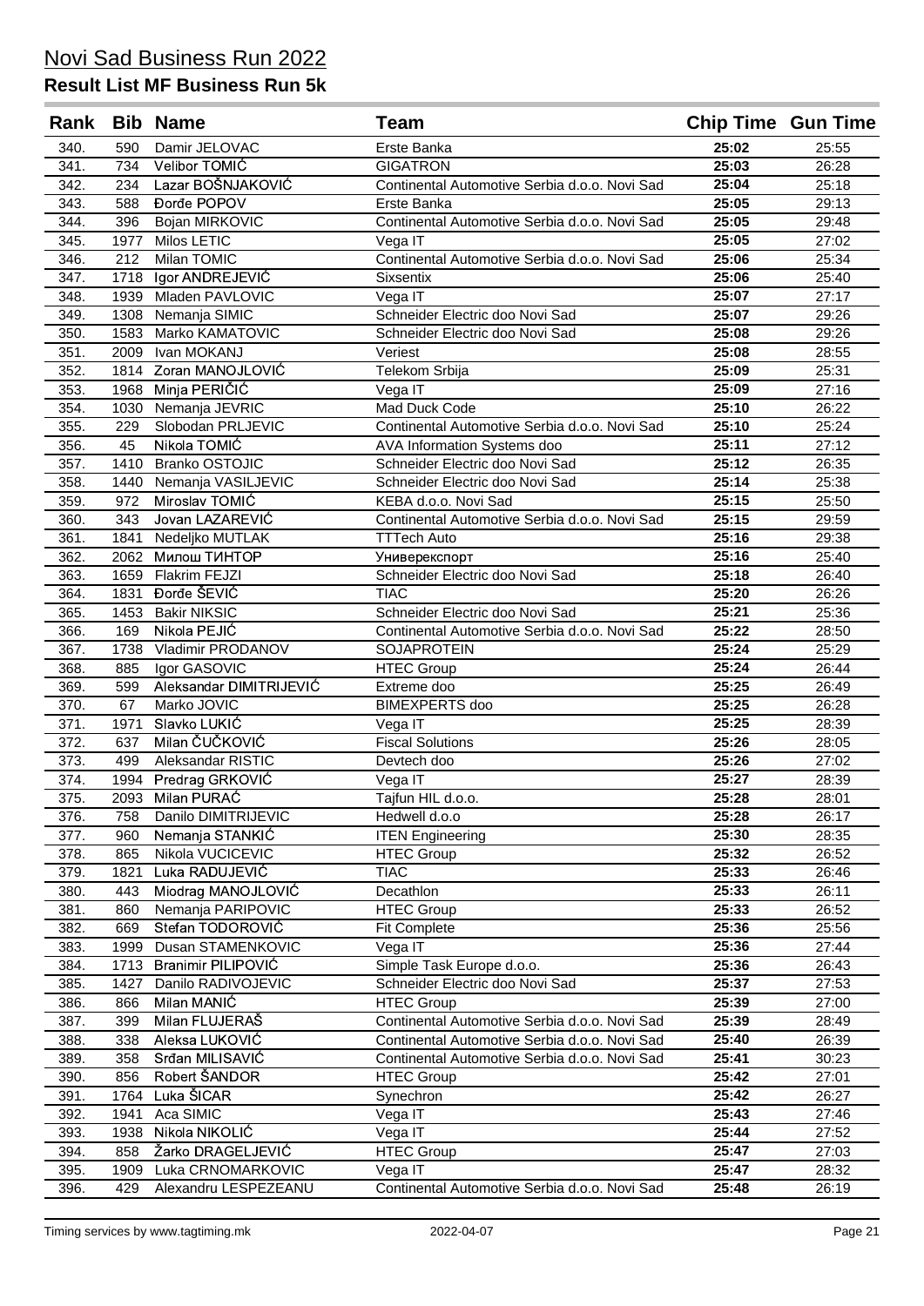# Novi Sad Business Run 2022

## Result List MF Business Run 5k

| Rank | Bib | Name | Team | Chip Time | Gun Time |
|---|---|---|---|---|---|
| 340. | 590 | Damir JELOVAC | Erste Banka | **25:02** | 25:55 |
| 341. | 734 | Velibor TOMIĆ | GIGATRON | **25:03** | 26:28 |
| 342. | 234 | Lazar BOŠNJAKOVIĆ | Continental Automotive Serbia d.o.o. Novi Sad | **25:04** | 25:18 |
| 343. | 588 | Đorđe POPOV | Erste Banka | **25:05** | 29:13 |
| 344. | 396 | Bojan MIRKOVIC | Continental Automotive Serbia d.o.o. Novi Sad | **25:05** | 29:48 |
| 345. | 1977 | Milos LETIC | Vega IT | **25:05** | 27:02 |
| 346. | 212 | Milan TOMIC | Continental Automotive Serbia d.o.o. Novi Sad | **25:06** | 25:34 |
| 347. | 1718 | Igor ANDREJEVIĆ | Sixsentix | **25:06** | 25:40 |
| 348. | 1939 | Mladen PAVLOVIC | Vega IT | **25:07** | 27:17 |
| 349. | 1308 | Nemanja SIMIC | Schneider Electric doo Novi Sad | **25:07** | 29:26 |
| 350. | 1583 | Marko KAMATOVIC | Schneider Electric doo Novi Sad | **25:08** | 29:26 |
| 351. | 2009 | Ivan MOKANJ | Veriest | **25:08** | 28:55 |
| 352. | 1814 | Zoran MANOJLOVIĆ | Telekom Srbija | **25:09** | 25:31 |
| 353. | 1968 | Minja PERIČIĆ | Vega IT | **25:09** | 27:16 |
| 354. | 1030 | Nemanja JEVRIC | Mad Duck Code | **25:10** | 26:22 |
| 355. | 229 | Slobodan PRLJEVIC | Continental Automotive Serbia d.o.o. Novi Sad | **25:10** | 25:24 |
| 356. | 45 | Nikola TOMIĆ | AVA Information Systems doo | **25:11** | 27:12 |
| 357. | 1410 | Branko OSTOJIC | Schneider Electric doo Novi Sad | **25:12** | 26:35 |
| 358. | 1440 | Nemanja VASILJEVIC | Schneider Electric doo Novi Sad | **25:14** | 25:38 |
| 359. | 972 | Miroslav TOMIĆ | KEBA d.o.o. Novi Sad | **25:15** | 25:50 |
| 360. | 343 | Jovan LAZAREVIĆ | Continental Automotive Serbia d.o.o. Novi Sad | **25:15** | 29:59 |
| 361. | 1841 | Nedeljko MUTLAK | TTTech Auto | **25:16** | 29:38 |
| 362. | 2062 | Милош ТИНТОР | Универекспорт | **25:16** | 25:40 |
| 363. | 1659 | Flakrim FEJZI | Schneider Electric doo Novi Sad | **25:18** | 26:40 |
| 364. | 1831 | Đorđe ŠEVIĆ | TIAC | **25:20** | 26:26 |
| 365. | 1453 | Bakir NIKSIC | Schneider Electric doo Novi Sad | **25:21** | 25:36 |
| 366. | 169 | Nikola PEJIĆ | Continental Automotive Serbia d.o.o. Novi Sad | **25:22** | 28:50 |
| 367. | 1738 | Vladimir PRODANOV | SOJAPROTEIN | **25:24** | 25:29 |
| 368. | 885 | Igor GASOVIC | HTEC Group | **25:24** | 26:44 |
| 369. | 599 | Aleksandar DIMITRIJEVIĆ | Extreme doo | **25:25** | 26:49 |
| 370. | 67 | Marko JOVIC | BIMEXPERTS doo | **25:25** | 26:28 |
| 371. | 1971 | Slavko LUKIĆ | Vega IT | **25:25** | 28:39 |
| 372. | 637 | Milan ČUČKOVIĆ | Fiscal Solutions | **25:26** | 28:05 |
| 373. | 499 | Aleksandar RISTIC | Devtech doo | **25:26** | 27:02 |
| 374. | 1994 | Predrag GRKOVIĆ | Vega IT | **25:27** | 28:39 |
| 375. | 2093 | Milan PURAĆ | Tajfun HIL d.o.o. | **25:28** | 28:01 |
| 376. | 758 | Danilo DIMITRIJEVIC | Hedwell d.o.o | **25:28** | 26:17 |
| 377. | 960 | Nemanja STANKIĆ | ITEN Engineering | **25:30** | 28:35 |
| 378. | 865 | Nikola VUCICEVIC | HTEC Group | **25:32** | 26:52 |
| 379. | 1821 | Luka RADUJEVIĆ | TIAC | **25:33** | 26:46 |
| 380. | 443 | Miodrag MANOJLOVIĆ | Decathlon | **25:33** | 26:11 |
| 381. | 860 | Nemanja PARIPOVIC | HTEC Group | **25:33** | 26:52 |
| 382. | 669 | Stefan TODOROVIĆ | Fit Complete | **25:36** | 25:56 |
| 383. | 1999 | Dusan STAMENKOVIC | Vega IT | **25:36** | 27:44 |
| 384. | 1713 | Branimir PILIPOVIĆ | Simple Task Europe d.o.o. | **25:36** | 26:43 |
| 385. | 1427 | Danilo RADIVOJEVIC | Schneider Electric doo Novi Sad | **25:37** | 27:53 |
| 386. | 866 | Milan MANIĆ | HTEC Group | **25:39** | 27:00 |
| 387. | 399 | Milan FLUJERAŠ | Continental Automotive Serbia d.o.o. Novi Sad | **25:39** | 28:49 |
| 388. | 338 | Aleksa LUKOVIĆ | Continental Automotive Serbia d.o.o. Novi Sad | **25:40** | 26:39 |
| 389. | 358 | Srđan MILISAVIĆ | Continental Automotive Serbia d.o.o. Novi Sad | **25:41** | 30:23 |
| 390. | 856 | Robert ŠANDOR | HTEC Group | **25:42** | 27:01 |
| 391. | 1764 | Luka ŠICAR | Synechron | **25:42** | 26:27 |
| 392. | 1941 | Aca SIMIC | Vega IT | **25:43** | 27:46 |
| 393. | 1938 | Nikola NIKOLIĆ | Vega IT | **25:44** | 27:52 |
| 394. | 858 | Žarko DRAGELJEVIĆ | HTEC Group | **25:47** | 27:03 |
| 395. | 1909 | Luka CRNOMARKOVIC | Vega IT | **25:47** | 28:32 |
| 396. | 429 | Alexandru LESPEZEANU | Continental Automotive Serbia d.o.o. Novi Sad | **25:48** | 26:19 |

Timing services by www.tagtiming.mk — 2022-04-07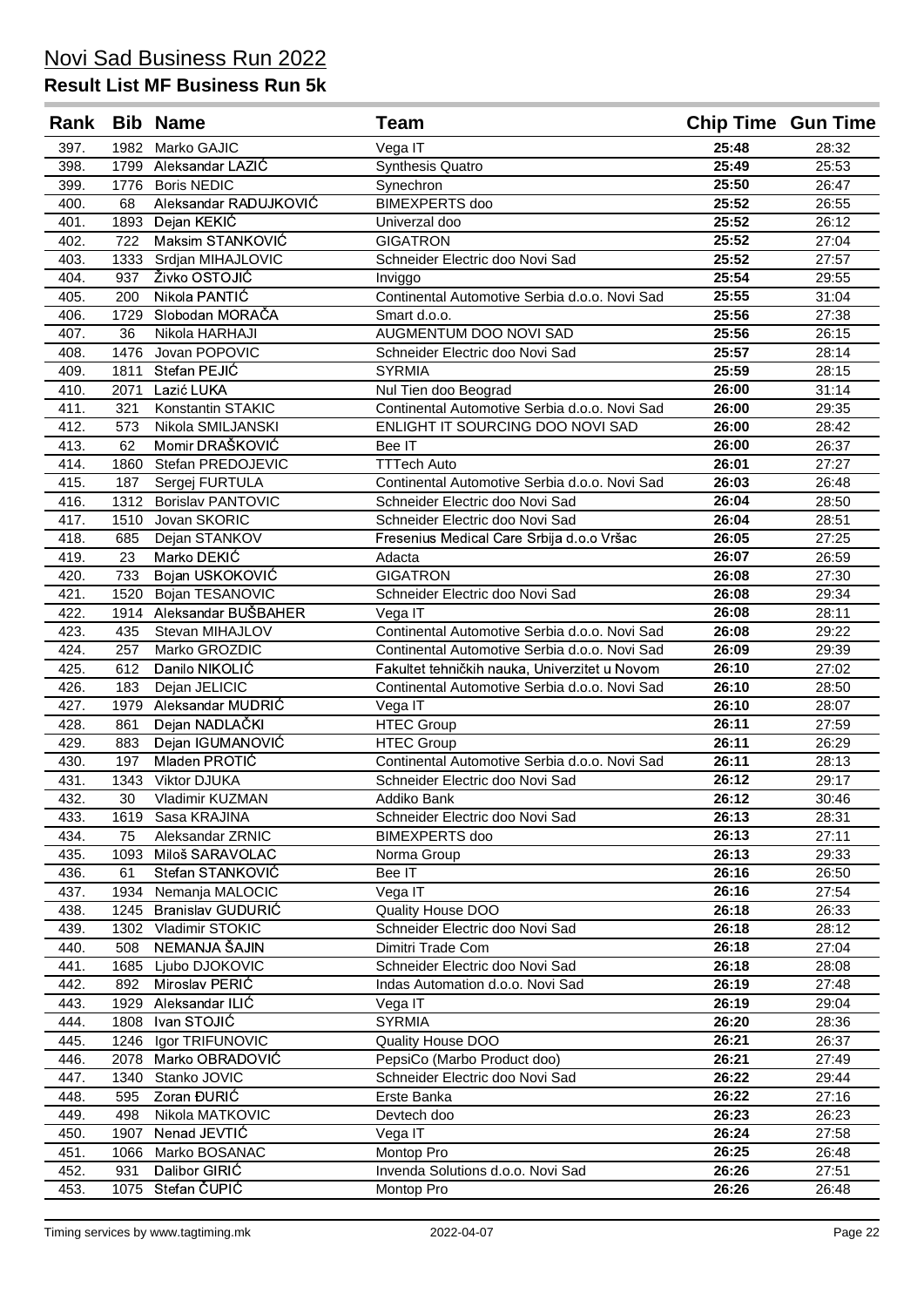# Novi Sad Business Run 2022

## Result List MF Business Run 5k

| Rank | Bib | Name | Team | Chip Time | Gun Time |
|---|---|---|---|---|---|
| 397. | 1982 | Marko GAJIC | Vega IT | 25:48 | 28:32 |
| 398. | 1799 | Aleksandar LAZIĆ | Synthesis Quatro | 25:49 | 25:53 |
| 399. | 1776 | Boris NEDIC | Synechron | 25:50 | 26:47 |
| 400. | 68 | Aleksandar RADUJKOVIĆ | BIMEXPERTS doo | 25:52 | 26:55 |
| 401. | 1893 | Dejan KEKIĆ | Univerzal doo | 25:52 | 26:12 |
| 402. | 722 | Maksim STANKOVIĆ | GIGATRON | 25:52 | 27:04 |
| 403. | 1333 | Srdjan MIHAJLOVIC | Schneider Electric doo Novi Sad | 25:52 | 27:57 |
| 404. | 937 | Živko OSTOJIĆ | Inviggo | 25:54 | 29:55 |
| 405. | 200 | Nikola PANTIĆ | Continental Automotive Serbia d.o.o. Novi Sad | 25:55 | 31:04 |
| 406. | 1729 | Slobodan MORAČA | Smart d.o.o. | 25:56 | 27:38 |
| 407. | 36 | Nikola HARHAJI | AUGMENTUM DOO NOVI SAD | 25:56 | 26:15 |
| 408. | 1476 | Jovan POPOVIC | Schneider Electric doo Novi Sad | 25:57 | 28:14 |
| 409. | 1811 | Stefan PEJIĆ | SYRMIA | 25:59 | 28:15 |
| 410. | 2071 | Lazić LUKA | Nul Tien doo Beograd | 26:00 | 31:14 |
| 411. | 321 | Konstantin STAKIC | Continental Automotive Serbia d.o.o. Novi Sad | 26:00 | 29:35 |
| 412. | 573 | Nikola SMILJANSKI | ENLIGHT IT SOURCING DOO NOVI SAD | 26:00 | 28:42 |
| 413. | 62 | Momir DRAŠKOVIĆ | Bee IT | 26:00 | 26:37 |
| 414. | 1860 | Stefan PREDOJEVIC | TTTech Auto | 26:01 | 27:27 |
| 415. | 187 | Sergej FURTULA | Continental Automotive Serbia d.o.o. Novi Sad | 26:03 | 26:48 |
| 416. | 1312 | Borislav PANTOVIC | Schneider Electric doo Novi Sad | 26:04 | 28:50 |
| 417. | 1510 | Jovan SKORIC | Schneider Electric doo Novi Sad | 26:04 | 28:51 |
| 418. | 685 | Dejan STANKOV | Fresenius Medical Care Srbija d.o.o Vršac | 26:05 | 27:25 |
| 419. | 23 | Marko DEKIĆ | Adacta | 26:07 | 26:59 |
| 420. | 733 | Bojan USKOKOVIĆ | GIGATRON | 26:08 | 27:30 |
| 421. | 1520 | Bojan TESANOVIC | Schneider Electric doo Novi Sad | 26:08 | 29:34 |
| 422. | 1914 | Aleksandar BUŠBAHER | Vega IT | 26:08 | 28:11 |
| 423. | 435 | Stevan MIHAJLOV | Continental Automotive Serbia d.o.o. Novi Sad | 26:08 | 29:22 |
| 424. | 257 | Marko GROZDIC | Continental Automotive Serbia d.o.o. Novi Sad | 26:09 | 29:39 |
| 425. | 612 | Danilo NIKOLIĆ | Fakultet tehničkih nauka, Univerzitet u Novom | 26:10 | 27:02 |
| 426. | 183 | Dejan JELICIC | Continental Automotive Serbia d.o.o. Novi Sad | 26:10 | 28:50 |
| 427. | 1979 | Aleksandar MUDRIĆ | Vega IT | 26:10 | 28:07 |
| 428. | 861 | Dejan NADLAČKI | HTEC Group | 26:11 | 27:59 |
| 429. | 883 | Dejan IGUMANOVIĆ | HTEC Group | 26:11 | 26:29 |
| 430. | 197 | Mladen PROTIĆ | Continental Automotive Serbia d.o.o. Novi Sad | 26:11 | 28:13 |
| 431. | 1343 | Viktor DJUKA | Schneider Electric doo Novi Sad | 26:12 | 29:17 |
| 432. | 30 | Vladimir KUZMAN | Addiko Bank | 26:12 | 30:46 |
| 433. | 1619 | Sasa KRAJINA | Schneider Electric doo Novi Sad | 26:13 | 28:31 |
| 434. | 75 | Aleksandar ZRNIC | BIMEXPERTS doo | 26:13 | 27:11 |
| 435. | 1093 | Miloš SARAVOLAC | Norma Group | 26:13 | 29:33 |
| 436. | 61 | Stefan STANKOVIĆ | Bee IT | 26:16 | 26:50 |
| 437. | 1934 | Nemanja MALOCIC | Vega IT | 26:16 | 27:54 |
| 438. | 1245 | Branislav GUDURIĆ | Quality House DOO | 26:18 | 26:33 |
| 439. | 1302 | Vladimir STOKIC | Schneider Electric doo Novi Sad | 26:18 | 28:12 |
| 440. | 508 | NEMANJA ŠAJIN | Dimitri Trade Com | 26:18 | 27:04 |
| 441. | 1685 | Ljubo DJOKOVIC | Schneider Electric doo Novi Sad | 26:18 | 28:08 |
| 442. | 892 | Miroslav PERIĆ | Indas Automation d.o.o. Novi Sad | 26:19 | 27:48 |
| 443. | 1929 | Aleksandar ILIĆ | Vega IT | 26:19 | 29:04 |
| 444. | 1808 | Ivan STOJIĆ | SYRMIA | 26:20 | 28:36 |
| 445. | 1246 | Igor TRIFUNOVIC | Quality House DOO | 26:21 | 26:37 |
| 446. | 2078 | Marko OBRADOVIĆ | PepsiCo (Marbo Product doo) | 26:21 | 27:49 |
| 447. | 1340 | Stanko JOVIC | Schneider Electric doo Novi Sad | 26:22 | 29:44 |
| 448. | 595 | Zoran ĐURIĆ | Erste Banka | 26:22 | 27:16 |
| 449. | 498 | Nikola MATKOVIC | Devtech doo | 26:23 | 26:23 |
| 450. | 1907 | Nenad JEVTIĆ | Vega IT | 26:24 | 27:58 |
| 451. | 1066 | Marko BOSANAC | Montop Pro | 26:25 | 26:48 |
| 452. | 931 | Dalibor GIRIĆ | Invenda Solutions d.o.o. Novi Sad | 26:26 | 27:51 |
| 453. | 1075 | Stefan ČUPIĆ | Montop Pro | 26:26 | 26:48 |

Timing services by www.tagtiming.mk 2022-04-07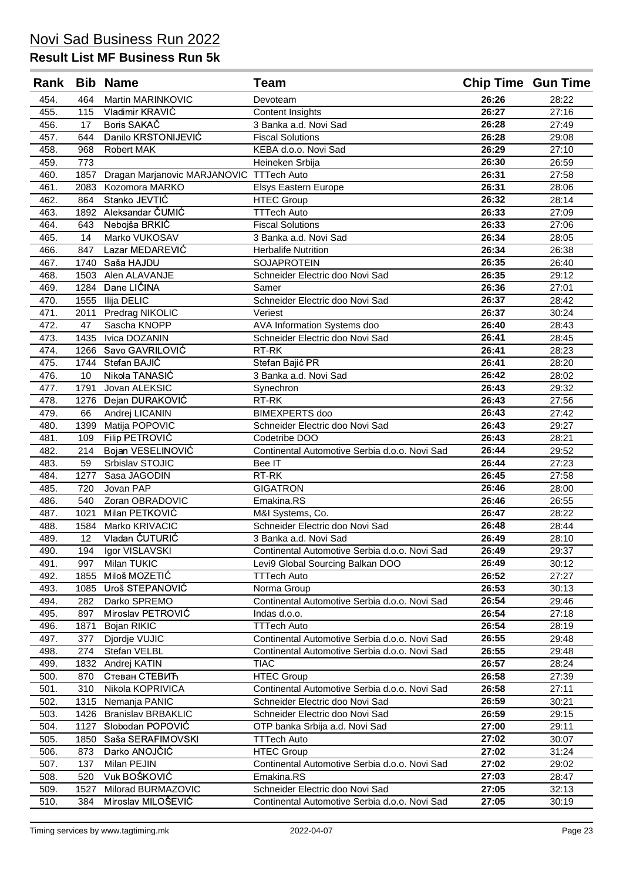# Novi Sad Business Run 2022

## Result List MF Business Run 5k

| Rank | Bib | Name | Team | Chip Time | Gun Time |
|---|---|---|---|---|---|
| 454. | 464 | Martin MARINKOVIC | Devoteam | **26:26** | 28:22 |
| 455. | 115 | Vladimir KRAVIĆ | Content Insights | **26:27** | 27:16 |
| 456. | 17 | Boris SAKAČ | 3 Banka a.d. Novi Sad | **26:28** | 27:49 |
| 457. | 644 | Danilo KRSTONIJEVIĆ | Fiscal Solutions | **26:28** | 29:08 |
| 458. | 968 | Robert MAK | KEBA d.o.o. Novi Sad | **26:29** | 27:10 |
| 459. | 773 | | Heineken Srbija | **26:30** | 26:59 |
| 460. | 1857 | Dragan Marjanovic MARJANOVIC | TTTech Auto | **26:31** | 27:58 |
| 461. | 2083 | Kozomora MARKO | Elsys Eastern Europe | **26:31** | 28:06 |
| 462. | 864 | Stanko JEVTIĆ | HTEC Group | **26:32** | 28:14 |
| 463. | 1892 | Aleksandar ČUMIĆ | TTTech Auto | **26:33** | 27:09 |
| 464. | 643 | Nebojša BRKIĆ | Fiscal Solutions | **26:33** | 27:06 |
| 465. | 14 | Marko VUKOSAV | 3 Banka a.d. Novi Sad | **26:34** | 28:05 |
| 466. | 847 | Lazar MEDAREVIĆ | Herbalife Nutrition | **26:34** | 26:38 |
| 467. | 1740 | Saša HAJDU | SOJAPROTEIN | **26:35** | 26:40 |
| 468. | 1503 | Alen ALAVANJE | Schneider Electric doo Novi Sad | **26:35** | 29:12 |
| 469. | 1284 | Dane LIČINA | Samer | **26:36** | 27:01 |
| 470. | 1555 | Ilija DELIC | Schneider Electric doo Novi Sad | **26:37** | 28:42 |
| 471. | 2011 | Predrag NIKOLIC | Veriest | **26:37** | 30:24 |
| 472. | 47 | Sascha KNOPP | AVA Information Systems doo | **26:40** | 28:43 |
| 473. | 1435 | Ivica DOZANIN | Schneider Electric doo Novi Sad | **26:41** | 28:45 |
| 474. | 1266 | Savo GAVRILOVIĆ | RT-RK | **26:41** | 28:23 |
| 475. | 1744 | Stefan BAJIĆ | Stefan Bajić PR | **26:41** | 28:20 |
| 476. | 10 | Nikola TANASIĆ | 3 Banka a.d. Novi Sad | **26:42** | 28:02 |
| 477. | 1791 | Jovan ALEKSIC | Synechron | **26:43** | 29:32 |
| 478. | 1276 | Dejan ĐURAKOVIĆ | RT-RK | **26:43** | 27:56 |
| 479. | 66 | Andrej LICANIN | BIMEXPERTS doo | **26:43** | 27:42 |
| 480. | 1399 | Matija POPOVIC | Schneider Electric doo Novi Sad | **26:43** | 29:27 |
| 481. | 109 | Filip PETROVIĆ | Codetribe DOO | **26:43** | 28:21 |
| 482. | 214 | Bojan VESELINOVIĆ | Continental Automotive Serbia d.o.o. Novi Sad | **26:44** | 29:52 |
| 483. | 59 | Srbislav STOJIC | Bee IT | **26:44** | 27:23 |
| 484. | 1277 | Sasa JAGODIN | RT-RK | **26:45** | 27:58 |
| 485. | 720 | Jovan PAP | GIGATRON | **26:46** | 28:00 |
| 486. | 540 | Zoran OBRADOVIC | Emakina.RS | **26:46** | 26:55 |
| 487. | 1021 | Milan PETKOVIĆ | M&I Systems, Co. | **26:47** | 28:22 |
| 488. | 1584 | Marko KRIVACIC | Schneider Electric doo Novi Sad | **26:48** | 28:44 |
| 489. | 12 | Vladan ČUTURIĆ | 3 Banka a.d. Novi Sad | **26:49** | 28:10 |
| 490. | 194 | Igor VISLAVSKI | Continental Automotive Serbia d.o.o. Novi Sad | **26:49** | 29:37 |
| 491. | 997 | Milan TUKIC | Levi9 Global Sourcing Balkan DOO | **26:49** | 30:12 |
| 492. | 1855 | Miloš MOZETIĆ | TTTech Auto | **26:52** | 27:27 |
| 493. | 1085 | Uroš STEPANOVIĆ | Norma Group | **26:53** | 30:13 |
| 494. | 282 | Darko SPREMO | Continental Automotive Serbia d.o.o. Novi Sad | **26:54** | 29:46 |
| 495. | 897 | Miroslav PETROVIĆ | Indas d.o.o. | **26:54** | 27:18 |
| 496. | 1871 | Bojan RIKIC | TTTech Auto | **26:54** | 28:19 |
| 497. | 377 | Djordje VUJIC | Continental Automotive Serbia d.o.o. Novi Sad | **26:55** | 29:48 |
| 498. | 274 | Stefan VELBL | Continental Automotive Serbia d.o.o. Novi Sad | **26:55** | 29:48 |
| 499. | 1832 | Andrej KATIN | TIAC | **26:57** | 28:24 |
| 500. | 870 | Стеван СТЕВИЋ | HTEC Group | **26:58** | 27:39 |
| 501. | 310 | Nikola KOPRIVICA | Continental Automotive Serbia d.o.o. Novi Sad | **26:58** | 27:11 |
| 502. | 1315 | Nemanja PANIC | Schneider Electric doo Novi Sad | **26:59** | 30:21 |
| 503. | 1426 | Branislav BRBAKLIC | Schneider Electric doo Novi Sad | **26:59** | 29:15 |
| 504. | 1127 | Slobodan POPOVIĆ | OTP banka Srbija a.d. Novi Sad | **27:00** | 29:11 |
| 505. | 1850 | Saša SERAFIMOVSKI | TTTech Auto | **27:02** | 30:07 |
| 506. | 873 | Darko ANOJČIĆ | HTEC Group | **27:02** | 31:24 |
| 507. | 137 | Milan PEJIN | Continental Automotive Serbia d.o.o. Novi Sad | **27:02** | 29:02 |
| 508. | 520 | Vuk BOŠKOVIĆ | Emakina.RS | **27:03** | 28:47 |
| 509. | 1527 | Milorad BURMAZOVIC | Schneider Electric doo Novi Sad | **27:05** | 32:13 |
| 510. | 384 | Miroslav MILOŠEVIĆ | Continental Automotive Serbia d.o.o. Novi Sad | **27:05** | 30:19 |

Timing services by www.tagtiming.mk — 2022-04-07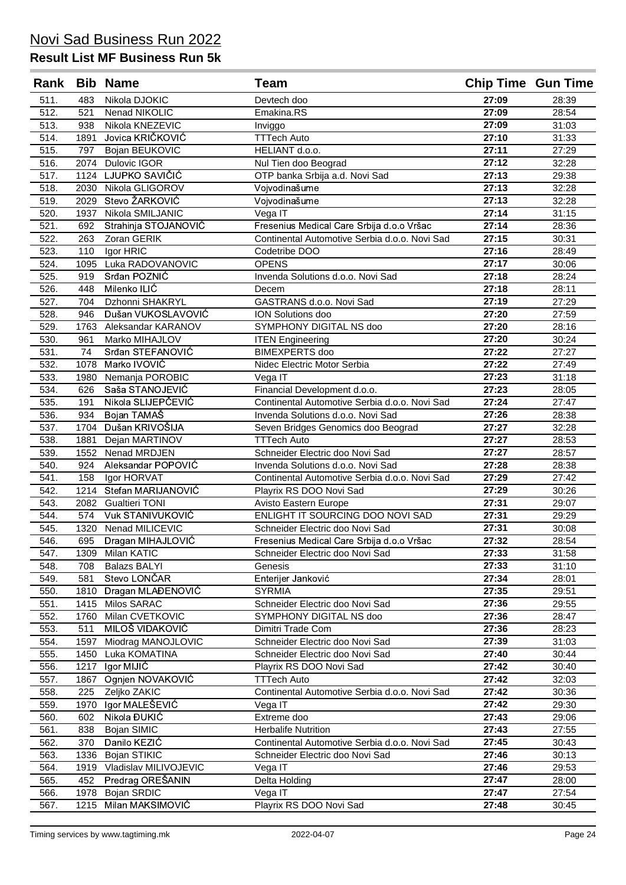# Novi Sad Business Run 2022

## Result List MF Business Run 5k

| Rank | Bib | Name | Team | Chip Time | Gun Time |
|---|---|---|---|---|---|
| 511. | 483 | Nikola DJOKIC | Devtech doo | **27:09** | 28:39 |
| 512. | 521 | Nenad NIKOLIC | Emakina.RS | **27:09** | 28:54 |
| 513. | 938 | Nikola KNEZEVIC | Inviggo | **27:09** | 31:03 |
| 514. | 1891 | Jovica KRIČKOVIĆ | TTTech Auto | **27:10** | 31:33 |
| 515. | 797 | Bojan BEUKOVIC | HELIANT d.o.o. | **27:11** | 27:29 |
| 516. | 2074 | Dulovic IGOR | Nul Tien doo Beograd | **27:12** | 32:28 |
| 517. | 1124 | LJUPKO SAVIČIĆ | OTP banka Srbija a.d. Novi Sad | **27:13** | 29:38 |
| 518. | 2030 | Nikola GLIGOROV | Vojvodinašume | **27:13** | 32:28 |
| 519. | 2029 | Stevo ŽARKOVIĆ | Vojvodinašume | **27:13** | 32:28 |
| 520. | 1937 | Nikola SMILJANIC | Vega IT | **27:14** | 31:15 |
| 521. | 692 | Strahinja STOJANOVIĆ | Fresenius Medical Care Srbija d.o.o Vršac | **27:14** | 28:36 |
| 522. | 263 | Zoran GERIK | Continental Automotive Serbia d.o.o. Novi Sad | **27:15** | 30:31 |
| 523. | 110 | Igor HRIC | Codetribe DOO | **27:16** | 28:49 |
| 524. | 1095 | Luka RADOVANOVIC | OPENS | **27:17** | 30:06 |
| 525. | 919 | Srđan POZNIĆ | Invenda Solutions d.o.o. Novi Sad | **27:18** | 28:24 |
| 526. | 448 | Milenko ILIĆ | Decem | **27:18** | 28:11 |
| 527. | 704 | Dzhonni SHAKRYL | GASTRANS d.o.o. Novi Sad | **27:19** | 27:29 |
| 528. | 946 | Dušan VUKOSLAVOVIĆ | ION Solutions doo | **27:20** | 27:59 |
| 529. | 1763 | Aleksandar KARANOV | SYMPHONY DIGITAL NS doo | **27:20** | 28:16 |
| 530. | 961 | Marko MIHAJLOV | ITEN Engineering | **27:20** | 30:24 |
| 531. | 74 | Srđan STEFANOVIĆ | BIMEXPERTS doo | **27:22** | 27:27 |
| 532. | 1078 | Marko IVOVIĆ | Nidec Electric Motor Serbia | **27:22** | 27:49 |
| 533. | 1980 | Nemanja POROBIC | Vega IT | **27:23** | 31:18 |
| 534. | 626 | Saša STANOJEVIĆ | Financial Development d.o.o. | **27:23** | 28:05 |
| 535. | 191 | Nikola SLIJEPČEVIĆ | Continental Automotive Serbia d.o.o. Novi Sad | **27:24** | 27:47 |
| 536. | 934 | Bojan TAMAŠ | Invenda Solutions d.o.o. Novi Sad | **27:26** | 28:38 |
| 537. | 1704 | Dušan KRIVOŠIJA | Seven Bridges Genomics doo Beograd | **27:27** | 32:28 |
| 538. | 1881 | Dejan MARTINOV | TTTech Auto | **27:27** | 28:53 |
| 539. | 1552 | Nenad MRDJEN | Schneider Electric doo Novi Sad | **27:27** | 28:57 |
| 540. | 924 | Aleksandar POPOVIĆ | Invenda Solutions d.o.o. Novi Sad | **27:28** | 28:38 |
| 541. | 158 | Igor HORVAT | Continental Automotive Serbia d.o.o. Novi Sad | **27:29** | 27:42 |
| 542. | 1214 | Stefan MARIJANOVIĆ | Playrix RS DOO Novi Sad | **27:29** | 30:26 |
| 543. | 2082 | Gualtieri TONI | Avisto Eastern Europe | **27:31** | 29:07 |
| 544. | 574 | Vuk STANIVUKOVIĆ | ENLIGHT IT SOURCING DOO NOVI SAD | **27:31** | 29:29 |
| 545. | 1320 | Nenad MILICEVIC | Schneider Electric doo Novi Sad | **27:31** | 30:08 |
| 546. | 695 | Dragan MIHAJLOVIĆ | Fresenius Medical Care Srbija d.o.o Vršac | **27:32** | 28:54 |
| 547. | 1309 | Milan KATIC | Schneider Electric doo Novi Sad | **27:33** | 31:58 |
| 548. | 708 | Balazs BALYI | Genesis | **27:33** | 31:10 |
| 549. | 581 | Stevo LONČAR | Enterijer Janković | **27:34** | 28:01 |
| 550. | 1810 | Dragan MLAĐENOVIĆ | SYRMIA | **27:35** | 29:51 |
| 551. | 1415 | Milos SARAC | Schneider Electric doo Novi Sad | **27:36** | 29:55 |
| 552. | 1760 | Milan CVETKOVIC | SYMPHONY DIGITAL NS doo | **27:36** | 28:47 |
| 553. | 511 | MILOŠ VIDAKOVIĆ | Dimitri Trade Com | **27:36** | 28:23 |
| 554. | 1597 | Miodrag MANOJLOVIC | Schneider Electric doo Novi Sad | **27:39** | 31:03 |
| 555. | 1450 | Luka KOMATINA | Schneider Electric doo Novi Sad | **27:40** | 30:44 |
| 556. | 1217 | Igor MIJIĆ | Playrix RS DOO Novi Sad | **27:42** | 30:40 |
| 557. | 1867 | Ognjen NOVAKOVIĆ | TTTech Auto | **27:42** | 32:03 |
| 558. | 225 | Zeljko ZAKIC | Continental Automotive Serbia d.o.o. Novi Sad | **27:42** | 30:36 |
| 559. | 1970 | Igor MALEŠEVIĆ | Vega IT | **27:42** | 29:30 |
| 560. | 602 | Nikola ĐUKIĆ | Extreme doo | **27:43** | 29:06 |
| 561. | 838 | Bojan SIMIC | Herbalife Nutrition | **27:43** | 27:55 |
| 562. | 370 | Danilo KEZIĆ | Continental Automotive Serbia d.o.o. Novi Sad | **27:45** | 30:43 |
| 563. | 1336 | Bojan STIKIC | Schneider Electric doo Novi Sad | **27:46** | 30:13 |
| 564. | 1919 | Vladislav MILIVOJEVIC | Vega IT | **27:46** | 29:53 |
| 565. | 452 | Predrag OREŠANIN | Delta Holding | **27:47** | 28:00 |
| 566. | 1978 | Bojan SRDIC | Vega IT | **27:47** | 27:54 |
| 567. | 1215 | Milan MAKSIMOVIĆ | Playrix RS DOO Novi Sad | **27:48** | 30:45 |

Timing services by www.tagtiming.mk — 2022-04-07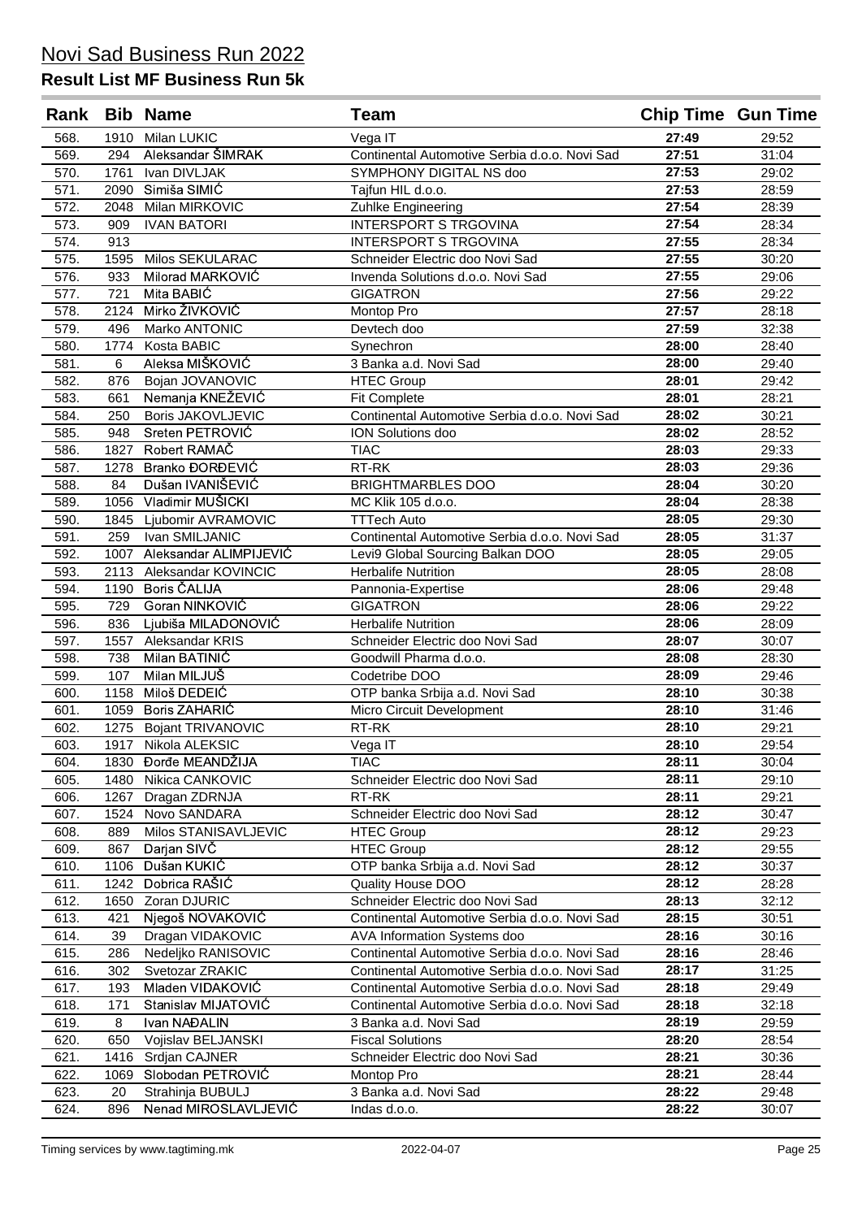# Novi Sad Business Run 2022

## Result List MF Business Run 5k

| Rank | Bib | Name | Team | Chip Time | Gun Time |
|---|---|---|---|---|---|
| 568. | 1910 | Milan LUKIC | Vega IT | 27:49 | 29:52 |
| 569. | 294 | Aleksandar ŠIMRAK | Continental Automotive Serbia d.o.o. Novi Sad | 27:51 | 31:04 |
| 570. | 1761 | Ivan DIVLJAK | SYMPHONY DIGITAL NS doo | 27:53 | 29:02 |
| 571. | 2090 | Simiša SIMIĆ | Tajfun HIL d.o.o. | 27:53 | 28:59 |
| 572. | 2048 | Milan MIRKOVIC | Zuhlke Engineering | 27:54 | 28:39 |
| 573. | 909 | IVAN BATORI | INTERSPORT S TRGOVINA | 27:54 | 28:34 |
| 574. | 913 | | INTERSPORT S TRGOVINA | 27:55 | 28:34 |
| 575. | 1595 | Milos SEKULARAC | Schneider Electric doo Novi Sad | 27:55 | 30:20 |
| 576. | 933 | Milorad MARKOVIĆ | Invenda Solutions d.o.o. Novi Sad | 27:55 | 29:06 |
| 577. | 721 | Mita BABIĆ | GIGATRON | 27:56 | 29:22 |
| 578. | 2124 | Mirko ŽIVKOVIĆ | Montop Pro | 27:57 | 28:18 |
| 579. | 496 | Marko ANTONIC | Devtech doo | 27:59 | 32:38 |
| 580. | 1774 | Kosta BABIC | Synechron | 28:00 | 28:40 |
| 581. | 6 | Aleksa MIŠKOVIĆ | 3 Banka a.d. Novi Sad | 28:00 | 29:40 |
| 582. | 876 | Bojan JOVANOVIC | HTEC Group | 28:01 | 29:42 |
| 583. | 661 | Nemanja KNEŽEVIĆ | Fit Complete | 28:01 | 28:21 |
| 584. | 250 | Boris JAKOVLJEVIC | Continental Automotive Serbia d.o.o. Novi Sad | 28:02 | 30:21 |
| 585. | 948 | Sreten PETROVIĆ | ION Solutions doo | 28:02 | 28:52 |
| 586. | 1827 | Robert RAMAČ | TIAC | 28:03 | 29:33 |
| 587. | 1278 | Branko ĐORĐEVIĆ | RT-RK | 28:03 | 29:36 |
| 588. | 84 | Dušan IVANIŠEVIĆ | BRIGHTMARBLES DOO | 28:04 | 30:20 |
| 589. | 1056 | Vladimir MUŠICKI | MC Klik 105 d.o.o. | 28:04 | 28:38 |
| 590. | 1845 | Ljubomir AVRAMOVIC | TTTech Auto | 28:05 | 29:30 |
| 591. | 259 | Ivan SMILJANIC | Continental Automotive Serbia d.o.o. Novi Sad | 28:05 | 31:37 |
| 592. | 1007 | Aleksandar ALIMPIJEVIĆ | Levi9 Global Sourcing Balkan DOO | 28:05 | 29:05 |
| 593. | 2113 | Aleksandar KOVINCIC | Herbalife Nutrition | 28:05 | 28:08 |
| 594. | 1190 | Boris ČALIJA | Pannonia-Expertise | 28:06 | 29:48 |
| 595. | 729 | Goran NINKOVIĆ | GIGATRON | 28:06 | 29:22 |
| 596. | 836 | Ljubiša MILADONOVIĆ | Herbalife Nutrition | 28:06 | 28:09 |
| 597. | 1557 | Aleksandar KRIS | Schneider Electric doo Novi Sad | 28:07 | 30:07 |
| 598. | 738 | Milan BATINIĆ | Goodwill Pharma d.o.o. | 28:08 | 28:30 |
| 599. | 107 | Milan MILJUŠ | Codetribe DOO | 28:09 | 29:46 |
| 600. | 1158 | Miloš DEDEIĆ | OTP banka Srbija a.d. Novi Sad | 28:10 | 30:38 |
| 601. | 1059 | Boris ZAHARIĆ | Micro Circuit Development | 28:10 | 31:46 |
| 602. | 1275 | Bojant TRIVANOVIC | RT-RK | 28:10 | 29:21 |
| 603. | 1917 | Nikola ALEKSIC | Vega IT | 28:10 | 29:54 |
| 604. | 1830 | Đorđe MEANDŽIJA | TIAC | 28:11 | 30:04 |
| 605. | 1480 | Nikica CANKOVIC | Schneider Electric doo Novi Sad | 28:11 | 29:10 |
| 606. | 1267 | Dragan ZDRNJA | RT-RK | 28:11 | 29:21 |
| 607. | 1524 | Novo SANDARA | Schneider Electric doo Novi Sad | 28:12 | 30:47 |
| 608. | 889 | Milos STANISAVLJEVIC | HTEC Group | 28:12 | 29:23 |
| 609. | 867 | Darjan SIVČ | HTEC Group | 28:12 | 29:55 |
| 610. | 1106 | Dušan KUKIĆ | OTP banka Srbija a.d. Novi Sad | 28:12 | 30:37 |
| 611. | 1242 | Dobrica RAŠIĆ | Quality House DOO | 28:12 | 28:28 |
| 612. | 1650 | Zoran DJURIC | Schneider Electric doo Novi Sad | 28:13 | 32:12 |
| 613. | 421 | Njegoš NOVAKOVIĆ | Continental Automotive Serbia d.o.o. Novi Sad | 28:15 | 30:51 |
| 614. | 39 | Dragan VIDAKOVIC | AVA Information Systems doo | 28:16 | 30:16 |
| 615. | 286 | Nedeljko RANISOVIC | Continental Automotive Serbia d.o.o. Novi Sad | 28:16 | 28:46 |
| 616. | 302 | Svetozar ZRAKIC | Continental Automotive Serbia d.o.o. Novi Sad | 28:17 | 31:25 |
| 617. | 193 | Mladen VIDAKOVIĆ | Continental Automotive Serbia d.o.o. Novi Sad | 28:18 | 29:49 |
| 618. | 171 | Stanislav MIJATOVIĆ | Continental Automotive Serbia d.o.o. Novi Sad | 28:18 | 32:18 |
| 619. | 8 | Ivan NAĐALIN | 3 Banka a.d. Novi Sad | 28:19 | 29:59 |
| 620. | 650 | Vojislav BELJANSKI | Fiscal Solutions | 28:20 | 28:54 |
| 621. | 1416 | Srdjan CAJNER | Schneider Electric doo Novi Sad | 28:21 | 30:36 |
| 622. | 1069 | Slobodan PETROVIĆ | Montop Pro | 28:21 | 28:44 |
| 623. | 20 | Strahinja BUBULJ | 3 Banka a.d. Novi Sad | 28:22 | 29:48 |
| 624. | 896 | Nenad MIROSLAVLJEVIĆ | Indas d.o.o. | 28:22 | 30:07 |

Timing services by www.tagtiming.mk — 2022-04-07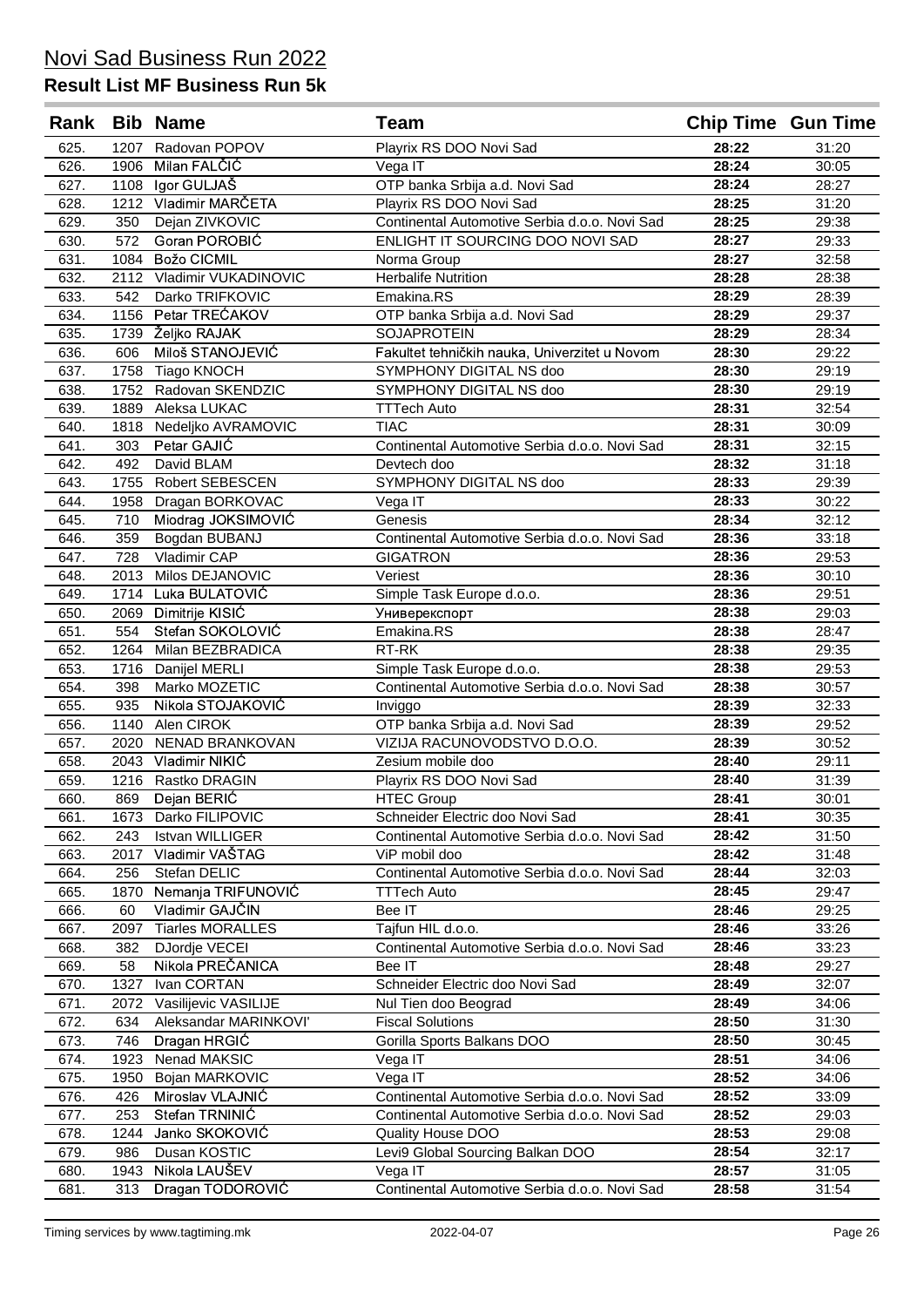# Novi Sad Business Run 2022

## Result List MF Business Run 5k

| Rank | Bib | Name | Team | Chip Time | Gun Time |
|---|---|---|---|---|---|
| 625. | 1207 | Radovan POPOV | Playrix RS DOO Novi Sad | **28:22** | 31:20 |
| 626. | 1906 | Milan FALČIĆ | Vega IT | **28:24** | 30:05 |
| 627. | 1108 | Igor GULJAŠ | OTP banka Srbija a.d. Novi Sad | **28:24** | 28:27 |
| 628. | 1212 | Vladimir MARČETA | Playrix RS DOO Novi Sad | **28:25** | 31:20 |
| 629. | 350 | Dejan ZIVKOVIC | Continental Automotive Serbia d.o.o. Novi Sad | **28:25** | 29:38 |
| 630. | 572 | Goran POROBIĆ | ENLIGHT IT SOURCING DOO NOVI SAD | **28:27** | 29:33 |
| 631. | 1084 | Božo CICMIL | Norma Group | **28:27** | 32:58 |
| 632. | 2112 | Vladimir VUKADINOVIC | Herbalife Nutrition | **28:28** | 28:38 |
| 633. | 542 | Darko TRIFKOVIC | Emakina.RS | **28:29** | 28:39 |
| 634. | 1156 | Petar TREĆAKOV | OTP banka Srbija a.d. Novi Sad | **28:29** | 29:37 |
| 635. | 1739 | Željko RAJAK | SOJAPROTEIN | **28:29** | 28:34 |
| 636. | 606 | Miloš STANOJEVIĆ | Fakultet tehničkih nauka, Univerzitet u Novom | **28:30** | 29:22 |
| 637. | 1758 | Tiago KNOCH | SYMPHONY DIGITAL NS doo | **28:30** | 29:19 |
| 638. | 1752 | Radovan SKENDZIC | SYMPHONY DIGITAL NS doo | **28:30** | 29:19 |
| 639. | 1889 | Aleksa LUKAC | TTTech Auto | **28:31** | 32:54 |
| 640. | 1818 | Nedeljko AVRAMOVIC | TIAC | **28:31** | 30:09 |
| 641. | 303 | Petar GAJIĆ | Continental Automotive Serbia d.o.o. Novi Sad | **28:31** | 32:15 |
| 642. | 492 | David BLAM | Devtech doo | **28:32** | 31:18 |
| 643. | 1755 | Robert SEBESCEN | SYMPHONY DIGITAL NS doo | **28:33** | 29:39 |
| 644. | 1958 | Dragan BORKOVAC | Vega IT | **28:33** | 30:22 |
| 645. | 710 | Miodrag JOKSIMOVIĆ | Genesis | **28:34** | 32:12 |
| 646. | 359 | Bogdan BUBANJ | Continental Automotive Serbia d.o.o. Novi Sad | **28:36** | 33:18 |
| 647. | 728 | Vladimir CAP | GIGATRON | **28:36** | 29:53 |
| 648. | 2013 | Milos DEJANOVIC | Veriest | **28:36** | 30:10 |
| 649. | 1714 | Luka BULATOVIĆ | Simple Task Europe d.o.o. | **28:36** | 29:51 |
| 650. | 2069 | Dimitrije KISIĆ | Универекспорт | **28:38** | 29:03 |
| 651. | 554 | Stefan SOKOLOVIĆ | Emakina.RS | **28:38** | 28:47 |
| 652. | 1264 | Milan BEZBRADICA | RT-RK | **28:38** | 29:35 |
| 653. | 1716 | Danijel MERLI | Simple Task Europe d.o.o. | **28:38** | 29:53 |
| 654. | 398 | Marko MOZETIC | Continental Automotive Serbia d.o.o. Novi Sad | **28:38** | 30:57 |
| 655. | 935 | Nikola STOJAKOVIĆ | Inviggo | **28:39** | 32:33 |
| 656. | 1140 | Alen CIROK | OTP banka Srbija a.d. Novi Sad | **28:39** | 29:52 |
| 657. | 2020 | NENAD BRANKOVAN | VIZIJA RACUNOVODSTVO D.O.O. | **28:39** | 30:52 |
| 658. | 2043 | Vladimir NIKIĆ | Zesium mobile doo | **28:40** | 29:11 |
| 659. | 1216 | Rastko DRAGIN | Playrix RS DOO Novi Sad | **28:40** | 31:39 |
| 660. | 869 | Dejan BERIĆ | HTEC Group | **28:41** | 30:01 |
| 661. | 1673 | Darko FILIPOVIC | Schneider Electric doo Novi Sad | **28:41** | 30:35 |
| 662. | 243 | Istvan WILLIGER | Continental Automotive Serbia d.o.o. Novi Sad | **28:42** | 31:50 |
| 663. | 2017 | Vladimir VAŠTAG | ViP mobil doo | **28:42** | 31:48 |
| 664. | 256 | Stefan DELIC | Continental Automotive Serbia d.o.o. Novi Sad | **28:44** | 32:03 |
| 665. | 1870 | Nemanja TRIFUNOVIĆ | TTTech Auto | **28:45** | 29:47 |
| 666. | 60 | Vladimir GAJČIN | Bee IT | **28:46** | 29:25 |
| 667. | 2097 | Tiarles MORALLES | Tajfun HIL d.o.o. | **28:46** | 33:26 |
| 668. | 382 | DJordje VECEI | Continental Automotive Serbia d.o.o. Novi Sad | **28:46** | 33:23 |
| 669. | 58 | Nikola PREČANICA | Bee IT | **28:48** | 29:27 |
| 670. | 1327 | Ivan CORTAN | Schneider Electric doo Novi Sad | **28:49** | 32:07 |
| 671. | 2072 | Vasilijevic VASILIJE | Nul Tien doo Beograd | **28:49** | 34:06 |
| 672. | 634 | Aleksandar MARINKOVI' | Fiscal Solutions | **28:50** | 31:30 |
| 673. | 746 | Dragan HRGIĆ | Gorilla Sports Balkans DOO | **28:50** | 30:45 |
| 674. | 1923 | Nenad MAKSIC | Vega IT | **28:51** | 34:06 |
| 675. | 1950 | Bojan MARKOVIC | Vega IT | **28:52** | 34:06 |
| 676. | 426 | Miroslav VLAJNIĆ | Continental Automotive Serbia d.o.o. Novi Sad | **28:52** | 33:09 |
| 677. | 253 | Stefan TRNINIĆ | Continental Automotive Serbia d.o.o. Novi Sad | **28:52** | 29:03 |
| 678. | 1244 | Janko SKOKOVIĆ | Quality House DOO | **28:53** | 29:08 |
| 679. | 986 | Dusan KOSTIC | Levi9 Global Sourcing Balkan DOO | **28:54** | 32:17 |
| 680. | 1943 | Nikola LAUŠEV | Vega IT | **28:57** | 31:05 |
| 681. | 313 | Dragan TODOROVIĆ | Continental Automotive Serbia d.o.o. Novi Sad | **28:58** | 31:54 |

Timing services by www.tagtiming.mk 2022-04-07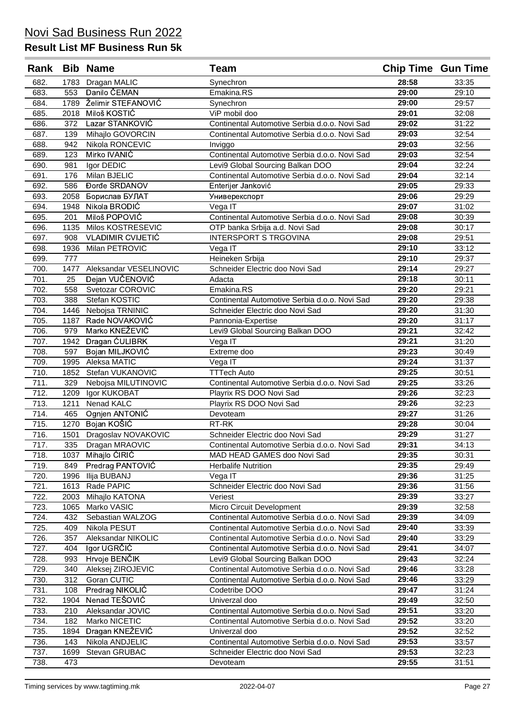# Novi Sad Business Run 2022

## Result List MF Business Run 5k

| Rank | Bib | Name | Team | Chip Time | Gun Time |
|---|---|---|---|---|---|
| 682. | 1783 | Dragan MALIC | Synechron | 28:58 | 33:35 |
| 683. | 553 | Danilo ČEMAN | Emakina.RS | 29:00 | 29:10 |
| 684. | 1789 | Želimir STEFANOVIĆ | Synechron | 29:00 | 29:57 |
| 685. | 2018 | Miloš KOSTIĆ | ViP mobil doo | 29:01 | 32:08 |
| 686. | 372 | Lazar STANKOVIĆ | Continental Automotive Serbia d.o.o. Novi Sad | 29:02 | 31:22 |
| 687. | 139 | Mihajlo GOVORCIN | Continental Automotive Serbia d.o.o. Novi Sad | 29:03 | 32:54 |
| 688. | 942 | Nikola RONCEVIC | Inviggo | 29:03 | 32:56 |
| 689. | 123 | Mirko IVANIĆ | Continental Automotive Serbia d.o.o. Novi Sad | 29:03 | 32:54 |
| 690. | 981 | Igor DEDIC | Levi9 Global Sourcing Balkan DOO | 29:04 | 32:24 |
| 691. | 176 | Milan BJELIC | Continental Automotive Serbia d.o.o. Novi Sad | 29:04 | 32:14 |
| 692. | 586 | Đorđe SRDANOV | Enterijer Janković | 29:05 | 29:33 |
| 693. | 2058 | Борислав БУЛАТ | Универекспорт | 29:06 | 29:29 |
| 694. | 1948 | Nikola BRODIĆ | Vega IT | 29:07 | 31:02 |
| 695. | 201 | Miloš POPOVIĆ | Continental Automotive Serbia d.o.o. Novi Sad | 29:08 | 30:39 |
| 696. | 1135 | Milos KOSTRESEVIC | OTP banka Srbija a.d. Novi Sad | 29:08 | 30:17 |
| 697. | 908 | VLADIMIR CVIJETIĆ | INTERSPORT S TRGOVINA | 29:08 | 29:51 |
| 698. | 1936 | Milan PETROVIC | Vega IT | 29:10 | 33:12 |
| 699. | 777 | | Heineken Srbija | 29:10 | 29:37 |
| 700. | 1477 | Aleksandar VESELINOVIC | Schneider Electric doo Novi Sad | 29:14 | 29:27 |
| 701. | 25 | Dejan VUČENOVIĆ | Adacta | 29:18 | 30:11 |
| 702. | 558 | Svetozar COROVIC | Emakina.RS | 29:20 | 29:21 |
| 703. | 388 | Stefan KOSTIC | Continental Automotive Serbia d.o.o. Novi Sad | 29:20 | 29:38 |
| 704. | 1446 | Nebojsa TRNINIC | Schneider Electric doo Novi Sad | 29:20 | 31:30 |
| 705. | 1187 | Rade NOVAKOVIĆ | Pannonia-Expertise | 29:20 | 31:17 |
| 706. | 979 | Marko KNEŽEVIĆ | Levi9 Global Sourcing Balkan DOO | 29:21 | 32:42 |
| 707. | 1942 | Dragan ĆULIBRK | Vega IT | 29:21 | 31:20 |
| 708. | 597 | Bojan MILJKOVIĆ | Extreme doo | 29:23 | 30:49 |
| 709. | 1995 | Aleksa MATIC | Vega IT | 29:24 | 31:37 |
| 710. | 1852 | Stefan VUKANOVIC | TTTech Auto | 29:25 | 30:51 |
| 711. | 329 | Nebojsa MILUTINOVIC | Continental Automotive Serbia d.o.o. Novi Sad | 29:25 | 33:26 |
| 712. | 1209 | Igor KUKOBAT | Playrix RS DOO Novi Sad | 29:26 | 32:23 |
| 713. | 1211 | Nenad KALC | Playrix RS DOO Novi Sad | 29:26 | 32:23 |
| 714. | 465 | Ognjen ANTONIĆ | Devoteam | 29:27 | 31:26 |
| 715. | 1270 | Bojan KOŠIĆ | RT-RK | 29:28 | 30:04 |
| 716. | 1501 | Dragoslav NOVAKOVIC | Schneider Electric doo Novi Sad | 29:29 | 31:27 |
| 717. | 335 | Dragan MRAOVIC | Continental Automotive Serbia d.o.o. Novi Sad | 29:31 | 34:13 |
| 718. | 1037 | Mihajlo ĆIRIĆ | MAD HEAD GAMES doo Novi Sad | 29:35 | 30:31 |
| 719. | 849 | Predrag PANTOVIĆ | Herbalife Nutrition | 29:35 | 29:49 |
| 720. | 1996 | Ilija BUBANJ | Vega IT | 29:36 | 31:25 |
| 721. | 1613 | Rade PAPIC | Schneider Electric doo Novi Sad | 29:36 | 31:56 |
| 722. | 2003 | Mihajlo KATONA | Veriest | 29:39 | 33:27 |
| 723. | 1065 | Marko VASIC | Micro Circuit Development | 29:39 | 32:58 |
| 724. | 432 | Sebastian WALZOG | Continental Automotive Serbia d.o.o. Novi Sad | 29:39 | 34:09 |
| 725. | 409 | Nikola PESUT | Continental Automotive Serbia d.o.o. Novi Sad | 29:40 | 33:39 |
| 726. | 357 | Aleksandar NIKOLIC | Continental Automotive Serbia d.o.o. Novi Sad | 29:40 | 33:29 |
| 727. | 404 | Igor UGRČIĆ | Continental Automotive Serbia d.o.o. Novi Sad | 29:41 | 34:07 |
| 728. | 993 | Hrvoje BENČIK | Levi9 Global Sourcing Balkan DOO | 29:43 | 32:24 |
| 729. | 340 | Aleksej ZIROJEVIC | Continental Automotive Serbia d.o.o. Novi Sad | 29:46 | 33:28 |
| 730. | 312 | Goran CUTIC | Continental Automotive Serbia d.o.o. Novi Sad | 29:46 | 33:29 |
| 731. | 108 | Predrag NIKOLIĆ | Codetribe DOO | 29:47 | 31:24 |
| 732. | 1904 | Nenad TEŠOVIĆ | Univerzal doo | 29:49 | 32:50 |
| 733. | 210 | Aleksandar JOVIC | Continental Automotive Serbia d.o.o. Novi Sad | 29:51 | 33:20 |
| 734. | 182 | Marko NICETIC | Continental Automotive Serbia d.o.o. Novi Sad | 29:52 | 33:20 |
| 735. | 1894 | Dragan KNEŽEVIĆ | Univerzal doo | 29:52 | 32:52 |
| 736. | 143 | Nikola ANDJELIC | Continental Automotive Serbia d.o.o. Novi Sad | 29:53 | 33:57 |
| 737. | 1699 | Stevan GRUBAC | Schneider Electric doo Novi Sad | 29:53 | 32:23 |
| 738. | 473 | | Devoteam | 29:55 | 31:51 |

Timing services by www.tagtiming.mk 2022-04-07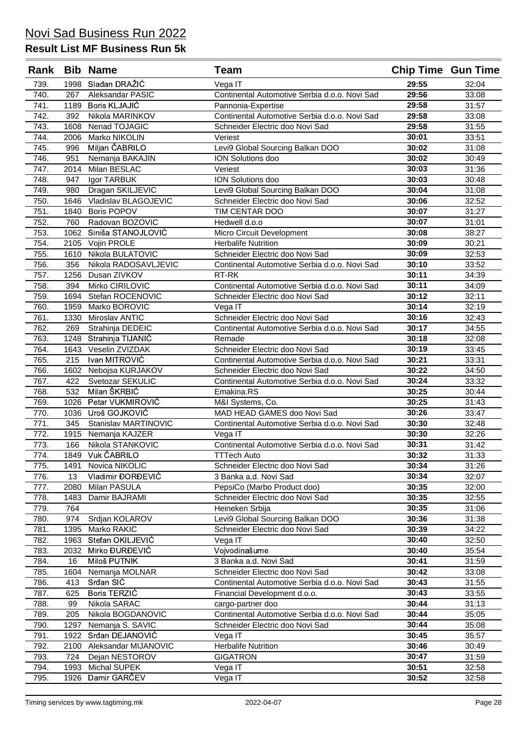# Novi Sad Business Run 2022

## Result List MF Business Run 5k

| Rank | Bib | Name | Team | Chip Time | Gun Time |
|---|---|---|---|---|---|
| 739. | 1998 | Slađan DRAŽIĆ | Vega IT | **29:55** | 32:04 |
| 740. | 267 | Aleksandar PASIC | Continental Automotive Serbia d.o.o. Novi Sad | **29:56** | 33:08 |
| 741. | 1189 | Boris KLAJIĆ | Pannonia-Expertise | **29:58** | 31:57 |
| 742. | 392 | Nikola MARINKOV | Continental Automotive Serbia d.o.o. Novi Sad | **29:58** | 33:08 |
| 743. | 1608 | Nenad TOJAGIC | Schneider Electric doo Novi Sad | **29:58** | 31:55 |
| 744. | 2006 | Marko NIKOLIN | Veriest | **30:01** | 33:51 |
| 745. | 996 | Miljan ČABRILO | Levi9 Global Sourcing Balkan DOO | **30:02** | 31:08 |
| 746. | 951 | Nemanja BAKAJIN | ION Solutions doo | **30:02** | 30:49 |
| 747. | 2014 | Milan BESLAC | Veriest | **30:03** | 31:36 |
| 748. | 947 | Igor TARBUK | ION Solutions doo | **30:03** | 30:48 |
| 749. | 980 | Dragan SKILJEVIC | Levi9 Global Sourcing Balkan DOO | **30:04** | 31:08 |
| 750. | 1646 | Vladislav BLAGOJEVIC | Schneider Electric doo Novi Sad | **30:06** | 32:52 |
| 751. | 1840 | Boris POPOV | TIM CENTAR DOO | **30:07** | 31:27 |
| 752. | 760 | Radovan BOZOVIC | Hedwell d.o.o | **30:07** | 31:01 |
| 753. | 1062 | Siniša STANOJLOVIĆ | Micro Circuit Development | **30:08** | 38:27 |
| 754. | 2105 | Vojin PROLE | Herbalife Nutrition | **30:09** | 30:21 |
| 755. | 1610 | Nikola BULATOVIC | Schneider Electric doo Novi Sad | **30:09** | 32:53 |
| 756. | 356 | Nikola RADOSAVLJEVIC | Continental Automotive Serbia d.o.o. Novi Sad | **30:10** | 33:52 |
| 757. | 1256 | Dusan ZIVKOV | RT-RK | **30:11** | 34:39 |
| 758. | 394 | Mirko CIRILOVIC | Continental Automotive Serbia d.o.o. Novi Sad | **30:11** | 34:09 |
| 759. | 1694 | Stefan ROCENOVIC | Schneider Electric doo Novi Sad | **30:12** | 32:11 |
| 760. | 1959 | Marko BOROVIC | Vega IT | **30:14** | 32:19 |
| 761. | 1330 | Miroslav ANTIC | Schneider Electric doo Novi Sad | **30:16** | 32:43 |
| 762. | 269 | Strahinja DEDEIC | Continental Automotive Serbia d.o.o. Novi Sad | **30:17** | 34:55 |
| 763. | 1248 | Strahinja TIJANIĆ | Remade | **30:18** | 32:08 |
| 764. | 1643 | Veselin ZVIZDAK | Schneider Electric doo Novi Sad | **30:19** | 33:45 |
| 765. | 215 | Ivan MITROVIĆ | Continental Automotive Serbia d.o.o. Novi Sad | **30:21** | 33:31 |
| 766. | 1602 | Nebojsa KURJAKOV | Schneider Electric doo Novi Sad | **30:22** | 34:50 |
| 767. | 422 | Svetozar SEKULIC | Continental Automotive Serbia d.o.o. Novi Sad | **30:24** | 33:32 |
| 768. | 532 | Milan ŠKRBIĆ | Emakina.RS | **30:25** | 30:44 |
| 769. | 1026 | Petar VUKMIROVIĆ | M&I Systems, Co. | **30:25** | 31:43 |
| 770. | 1036 | Uroš GOJKOVIĆ | MAD HEAD GAMES doo Novi Sad | **30:26** | 33:47 |
| 771. | 345 | Stanislav MARTINOVIC | Continental Automotive Serbia d.o.o. Novi Sad | **30:30** | 32:48 |
| 772. | 1915 | Nemanja KAJZER | Vega IT | **30:30** | 32:26 |
| 773. | 166 | Nikola STANKOVIC | Continental Automotive Serbia d.o.o. Novi Sad | **30:31** | 31:42 |
| 774. | 1849 | Vuk ČABRILO | TTTech Auto | **30:32** | 31:33 |
| 775. | 1491 | Novica NIKOLIC | Schneider Electric doo Novi Sad | **30:34** | 31:26 |
| 776. | 13 | Vladimir ĐORĐEVIĆ | 3 Banka a.d. Novi Sad | **30:34** | 32:07 |
| 777. | 2080 | Milan PASULA | PepsiCo (Marbo Product doo) | **30:35** | 32:00 |
| 778. | 1483 | Damir BAJRAMI | Schneider Electric doo Novi Sad | **30:35** | 32:55 |
| 779. | 764 | | Heineken Srbija | **30:35** | 31:06 |
| 780. | 974 | Srdjan KOLAROV | Levi9 Global Sourcing Balkan DOO | **30:36** | 31:38 |
| 781. | 1395 | Marko RAKIC | Schneider Electric doo Novi Sad | **30:39** | 34:22 |
| 782. | 1963 | Stefan OKILJEVIĆ | Vega IT | **30:40** | 32:50 |
| 783. | 2032 | Mirko ĐURĐEVIĆ | Vojvodinašume | **30:40** | 35:54 |
| 784. | 16 | Miloš PUTNIK | 3 Banka a.d. Novi Sad | **30:41** | 31:59 |
| 785. | 1604 | Nemanja MOLNAR | Schneider Electric doo Novi Sad | **30:42** | 33:08 |
| 786. | 413 | Srđan SIĆ | Continental Automotive Serbia d.o.o. Novi Sad | **30:43** | 31:55 |
| 787. | 625 | Boris TERZIĆ | Financial Development d.o.o. | **30:43** | 33:55 |
| 788. | 99 | Nikola SARAC | cargo-partner doo | **30:44** | 31:13 |
| 789. | 205 | Nikola BOGDANOVIC | Continental Automotive Serbia d.o.o. Novi Sad | **30:44** | 35:05 |
| 790. | 1297 | Nemanja S. SAVIC | Schneider Electric doo Novi Sad | **30:44** | 35:08 |
| 791. | 1922 | Srđan DEJANOVIĆ | Vega IT | **30:45** | 35:57 |
| 792. | 2100 | Aleksandar MIJANOVIC | Herbalife Nutrition | **30:46** | 30:49 |
| 793. | 724 | Dejan NESTOROV | GIGATRON | **30:47** | 31:59 |
| 794. | 1993 | Michal SUPEK | Vega IT | **30:51** | 32:58 |
| 795. | 1926 | Damir GARČEV | Vega IT | **30:52** | 32:58 |

Timing services by www.tagtiming.mk — 2022-04-07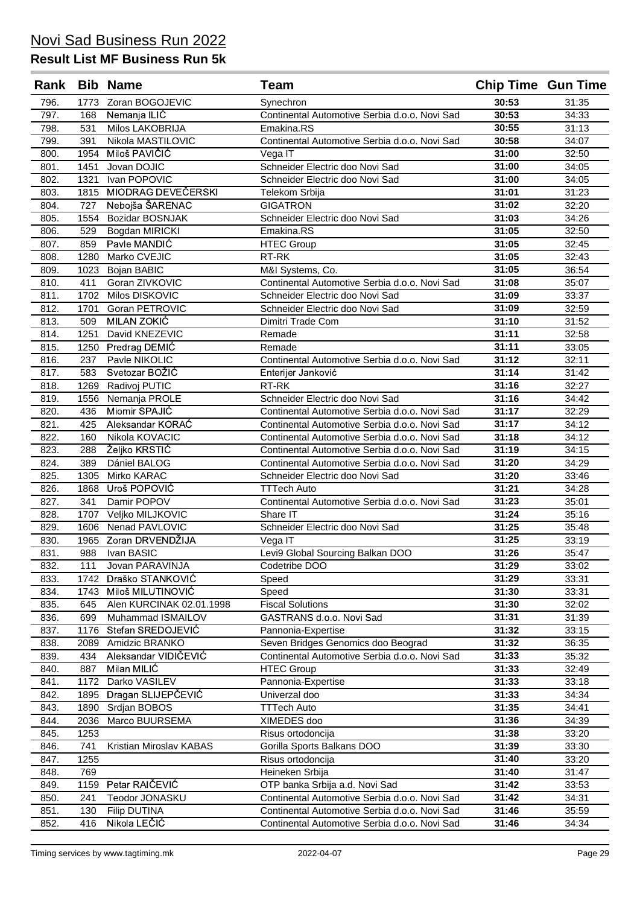# Novi Sad Business Run 2022

## Result List MF Business Run 5k

| Rank | Bib | Name | Team | Chip Time | Gun Time |
|---|---|---|---|---|---|
| 796. | 1773 | Zoran BOGOJEVIC | Synechron | **30:53** | 31:35 |
| 797. | 168 | Nemanja ILIĆ | Continental Automotive Serbia d.o.o. Novi Sad | **30:53** | 34:33 |
| 798. | 531 | Milos LAKOBRIJA | Emakina.RS | **30:55** | 31:13 |
| 799. | 391 | Nikola MASTILOVIC | Continental Automotive Serbia d.o.o. Novi Sad | **30:58** | 34:07 |
| 800. | 1954 | Miloš PAVIČIĆ | Vega IT | **31:00** | 32:50 |
| 801. | 1451 | Jovan DOJIC | Schneider Electric doo Novi Sad | **31:00** | 34:05 |
| 802. | 1321 | Ivan POPOVIC | Schneider Electric doo Novi Sad | **31:00** | 34:05 |
| 803. | 1815 | MIODRAG DEVEČERSKI | Telekom Srbija | **31:01** | 31:23 |
| 804. | 727 | Nebojša ŠARENAC | GIGATRON | **31:02** | 32:20 |
| 805. | 1554 | Bozidar BOSNJAK | Schneider Electric doo Novi Sad | **31:03** | 34:26 |
| 806. | 529 | Bogdan MIRICKI | Emakina.RS | **31:05** | 32:50 |
| 807. | 859 | Pavle MANDIĆ | HTEC Group | **31:05** | 32:45 |
| 808. | 1280 | Marko CVEJIC | RT-RK | **31:05** | 32:43 |
| 809. | 1023 | Bojan BABIC | M&I Systems, Co. | **31:05** | 36:54 |
| 810. | 411 | Goran ZIVKOVIC | Continental Automotive Serbia d.o.o. Novi Sad | **31:08** | 35:07 |
| 811. | 1702 | Milos DISKOVIC | Schneider Electric doo Novi Sad | **31:09** | 33:37 |
| 812. | 1701 | Goran PETROVIC | Schneider Electric doo Novi Sad | **31:09** | 32:59 |
| 813. | 509 | MILAN ZOKIĆ | Dimitri Trade Com | **31:10** | 31:52 |
| 814. | 1251 | David KNEZEVIC | Remade | **31:11** | 32:58 |
| 815. | 1250 | Predrag DEMIĆ | Remade | **31:11** | 33:05 |
| 816. | 237 | Pavle NIKOLIC | Continental Automotive Serbia d.o.o. Novi Sad | **31:12** | 32:11 |
| 817. | 583 | Svetozar BOŽIĆ | Enterijer Janković | **31:14** | 31:42 |
| 818. | 1269 | Radivoj PUTIC | RT-RK | **31:16** | 32:27 |
| 819. | 1556 | Nemanja PROLE | Schneider Electric doo Novi Sad | **31:16** | 34:42 |
| 820. | 436 | Miomir SPAJIĆ | Continental Automotive Serbia d.o.o. Novi Sad | **31:17** | 32:29 |
| 821. | 425 | Aleksandar KORAĆ | Continental Automotive Serbia d.o.o. Novi Sad | **31:17** | 34:12 |
| 822. | 160 | Nikola KOVACIC | Continental Automotive Serbia d.o.o. Novi Sad | **31:18** | 34:12 |
| 823. | 288 | Željko KRSTIĆ | Continental Automotive Serbia d.o.o. Novi Sad | **31:19** | 34:15 |
| 824. | 389 | Dániel BALOG | Continental Automotive Serbia d.o.o. Novi Sad | **31:20** | 34:29 |
| 825. | 1305 | Mirko KARAC | Schneider Electric doo Novi Sad | **31:20** | 33:46 |
| 826. | 1868 | Uroš POPOVIĆ | TTTech Auto | **31:21** | 34:28 |
| 827. | 341 | Damir POPOV | Continental Automotive Serbia d.o.o. Novi Sad | **31:23** | 35:01 |
| 828. | 1707 | Veljko MILJKOVIC | Share IT | **31:24** | 35:16 |
| 829. | 1606 | Nenad PAVLOVIC | Schneider Electric doo Novi Sad | **31:25** | 35:48 |
| 830. | 1965 | Zoran DRVENDŽIJA | Vega IT | **31:25** | 33:19 |
| 831. | 988 | Ivan BASIC | Levi9 Global Sourcing Balkan DOO | **31:26** | 35:47 |
| 832. | 111 | Jovan PARAVINJA | Codetribe DOO | **31:29** | 33:02 |
| 833. | 1742 | Draško STANKOVIĆ | Speed | **31:29** | 33:31 |
| 834. | 1743 | Miloš MILUTINOVIĆ | Speed | **31:30** | 33:31 |
| 835. | 645 | Alen KURCINAK 02.01.1998 | Fiscal Solutions | **31:30** | 32:02 |
| 836. | 699 | Muhammad ISMAILOV | GASTRANS d.o.o. Novi Sad | **31:31** | 31:39 |
| 837. | 1176 | Stefan SREDOJEVIĆ | Pannonia-Expertise | **31:32** | 33:15 |
| 838. | 2089 | Amidzic BRANKO | Seven Bridges Genomics doo Beograd | **31:32** | 36:35 |
| 839. | 434 | Aleksandar VIDIČEVIĆ | Continental Automotive Serbia d.o.o. Novi Sad | **31:33** | 35:32 |
| 840. | 887 | Milan MILIĆ | HTEC Group | **31:33** | 32:49 |
| 841. | 1172 | Darko VASILEV | Pannonia-Expertise | **31:33** | 33:18 |
| 842. | 1895 | Dragan SLIJEPČEVIĆ | Univerzal doo | **31:33** | 34:34 |
| 843. | 1890 | Srdjan BOBOS | TTTech Auto | **31:35** | 34:41 |
| 844. | 2036 | Marco BUURSEMA | XIMEDES doo | **31:36** | 34:39 |
| 845. | 1253 | | Risus ortodoncija | **31:38** | 33:20 |
| 846. | 741 | Kristian Miroslav KABAS | Gorilla Sports Balkans DOO | **31:39** | 33:30 |
| 847. | 1255 | | Risus ortodoncija | **31:40** | 33:20 |
| 848. | 769 | | Heineken Srbija | **31:40** | 31:47 |
| 849. | 1159 | Petar RAIČEVIĆ | OTP banka Srbija a.d. Novi Sad | **31:42** | 33:53 |
| 850. | 241 | Teodor JONASKU | Continental Automotive Serbia d.o.o. Novi Sad | **31:42** | 34:31 |
| 851. | 130 | Filip DUTINA | Continental Automotive Serbia d.o.o. Novi Sad | **31:46** | 35:59 |
| 852. | 416 | Nikola LEČIĆ | Continental Automotive Serbia d.o.o. Novi Sad | **31:46** | 34:34 |

Timing services by www.tagtiming.mk — 2022-04-07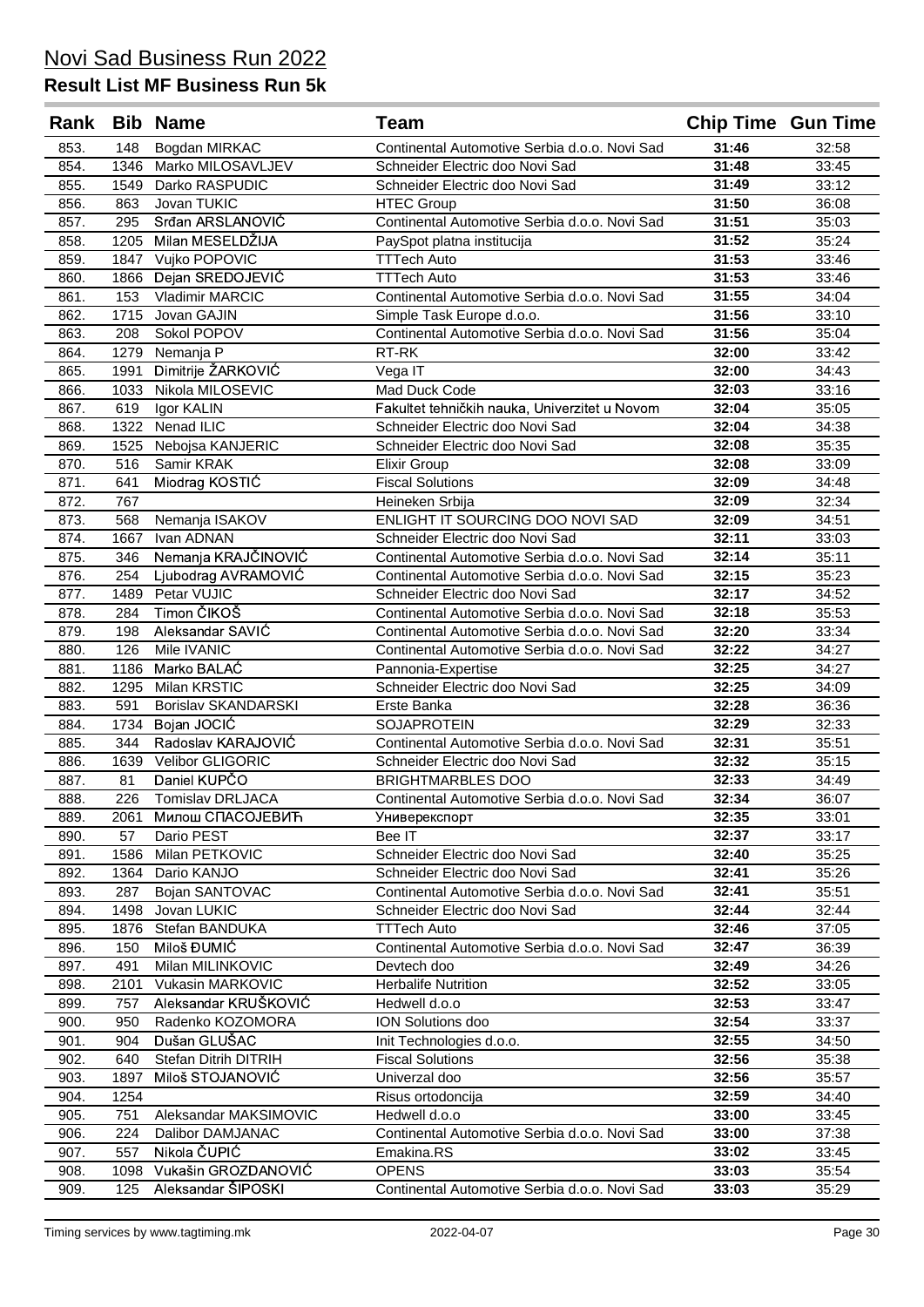# Novi Sad Business Run 2022

## Result List MF Business Run 5k

| Rank | Bib | Name | Team | Chip Time | Gun Time |
|---|---|---|---|---|---|
| 853. | 148 | Bogdan MIRKAC | Continental Automotive Serbia d.o.o. Novi Sad | 31:46 | 32:58 |
| 854. | 1346 | Marko MILOSAVLJEV | Schneider Electric doo Novi Sad | 31:48 | 33:45 |
| 855. | 1549 | Darko RASPUDIC | Schneider Electric doo Novi Sad | 31:49 | 33:12 |
| 856. | 863 | Jovan TUKIC | HTEC Group | 31:50 | 36:08 |
| 857. | 295 | Srđan ARSLANOVIĆ | Continental Automotive Serbia d.o.o. Novi Sad | 31:51 | 35:03 |
| 858. | 1205 | Milan MESELDŽIJA | PaySpot platna institucija | 31:52 | 35:24 |
| 859. | 1847 | Vujko POPOVIC | TTTech Auto | 31:53 | 33:46 |
| 860. | 1866 | Dejan SREDOJEVIĆ | TTTech Auto | 31:53 | 33:46 |
| 861. | 153 | Vladimir MARCIC | Continental Automotive Serbia d.o.o. Novi Sad | 31:55 | 34:04 |
| 862. | 1715 | Jovan GAJIN | Simple Task Europe d.o.o. | 31:56 | 33:10 |
| 863. | 208 | Sokol POPOV | Continental Automotive Serbia d.o.o. Novi Sad | 31:56 | 35:04 |
| 864. | 1279 | Nemanja P | RT-RK | 32:00 | 33:42 |
| 865. | 1991 | Dimitrije ŽARKOVIĆ | Vega IT | 32:00 | 34:43 |
| 866. | 1033 | Nikola MILOSEVIC | Mad Duck Code | 32:03 | 33:16 |
| 867. | 619 | Igor KALIN | Fakultet tehničkih nauka, Univerzitet u Novom | 32:04 | 35:05 |
| 868. | 1322 | Nenad ILIC | Schneider Electric doo Novi Sad | 32:04 | 34:38 |
| 869. | 1525 | Nebojsa KANJERIC | Schneider Electric doo Novi Sad | 32:08 | 35:35 |
| 870. | 516 | Samir KRAK | Elixir Group | 32:08 | 33:09 |
| 871. | 641 | Miodrag KOSTIĆ | Fiscal Solutions | 32:09 | 34:48 |
| 872. | 767 | | Heineken Srbija | 32:09 | 32:34 |
| 873. | 568 | Nemanja ISAKOV | ENLIGHT IT SOURCING DOO NOVI SAD | 32:09 | 34:51 |
| 874. | 1667 | Ivan ADNAN | Schneider Electric doo Novi Sad | 32:11 | 33:03 |
| 875. | 346 | Nemanja KRAJČINOVIĆ | Continental Automotive Serbia d.o.o. Novi Sad | 32:14 | 35:11 |
| 876. | 254 | Ljubodrag AVRAMOVIĆ | Continental Automotive Serbia d.o.o. Novi Sad | 32:15 | 35:23 |
| 877. | 1489 | Petar VUJIC | Schneider Electric doo Novi Sad | 32:17 | 34:52 |
| 878. | 284 | Timon ČIKOŠ | Continental Automotive Serbia d.o.o. Novi Sad | 32:18 | 35:53 |
| 879. | 198 | Aleksandar SAVIĆ | Continental Automotive Serbia d.o.o. Novi Sad | 32:20 | 33:34 |
| 880. | 126 | Mile IVANIC | Continental Automotive Serbia d.o.o. Novi Sad | 32:22 | 34:27 |
| 881. | 1186 | Marko BALAĆ | Pannonia-Expertise | 32:25 | 34:27 |
| 882. | 1295 | Milan KRSTIC | Schneider Electric doo Novi Sad | 32:25 | 34:09 |
| 883. | 591 | Borislav SKANDARSKI | Erste Banka | 32:28 | 36:36 |
| 884. | 1734 | Bojan JOCIĆ | SOJAPROTEIN | 32:29 | 32:33 |
| 885. | 344 | Radoslav KARAJOVIĆ | Continental Automotive Serbia d.o.o. Novi Sad | 32:31 | 35:51 |
| 886. | 1639 | Velibor GLIGORIC | Schneider Electric doo Novi Sad | 32:32 | 35:15 |
| 887. | 81 | Daniel KUPČO | BRIGHTMARBLES DOO | 32:33 | 34:49 |
| 888. | 226 | Tomislav DRLJACA | Continental Automotive Serbia d.o.o. Novi Sad | 32:34 | 36:07 |
| 889. | 2061 | Милош СПАСОЈЕВИЋ | Универекспорт | 32:35 | 33:01 |
| 890. | 57 | Dario PEST | Bee IT | 32:37 | 33:17 |
| 891. | 1586 | Milan PETKOVIC | Schneider Electric doo Novi Sad | 32:40 | 35:25 |
| 892. | 1364 | Dario KANJO | Schneider Electric doo Novi Sad | 32:41 | 35:26 |
| 893. | 287 | Bojan SANTOVAC | Continental Automotive Serbia d.o.o. Novi Sad | 32:41 | 35:51 |
| 894. | 1498 | Jovan LUKIC | Schneider Electric doo Novi Sad | 32:44 | 32:44 |
| 895. | 1876 | Stefan BANDUKA | TTTech Auto | 32:46 | 37:05 |
| 896. | 150 | Miloš ĐUMIĆ | Continental Automotive Serbia d.o.o. Novi Sad | 32:47 | 36:39 |
| 897. | 491 | Milan MILINKOVIC | Devtech doo | 32:49 | 34:26 |
| 898. | 2101 | Vukasin MARKOVIC | Herbalife Nutrition | 32:52 | 33:05 |
| 899. | 757 | Aleksandar KRUŠKOVIĆ | Hedwell d.o.o | 32:53 | 33:47 |
| 900. | 950 | Radenko KOZOMORA | ION Solutions doo | 32:54 | 33:37 |
| 901. | 904 | Dušan GLUŠAC | Init Technologies d.o.o. | 32:55 | 34:50 |
| 902. | 640 | Stefan Ditrih DITRIH | Fiscal Solutions | 32:56 | 35:38 |
| 903. | 1897 | Miloš STOJANOVIĆ | Univerzal doo | 32:56 | 35:57 |
| 904. | 1254 | | Risus ortodoncija | 32:59 | 34:40 |
| 905. | 751 | Aleksandar MAKSIMOVIC | Hedwell d.o.o | 33:00 | 33:45 |
| 906. | 224 | Dalibor DAMJANAC | Continental Automotive Serbia d.o.o. Novi Sad | 33:00 | 37:38 |
| 907. | 557 | Nikola ČUPIĆ | Emakina.RS | 33:02 | 33:45 |
| 908. | 1098 | Vukašin GROZDANOVIĆ | OPENS | 33:03 | 35:54 |
| 909. | 125 | Aleksandar ŠIPOSKI | Continental Automotive Serbia d.o.o. Novi Sad | 33:03 | 35:29 |

Timing services by www.tagtiming.mk 2022-04-07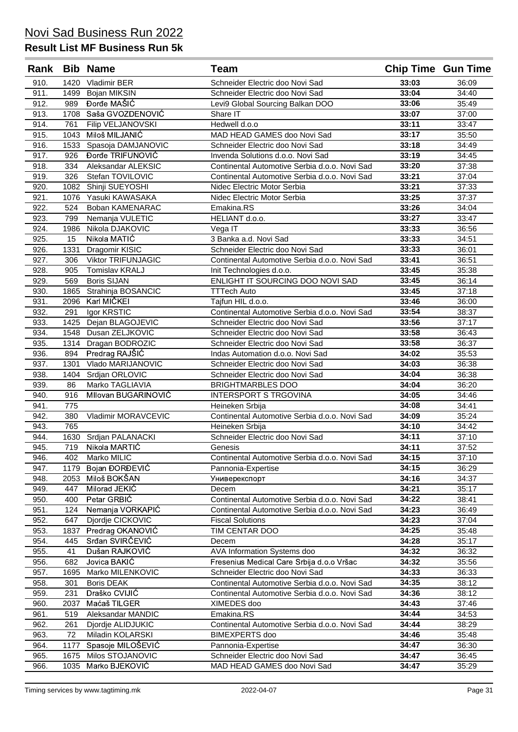# Novi Sad Business Run 2022

## Result List MF Business Run 5k

| Rank | Bib | Name | Team | Chip Time | Gun Time |
|---|---|---|---|---|---|
| 910. | 1420 | Vladimir BER | Schneider Electric doo Novi Sad | 33:03 | 36:09 |
| 911. | 1499 | Bojan MIKSIN | Schneider Electric doo Novi Sad | 33:04 | 34:40 |
| 912. | 989 | Đorđe MAŠIĆ | Levi9 Global Sourcing Balkan DOO | 33:06 | 35:49 |
| 913. | 1708 | Saša GVOZDENOVIĆ | Share IT | 33:07 | 37:00 |
| 914. | 761 | Filip VELJANOVSKI | Hedwell d.o.o | 33:11 | 33:47 |
| 915. | 1043 | Miloš MILJANIĆ | MAD HEAD GAMES doo Novi Sad | 33:17 | 35:50 |
| 916. | 1533 | Spasoja DAMJANOVIC | Schneider Electric doo Novi Sad | 33:18 | 34:49 |
| 917. | 926 | Đorđe TRIFUNOVIĆ | Invenda Solutions d.o.o. Novi Sad | 33:19 | 34:45 |
| 918. | 334 | Aleksandar ALEKSIC | Continental Automotive Serbia d.o.o. Novi Sad | 33:20 | 37:38 |
| 919. | 326 | Stefan TOVILOVIC | Continental Automotive Serbia d.o.o. Novi Sad | 33:21 | 37:04 |
| 920. | 1082 | Shinji SUEYOSHI | Nidec Electric Motor Serbia | 33:21 | 37:33 |
| 921. | 1076 | Yasuki KAWASAKA | Nidec Electric Motor Serbia | 33:25 | 37:37 |
| 922. | 524 | Boban KAMENARAC | Emakina.RS | 33:26 | 34:04 |
| 923. | 799 | Nemanja VULETIC | HELIANT d.o.o. | 33:27 | 33:47 |
| 924. | 1986 | Nikola DJAKOVIC | Vega IT | 33:33 | 36:56 |
| 925. | 15 | Nikola MATIĆ | 3 Banka a.d. Novi Sad | 33:33 | 34:51 |
| 926. | 1331 | Dragomir KISIC | Schneider Electric doo Novi Sad | 33:33 | 36:01 |
| 927. | 306 | Viktor TRIFUNJAGIC | Continental Automotive Serbia d.o.o. Novi Sad | 33:41 | 36:51 |
| 928. | 905 | Tomislav KRALJ | Init Technologies d.o.o. | 33:45 | 35:38 |
| 929. | 569 | Boris SIJAN | ENLIGHT IT SOURCING DOO NOVI SAD | 33:45 | 36:14 |
| 930. | 1865 | Strahinja BOSANCIC | TTTech Auto | 33:45 | 37:18 |
| 931. | 2096 | Karl MIČKEI | Tajfun HIL d.o.o. | 33:46 | 36:00 |
| 932. | 291 | Igor KRSTIC | Continental Automotive Serbia d.o.o. Novi Sad | 33:54 | 38:37 |
| 933. | 1425 | Dejan BLAGOJEVIC | Schneider Electric doo Novi Sad | 33:56 | 37:17 |
| 934. | 1548 | Dusan ZELJKOVIC | Schneider Electric doo Novi Sad | 33:58 | 36:43 |
| 935. | 1314 | Dragan BODROZIC | Schneider Electric doo Novi Sad | 33:58 | 36:37 |
| 936. | 894 | Predrag RAJŠIĆ | Indas Automation d.o.o. Novi Sad | 34:02 | 35:53 |
| 937. | 1301 | Vlado MARIJANOVIC | Schneider Electric doo Novi Sad | 34:03 | 36:38 |
| 938. | 1404 | Srdjan ORLOVIC | Schneider Electric doo Novi Sad | 34:04 | 36:38 |
| 939. | 86 | Marko TAGLIAVIA | BRIGHTMARBLES DOO | 34:04 | 36:20 |
| 940. | 916 | MIlovan BUGARINOVIĆ | INTERSPORT S TRGOVINA | 34:05 | 34:46 |
| 941. | 775 | | Heineken Srbija | 34:08 | 34:41 |
| 942. | 380 | Vladimir MORAVCEVIC | Continental Automotive Serbia d.o.o. Novi Sad | 34:09 | 35:24 |
| 943. | 765 | | Heineken Srbija | 34:10 | 34:42 |
| 944. | 1630 | Srdjan PALANACKI | Schneider Electric doo Novi Sad | 34:11 | 37:10 |
| 945. | 719 | Nikola MARTIĆ | Genesis | 34:11 | 37:52 |
| 946. | 402 | Marko MILIC | Continental Automotive Serbia d.o.o. Novi Sad | 34:15 | 37:10 |
| 947. | 1179 | Bojan ĐORĐEVIĆ | Pannonia-Expertise | 34:15 | 36:29 |
| 948. | 2053 | Miloš BOKŠAN | Универекспорт | 34:16 | 34:37 |
| 949. | 447 | Milorad JEKIĆ | Decem | 34:21 | 35:17 |
| 950. | 400 | Petar GRBIĆ | Continental Automotive Serbia d.o.o. Novi Sad | 34:22 | 38:41 |
| 951. | 124 | Nemanja VORKAPIĆ | Continental Automotive Serbia d.o.o. Novi Sad | 34:23 | 36:49 |
| 952. | 647 | Djordje CICKOVIC | Fiscal Solutions | 34:23 | 37:04 |
| 953. | 1837 | Predrag OKANOVIĆ | TIM CENTAR DOO | 34:25 | 35:48 |
| 954. | 445 | Srđan SVIRČEVIĆ | Decem | 34:28 | 35:17 |
| 955. | 41 | Dušan RAJKOVIĆ | AVA Information Systems doo | 34:32 | 36:32 |
| 956. | 682 | Jovica BAKIĆ | Fresenius Medical Care Srbija d.o.o Vršac | 34:32 | 35:56 |
| 957. | 1695 | Marko MILENKOVIC | Schneider Electric doo Novi Sad | 34:33 | 36:33 |
| 958. | 301 | Boris DEAK | Continental Automotive Serbia d.o.o. Novi Sad | 34:35 | 38:12 |
| 959. | 231 | Draško CVIJIĆ | Continental Automotive Serbia d.o.o. Novi Sad | 34:36 | 38:12 |
| 960. | 2037 | Maćaš TILGER | XIMEDES doo | 34:43 | 37:46 |
| 961. | 519 | Aleksandar MANDIC | Emakina.RS | 34:44 | 34:53 |
| 962. | 261 | Djordje ALIDJUKIC | Continental Automotive Serbia d.o.o. Novi Sad | 34:44 | 38:29 |
| 963. | 72 | Miladin KOLARSKI | BIMEXPERTS doo | 34:46 | 35:48 |
| 964. | 1177 | Spasoje MILOŠEVIĆ | Pannonia-Expertise | 34:47 | 36:30 |
| 965. | 1675 | Milos STOJANOVIC | Schneider Electric doo Novi Sad | 34:47 | 36:45 |
| 966. | 1035 | Marko BJEKOVIĆ | MAD HEAD GAMES doo Novi Sad | 34:47 | 35:29 |

Timing services by www.tagtiming.mk | 2022-04-07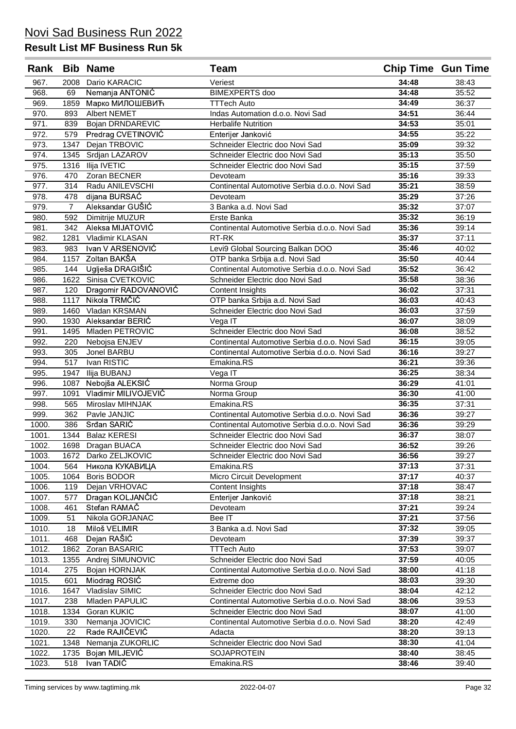# Novi Sad Business Run 2022

## Result List MF Business Run 5k

| Rank | Bib | Name | Team | Chip Time | Gun Time |
|---|---|---|---|---|---|
| 967. | 2008 | Dario KARACIC | Veriest | **34:48** | 38:43 |
| 968. | 69 | Nemanja ANTONIĆ | BIMEXPERTS doo | **34:48** | 35:52 |
| 969. | 1859 | Марко МИЛОШЕВИЋ | TTTech Auto | **34:49** | 36:37 |
| 970. | 893 | Albert NEMET | Indas Automation d.o.o. Novi Sad | **34:51** | 36:44 |
| 971. | 839 | Bojan DRNDAREVIC | Herbalife Nutrition | **34:53** | 35:01 |
| 972. | 579 | Predrag CVETINOVIĆ | Enterijer Janković | **34:55** | 35:22 |
| 973. | 1347 | Dejan TRBOVIC | Schneider Electric doo Novi Sad | **35:09** | 39:32 |
| 974. | 1345 | Srdjan LAZAROV | Schneider Electric doo Novi Sad | **35:13** | 35:50 |
| 975. | 1316 | Ilija IVETIC | Schneider Electric doo Novi Sad | **35:15** | 37:59 |
| 976. | 470 | Zoran BECNER | Devoteam | **35:16** | 39:33 |
| 977. | 314 | Radu ANILEVSCHI | Continental Automotive Serbia d.o.o. Novi Sad | **35:21** | 38:59 |
| 978. | 478 | dijana BURSAĆ | Devoteam | **35:29** | 37:26 |
| 979. | 7 | Aleksandar GUŠIĆ | 3 Banka a.d. Novi Sad | **35:32** | 37:07 |
| 980. | 592 | Dimitrije MUZUR | Erste Banka | **35:32** | 36:19 |
| 981. | 342 | Aleksa MIJATOVIĆ | Continental Automotive Serbia d.o.o. Novi Sad | **35:36** | 39:14 |
| 982. | 1281 | Vladimir KLASAN | RT-RK | **35:37** | 37:11 |
| 983. | 983 | Ivan V ARSENOVIĆ | Levi9 Global Sourcing Balkan DOO | **35:46** | 40:02 |
| 984. | 1157 | Zoltan BAKŠA | OTP banka Srbija a.d. Novi Sad | **35:50** | 40:44 |
| 985. | 144 | Uglješa DRAGIŠIĆ | Continental Automotive Serbia d.o.o. Novi Sad | **35:52** | 36:42 |
| 986. | 1622 | Sinisa CVETKOVIC | Schneider Electric doo Novi Sad | **35:58** | 38:36 |
| 987. | 120 | Dragomir RADOVANOVIĆ | Content Insights | **36:02** | 37:31 |
| 988. | 1117 | Nikola TRMČIĆ | OTP banka Srbija a.d. Novi Sad | **36:03** | 40:43 |
| 989. | 1460 | Vladan KRSMAN | Schneider Electric doo Novi Sad | **36:03** | 37:59 |
| 990. | 1930 | Aleksandar BERIĆ | Vega IT | **36:07** | 38:09 |
| 991. | 1495 | Mladen PETROVIC | Schneider Electric doo Novi Sad | **36:08** | 38:52 |
| 992. | 220 | Nebojsa ENJEV | Continental Automotive Serbia d.o.o. Novi Sad | **36:15** | 39:05 |
| 993. | 305 | Jonel BARBU | Continental Automotive Serbia d.o.o. Novi Sad | **36:16** | 39:27 |
| 994. | 517 | Ivan RISTIC | Emakina.RS | **36:21** | 39:36 |
| 995. | 1947 | Ilija BUBANJ | Vega IT | **36:25** | 38:34 |
| 996. | 1087 | Nebojša ALEKSIĆ | Norma Group | **36:29** | 41:01 |
| 997. | 1091 | Vladimir MILIVOJEVIĆ | Norma Group | **36:30** | 41:00 |
| 998. | 565 | Miroslav MIHNJAK | Emakina.RS | **36:35** | 37:31 |
| 999. | 362 | Pavle JANJIC | Continental Automotive Serbia d.o.o. Novi Sad | **36:36** | 39:27 |
| 1000. | 386 | Srđan SARIĆ | Continental Automotive Serbia d.o.o. Novi Sad | **36:36** | 39:29 |
| 1001. | 1344 | Balaz KERESI | Schneider Electric doo Novi Sad | **36:37** | 38:07 |
| 1002. | 1698 | Dragan BUACA | Schneider Electric doo Novi Sad | **36:52** | 39:26 |
| 1003. | 1672 | Darko ZELJKOVIC | Schneider Electric doo Novi Sad | **36:56** | 39:27 |
| 1004. | 564 | Никола КУКАВИЦА | Emakina.RS | **37:13** | 37:31 |
| 1005. | 1064 | Boris BODOR | Micro Circuit Development | **37:17** | 40:37 |
| 1006. | 119 | Dejan VRHOVAC | Content Insights | **37:18** | 38:47 |
| 1007. | 577 | Dragan KOLJANČIĆ | Enterijer Janković | **37:18** | 38:21 |
| 1008. | 461 | Stefan RAMAČ | Devoteam | **37:21** | 39:24 |
| 1009. | 51 | Nikola GORJANAC | Bee IT | **37:21** | 37:56 |
| 1010. | 18 | Miloš VELIMIR | 3 Banka a.d. Novi Sad | **37:32** | 39:05 |
| 1011. | 468 | Dejan RAŠIĆ | Devoteam | **37:39** | 39:37 |
| 1012. | 1862 | Zoran BASARIC | TTTech Auto | **37:53** | 39:07 |
| 1013. | 1355 | Andrej SIMUNOVIC | Schneider Electric doo Novi Sad | **37:59** | 40:05 |
| 1014. | 275 | Bojan HORNJAK | Continental Automotive Serbia d.o.o. Novi Sad | **38:00** | 41:18 |
| 1015. | 601 | Miodrag ROSIĆ | Extreme doo | **38:03** | 39:30 |
| 1016. | 1647 | Vladislav SIMIC | Schneider Electric doo Novi Sad | **38:04** | 42:12 |
| 1017. | 238 | Mladen PAPULIC | Continental Automotive Serbia d.o.o. Novi Sad | **38:06** | 39:53 |
| 1018. | 1334 | Goran KUKIC | Schneider Electric doo Novi Sad | **38:07** | 41:00 |
| 1019. | 330 | Nemanja JOVICIC | Continental Automotive Serbia d.o.o. Novi Sad | **38:20** | 42:49 |
| 1020. | 22 | Rade RAJIČEVIĆ | Adacta | **38:20** | 39:13 |
| 1021. | 1348 | Nemanja ZUKORLIC | Schneider Electric doo Novi Sad | **38:30** | 41:04 |
| 1022. | 1735 | Bojan MILJEVIĆ | SOJAPROTEIN | **38:40** | 38:45 |
| 1023. | 518 | Ivan TADIĆ | Emakina.RS | **38:46** | 39:40 |

Timing services by www.tagtiming.mk 2022-04-07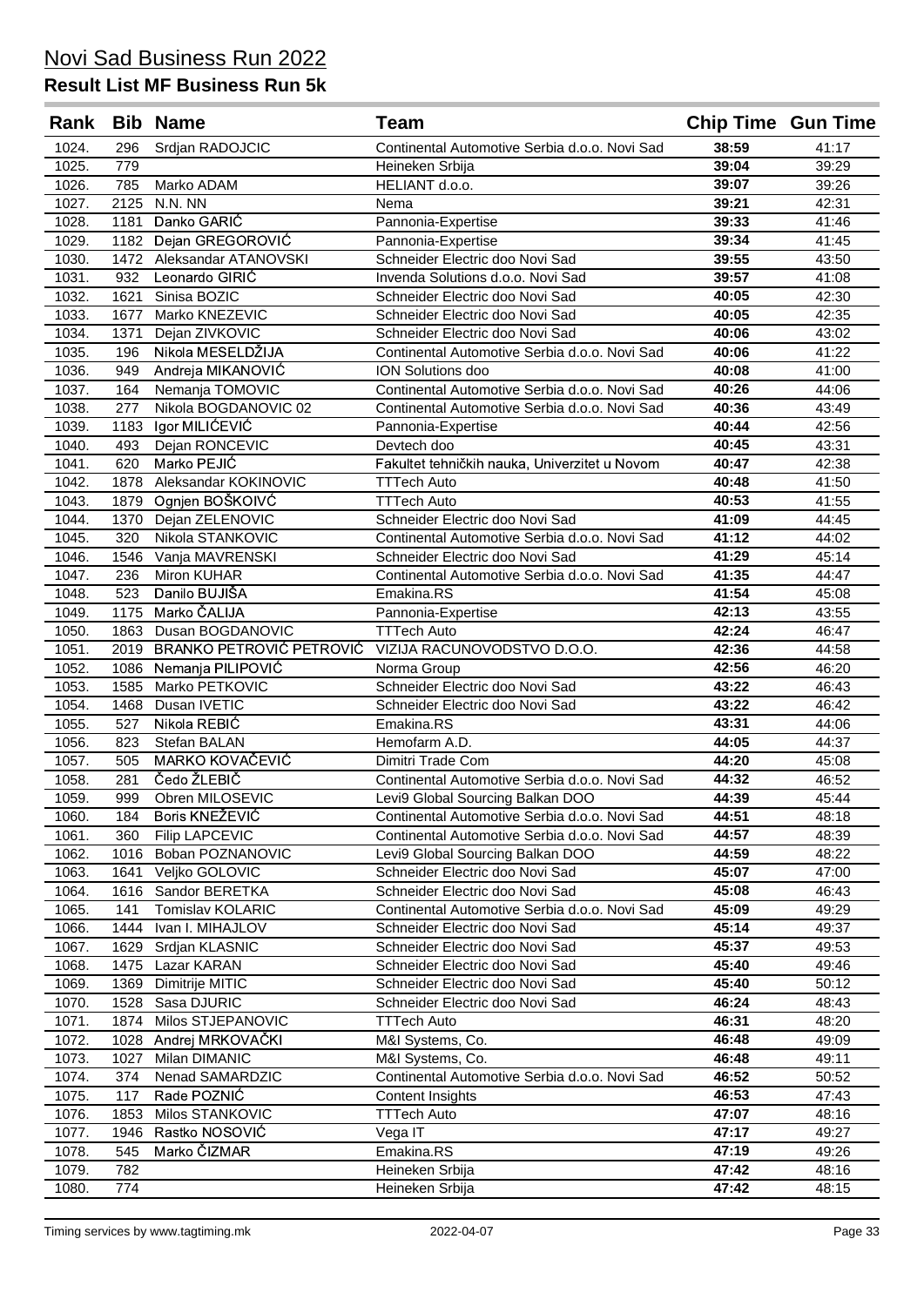# Novi Sad Business Run 2022

## Result List MF Business Run 5k

| Rank | Bib | Name | Team | Chip Time | Gun Time |
|---|---|---|---|---|---|
| 1024. | 296 | Srdjan RADOJCIC | Continental Automotive Serbia d.o.o. Novi Sad | **38:59** | 41:17 |
| 1025. | 779 | | Heineken Srbija | **39:04** | 39:29 |
| 1026. | 785 | Marko ADAM | HELIANT d.o.o. | **39:07** | 39:26 |
| 1027. | 2125 | N.N. NN | Nema | **39:21** | 42:31 |
| 1028. | 1181 | Danko GARIĆ | Pannonia-Expertise | **39:33** | 41:46 |
| 1029. | 1182 | Dejan GREGOROVIĆ | Pannonia-Expertise | **39:34** | 41:45 |
| 1030. | 1472 | Aleksandar ATANOVSKI | Schneider Electric doo Novi Sad | **39:55** | 43:50 |
| 1031. | 932 | Leonardo GIRIĆ | Invenda Solutions d.o.o. Novi Sad | **39:57** | 41:08 |
| 1032. | 1621 | Sinisa BOZIC | Schneider Electric doo Novi Sad | **40:05** | 42:30 |
| 1033. | 1677 | Marko KNEZEVIC | Schneider Electric doo Novi Sad | **40:05** | 42:35 |
| 1034. | 1371 | Dejan ZIVKOVIC | Schneider Electric doo Novi Sad | **40:06** | 43:02 |
| 1035. | 196 | Nikola MESELDŽIJA | Continental Automotive Serbia d.o.o. Novi Sad | **40:06** | 41:22 |
| 1036. | 949 | Andreja MIKANOVIĆ | ION Solutions doo | **40:08** | 41:00 |
| 1037. | 164 | Nemanja TOMOVIC | Continental Automotive Serbia d.o.o. Novi Sad | **40:26** | 44:06 |
| 1038. | 277 | Nikola BOGDANOVIC 02 | Continental Automotive Serbia d.o.o. Novi Sad | **40:36** | 43:49 |
| 1039. | 1183 | Igor MILIĆEVIĆ | Pannonia-Expertise | **40:44** | 42:56 |
| 1040. | 493 | Dejan RONCEVIC | Devtech doo | **40:45** | 43:31 |
| 1041. | 620 | Marko PEJIĆ | Fakultet tehničkih nauka, Univerzitet u Novom | **40:47** | 42:38 |
| 1042. | 1878 | Aleksandar KOKINOVIC | TTTech Auto | **40:48** | 41:50 |
| 1043. | 1879 | Ognjen BOŠKOIVĆ | TTTech Auto | **40:53** | 41:55 |
| 1044. | 1370 | Dejan ZELENOVIC | Schneider Electric doo Novi Sad | **41:09** | 44:45 |
| 1045. | 320 | Nikola STANKOVIC | Continental Automotive Serbia d.o.o. Novi Sad | **41:12** | 44:02 |
| 1046. | 1546 | Vanja MAVRENSKI | Schneider Electric doo Novi Sad | **41:29** | 45:14 |
| 1047. | 236 | Miron KUHAR | Continental Automotive Serbia d.o.o. Novi Sad | **41:35** | 44:47 |
| 1048. | 523 | Danilo BUJIŠA | Emakina.RS | **41:54** | 45:08 |
| 1049. | 1175 | Marko ČALIJA | Pannonia-Expertise | **42:13** | 43:55 |
| 1050. | 1863 | Dusan BOGDANOVIC | TTTech Auto | **42:24** | 46:47 |
| 1051. | 2019 | BRANKO PETROVIĆ PETROVIĆ | VIZIJA RACUNOVODSTVO D.O.O. | **42:36** | 44:58 |
| 1052. | 1086 | Nemanja PILIPOVIĆ | Norma Group | **42:56** | 46:20 |
| 1053. | 1585 | Marko PETKOVIC | Schneider Electric doo Novi Sad | **43:22** | 46:43 |
| 1054. | 1468 | Dusan IVETIC | Schneider Electric doo Novi Sad | **43:22** | 46:42 |
| 1055. | 527 | Nikola REBIĆ | Emakina.RS | **43:31** | 44:06 |
| 1056. | 823 | Stefan BALAN | Hemofarm A.D. | **44:05** | 44:37 |
| 1057. | 505 | MARKO KOVAČEVIĆ | Dimitri Trade Com | **44:20** | 45:08 |
| 1058. | 281 | Čedo ŽLEBIČ | Continental Automotive Serbia d.o.o. Novi Sad | **44:32** | 46:52 |
| 1059. | 999 | Obren MILOSEVIC | Levi9 Global Sourcing Balkan DOO | **44:39** | 45:44 |
| 1060. | 184 | Boris KNEŽEVIĆ | Continental Automotive Serbia d.o.o. Novi Sad | **44:51** | 48:18 |
| 1061. | 360 | Filip LAPCEVIC | Continental Automotive Serbia d.o.o. Novi Sad | **44:57** | 48:39 |
| 1062. | 1016 | Boban POZNANOVIC | Levi9 Global Sourcing Balkan DOO | **44:59** | 48:22 |
| 1063. | 1641 | Veljko GOLOVIC | Schneider Electric doo Novi Sad | **45:07** | 47:00 |
| 1064. | 1616 | Sandor BERETKA | Schneider Electric doo Novi Sad | **45:08** | 46:43 |
| 1065. | 141 | Tomislav KOLARIC | Continental Automotive Serbia d.o.o. Novi Sad | **45:09** | 49:29 |
| 1066. | 1444 | Ivan I. MIHAJLOV | Schneider Electric doo Novi Sad | **45:14** | 49:37 |
| 1067. | 1629 | Srdjan KLASNIC | Schneider Electric doo Novi Sad | **45:37** | 49:53 |
| 1068. | 1475 | Lazar KARAN | Schneider Electric doo Novi Sad | **45:40** | 49:46 |
| 1069. | 1369 | Dimitrije MITIC | Schneider Electric doo Novi Sad | **45:40** | 50:12 |
| 1070. | 1528 | Sasa DJURIC | Schneider Electric doo Novi Sad | **46:24** | 48:43 |
| 1071. | 1874 | Milos STJEPANOVIC | TTTech Auto | **46:31** | 48:20 |
| 1072. | 1028 | Andrej MRKOVAČKI | M&I Systems, Co. | **46:48** | 49:09 |
| 1073. | 1027 | Milan DIMANIC | M&I Systems, Co. | **46:48** | 49:11 |
| 1074. | 374 | Nenad SAMARDZIC | Continental Automotive Serbia d.o.o. Novi Sad | **46:52** | 50:52 |
| 1075. | 117 | Rade POZNIĆ | Content Insights | **46:53** | 47:43 |
| 1076. | 1853 | Milos STANKOVIC | TTTech Auto | **47:07** | 48:16 |
| 1077. | 1946 | Rastko NOSOVIĆ | Vega IT | **47:17** | 49:27 |
| 1078. | 545 | Marko ČIZMAR | Emakina.RS | **47:19** | 49:26 |
| 1079. | 782 | | Heineken Srbija | **47:42** | 48:16 |
| 1080. | 774 | | Heineken Srbija | **47:42** | 48:15 |

Timing services by www.tagtiming.mk 2022-04-07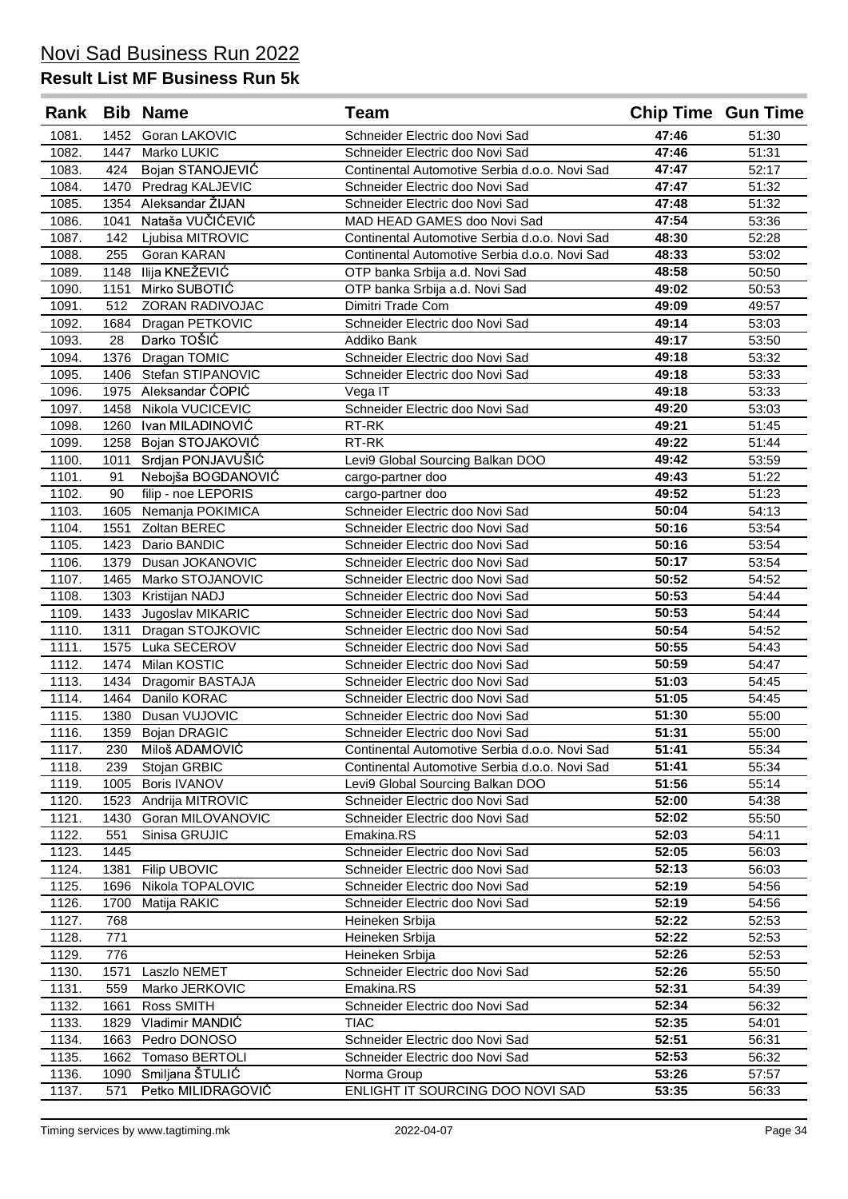# Novi Sad Business Run 2022

## Result List MF Business Run 5k

| Rank | Bib | Name | Team | Chip Time | Gun Time |
|---|---|---|---|---|---|
| 1081. | 1452 | Goran LAKOVIC | Schneider Electric doo Novi Sad | 47:46 | 51:30 |
| 1082. | 1447 | Marko LUKIC | Schneider Electric doo Novi Sad | 47:46 | 51:31 |
| 1083. | 424 | Bojan STANOJEVIĆ | Continental Automotive Serbia d.o.o. Novi Sad | 47:47 | 52:17 |
| 1084. | 1470 | Predrag KALJEVIC | Schneider Electric doo Novi Sad | 47:47 | 51:32 |
| 1085. | 1354 | Aleksandar ŽIJAN | Schneider Electric doo Novi Sad | 47:48 | 51:32 |
| 1086. | 1041 | Nataša VUČIĆEVIĆ | MAD HEAD GAMES doo Novi Sad | 47:54 | 53:36 |
| 1087. | 142 | Ljubisa MITROVIC | Continental Automotive Serbia d.o.o. Novi Sad | 48:30 | 52:28 |
| 1088. | 255 | Goran KARAN | Continental Automotive Serbia d.o.o. Novi Sad | 48:33 | 53:02 |
| 1089. | 1148 | Ilija KNEŽEVIĆ | OTP banka Srbija a.d. Novi Sad | 48:58 | 50:50 |
| 1090. | 1151 | Mirko SUBOTIĆ | OTP banka Srbija a.d. Novi Sad | 49:02 | 50:53 |
| 1091. | 512 | ZORAN RADIVOJAC | Dimitri Trade Com | 49:09 | 49:57 |
| 1092. | 1684 | Dragan PETKOVIC | Schneider Electric doo Novi Sad | 49:14 | 53:03 |
| 1093. | 28 | Darko TOŠIĆ | Addiko Bank | 49:17 | 53:50 |
| 1094. | 1376 | Dragan TOMIC | Schneider Electric doo Novi Sad | 49:18 | 53:32 |
| 1095. | 1406 | Stefan STIPANOVIC | Schneider Electric doo Novi Sad | 49:18 | 53:33 |
| 1096. | 1975 | Aleksandar ĆOPIĆ | Vega IT | 49:18 | 53:33 |
| 1097. | 1458 | Nikola VUCICEVIC | Schneider Electric doo Novi Sad | 49:20 | 53:03 |
| 1098. | 1260 | Ivan MILADINOVIĆ | RT-RK | 49:21 | 51:45 |
| 1099. | 1258 | Bojan STOJAKOVIĆ | RT-RK | 49:22 | 51:44 |
| 1100. | 1011 | Srdjan PONJAVUŠIĆ | Levi9 Global Sourcing Balkan DOO | 49:42 | 53:59 |
| 1101. | 91 | Nebojša BOGDANOVIĆ | cargo-partner doo | 49:43 | 51:22 |
| 1102. | 90 | filip - noe LEPORIS | cargo-partner doo | 49:52 | 51:23 |
| 1103. | 1605 | Nemanja POKIMICA | Schneider Electric doo Novi Sad | 50:04 | 54:13 |
| 1104. | 1551 | Zoltan BEREC | Schneider Electric doo Novi Sad | 50:16 | 53:54 |
| 1105. | 1423 | Dario BANDIC | Schneider Electric doo Novi Sad | 50:16 | 53:54 |
| 1106. | 1379 | Dusan JOKANOVIC | Schneider Electric doo Novi Sad | 50:17 | 53:54 |
| 1107. | 1465 | Marko STOJANOVIC | Schneider Electric doo Novi Sad | 50:52 | 54:52 |
| 1108. | 1303 | Kristijan NADJ | Schneider Electric doo Novi Sad | 50:53 | 54:44 |
| 1109. | 1433 | Jugoslav MIKARIC | Schneider Electric doo Novi Sad | 50:53 | 54:44 |
| 1110. | 1311 | Dragan STOJKOVIC | Schneider Electric doo Novi Sad | 50:54 | 54:52 |
| 1111. | 1575 | Luka SECEROV | Schneider Electric doo Novi Sad | 50:55 | 54:43 |
| 1112. | 1474 | Milan KOSTIC | Schneider Electric doo Novi Sad | 50:59 | 54:47 |
| 1113. | 1434 | Dragomir BASTAJA | Schneider Electric doo Novi Sad | 51:03 | 54:45 |
| 1114. | 1464 | Danilo KORAC | Schneider Electric doo Novi Sad | 51:05 | 54:45 |
| 1115. | 1380 | Dusan VUJOVIC | Schneider Electric doo Novi Sad | 51:30 | 55:00 |
| 1116. | 1359 | Bojan DRAGIC | Schneider Electric doo Novi Sad | 51:31 | 55:00 |
| 1117. | 230 | Miloš ADAMOVIĆ | Continental Automotive Serbia d.o.o. Novi Sad | 51:41 | 55:34 |
| 1118. | 239 | Stojan GRBIC | Continental Automotive Serbia d.o.o. Novi Sad | 51:41 | 55:34 |
| 1119. | 1005 | Boris IVANOV | Levi9 Global Sourcing Balkan DOO | 51:56 | 55:14 |
| 1120. | 1523 | Andrija MITROVIC | Schneider Electric doo Novi Sad | 52:00 | 54:38 |
| 1121. | 1430 | Goran MILOVANOVIC | Schneider Electric doo Novi Sad | 52:02 | 55:50 |
| 1122. | 551 | Sinisa GRUJIC | Emakina.RS | 52:03 | 54:11 |
| 1123. | 1445 | | Schneider Electric doo Novi Sad | 52:05 | 56:03 |
| 1124. | 1381 | Filip UBOVIC | Schneider Electric doo Novi Sad | 52:13 | 56:03 |
| 1125. | 1696 | Nikola TOPALOVIC | Schneider Electric doo Novi Sad | 52:19 | 54:56 |
| 1126. | 1700 | Matija RAKIC | Schneider Electric doo Novi Sad | 52:19 | 54:56 |
| 1127. | 768 | | Heineken Srbija | 52:22 | 52:53 |
| 1128. | 771 | | Heineken Srbija | 52:22 | 52:53 |
| 1129. | 776 | | Heineken Srbija | 52:26 | 52:53 |
| 1130. | 1571 | Laszlo NEMET | Schneider Electric doo Novi Sad | 52:26 | 55:50 |
| 1131. | 559 | Marko JERKOVIC | Emakina.RS | 52:31 | 54:39 |
| 1132. | 1661 | Ross SMITH | Schneider Electric doo Novi Sad | 52:34 | 56:32 |
| 1133. | 1829 | Vladimir MANDIĆ | TIAC | 52:35 | 54:01 |
| 1134. | 1663 | Pedro DONOSO | Schneider Electric doo Novi Sad | 52:51 | 56:31 |
| 1135. | 1662 | Tomaso BERTOLI | Schneider Electric doo Novi Sad | 52:53 | 56:32 |
| 1136. | 1090 | Smiljana ŠTULIĆ | Norma Group | 53:26 | 57:57 |
| 1137. | 571 | Petko MILIDRAGOVIĆ | ENLIGHT IT SOURCING DOO NOVI SAD | 53:35 | 56:33 |

Timing services by www.tagtiming.mk 2022-04-07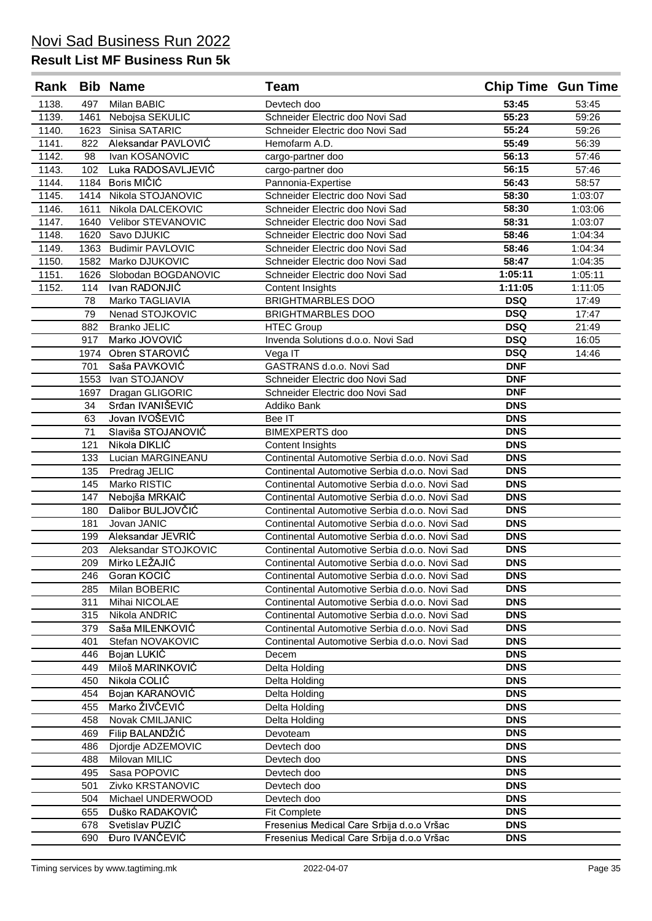# Novi Sad Business Run 2022

## Result List MF Business Run 5k

| Rank | Bib | Name | Team | Chip Time | Gun Time |
|---|---|---|---|---|---|
| 1138. | 497 | Milan BABIC | Devtech doo | **53:45** | 53:45 |
| 1139. | 1461 | Nebojsa SEKULIC | Schneider Electric doo Novi Sad | **55:23** | 59:26 |
| 1140. | 1623 | Sinisa SATARIC | Schneider Electric doo Novi Sad | **55:24** | 59:26 |
| 1141. | 822 | Aleksandar PAVLOVIĆ | Hemofarm A.D. | **55:49** | 56:39 |
| 1142. | 98 | Ivan KOSANOVIC | cargo-partner doo | **56:13** | 57:46 |
| 1143. | 102 | Luka RADOSAVLJEVIĆ | cargo-partner doo | **56:15** | 57:46 |
| 1144. | 1184 | Boris MIČIĆ | Pannonia-Expertise | **56:43** | 58:57 |
| 1145. | 1414 | Nikola STOJANOVIC | Schneider Electric doo Novi Sad | **58:30** | 1:03:07 |
| 1146. | 1611 | Nikola DALCEKOVIC | Schneider Electric doo Novi Sad | **58:30** | 1:03:06 |
| 1147. | 1640 | Velibor STEVANOVIC | Schneider Electric doo Novi Sad | **58:31** | 1:03:07 |
| 1148. | 1620 | Savo DJUKIC | Schneider Electric doo Novi Sad | **58:46** | 1:04:34 |
| 1149. | 1363 | Budimir PAVLOVIC | Schneider Electric doo Novi Sad | **58:46** | 1:04:34 |
| 1150. | 1582 | Marko DJUKOVIC | Schneider Electric doo Novi Sad | **58:47** | 1:04:35 |
| 1151. | 1626 | Slobodan BOGDANOVIC | Schneider Electric doo Novi Sad | **1:05:11** | 1:05:11 |
| 1152. | 114 | Ivan RADONJIĆ | Content Insights | **1:11:05** | 1:11:05 |
| | 78 | Marko TAGLIAVIA | BRIGHTMARBLES DOO | **DSQ** | 17:49 |
| | 79 | Nenad STOJKOVIC | BRIGHTMARBLES DOO | **DSQ** | 17:47 |
| | 882 | Branko JELIC | HTEC Group | **DSQ** | 21:49 |
| | 917 | Marko JOVOVIĆ | Invenda Solutions d.o.o. Novi Sad | **DSQ** | 16:05 |
| | 1974 | Obren STAROVIĆ | Vega IT | **DSQ** | 14:46 |
| | 701 | Saša PAVKOVIĆ | GASTRANS d.o.o. Novi Sad | **DNF** | |
| | 1553 | Ivan STOJANOV | Schneider Electric doo Novi Sad | **DNF** | |
| | 1697 | Dragan GLIGORIC | Schneider Electric doo Novi Sad | **DNF** | |
| | 34 | Srđan IVANIŠEVIĆ | Addiko Bank | **DNS** | |
| | 63 | Jovan IVOŠEVIĆ | Bee IT | **DNS** | |
| | 71 | Slaviša STOJANOVIĆ | BIMEXPERTS doo | **DNS** | |
| | 121 | Nikola DIKLIĆ | Content Insights | **DNS** | |
| | 133 | Lucian MARGINEANU | Continental Automotive Serbia d.o.o. Novi Sad | **DNS** | |
| | 135 | Predrag JELIC | Continental Automotive Serbia d.o.o. Novi Sad | **DNS** | |
| | 145 | Marko RISTIC | Continental Automotive Serbia d.o.o. Novi Sad | **DNS** | |
| | 147 | Nebojša MRKAIĆ | Continental Automotive Serbia d.o.o. Novi Sad | **DNS** | |
| | 180 | Dalibor BULJOVČIĆ | Continental Automotive Serbia d.o.o. Novi Sad | **DNS** | |
| | 181 | Jovan JANIC | Continental Automotive Serbia d.o.o. Novi Sad | **DNS** | |
| | 199 | Aleksandar JEVRIĆ | Continental Automotive Serbia d.o.o. Novi Sad | **DNS** | |
| | 203 | Aleksandar STOJKOVIC | Continental Automotive Serbia d.o.o. Novi Sad | **DNS** | |
| | 209 | Mirko LEŽAJIĆ | Continental Automotive Serbia d.o.o. Novi Sad | **DNS** | |
| | 246 | Goran KOCIĆ | Continental Automotive Serbia d.o.o. Novi Sad | **DNS** | |
| | 285 | Milan BOBERIC | Continental Automotive Serbia d.o.o. Novi Sad | **DNS** | |
| | 311 | Mihai NICOLAE | Continental Automotive Serbia d.o.o. Novi Sad | **DNS** | |
| | 315 | Nikola ANDRIC | Continental Automotive Serbia d.o.o. Novi Sad | **DNS** | |
| | 379 | Saša MILENKOVIĆ | Continental Automotive Serbia d.o.o. Novi Sad | **DNS** | |
| | 401 | Stefan NOVAKOVIC | Continental Automotive Serbia d.o.o. Novi Sad | **DNS** | |
| | 446 | Bojan LUKIĆ | Decem | **DNS** | |
| | 449 | Miloš MARINKOVIĆ | Delta Holding | **DNS** | |
| | 450 | Nikola COLIĆ | Delta Holding | **DNS** | |
| | 454 | Bojan KARANOVIĆ | Delta Holding | **DNS** | |
| | 455 | Marko ŽIVČEVIĆ | Delta Holding | **DNS** | |
| | 458 | Novak CMILJANIC | Delta Holding | **DNS** | |
| | 469 | Filip BALANDŽIĆ | Devoteam | **DNS** | |
| | 486 | Djordje ADZEMOVIC | Devtech doo | **DNS** | |
| | 488 | Milovan MILIC | Devtech doo | **DNS** | |
| | 495 | Sasa POPOVIC | Devtech doo | **DNS** | |
| | 501 | Zivko KRSTANOVIC | Devtech doo | **DNS** | |
| | 504 | Michael UNDERWOOD | Devtech doo | **DNS** | |
| | 655 | Duško RADAKOVIĆ | Fit Complete | **DNS** | |
| | 678 | Svetislav PUZIĆ | Fresenius Medical Care Srbija d.o.o Vršac | **DNS** | |
| | 690 | Đuro IVANČEVIĆ | Fresenius Medical Care Srbija d.o.o Vršac | **DNS** | |

Timing services by www.tagtiming.mk — 2022-04-07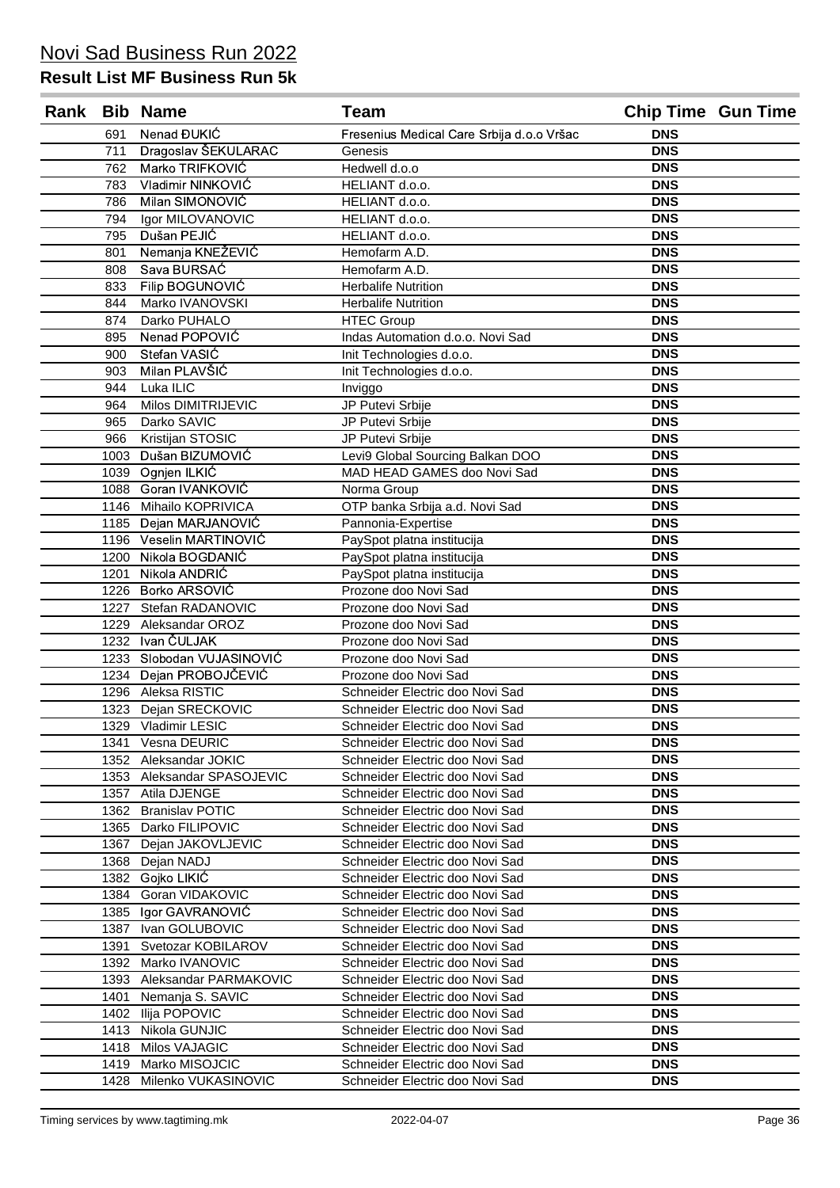# Novi Sad Business Run 2022

## Result List MF Business Run 5k

| Rank | Bib | Name | Team | Chip Time | Gun Time |
|---|---|---|---|---|---|
| | 691 | Nenad ĐUKIĆ | Fresenius Medical Care Srbija d.o.o Vršac | DNS | |
| | 711 | Dragoslav ŠEKULARAC | Genesis | DNS | |
| | 762 | Marko TRIFKOVIĆ | Hedwell d.o.o | DNS | |
| | 783 | Vladimir NINKOVIĆ | HELIANT d.o.o. | DNS | |
| | 786 | Milan SIMONOVIĆ | HELIANT d.o.o. | DNS | |
| | 794 | Igor MILOVANOVIC | HELIANT d.o.o. | DNS | |
| | 795 | Dušan PEJIĆ | HELIANT d.o.o. | DNS | |
| | 801 | Nemanja KNEŽEVIĆ | Hemofarm A.D. | DNS | |
| | 808 | Sava BURSAĆ | Hemofarm A.D. | DNS | |
| | 833 | Filip BOGUNOVIĆ | Herbalife Nutrition | DNS | |
| | 844 | Marko IVANOVSKI | Herbalife Nutrition | DNS | |
| | 874 | Darko PUHALO | HTEC Group | DNS | |
| | 895 | Nenad POPOVIĆ | Indas Automation d.o.o. Novi Sad | DNS | |
| | 900 | Stefan VASIĆ | Init Technologies d.o.o. | DNS | |
| | 903 | Milan PLAVŠIĆ | Init Technologies d.o.o. | DNS | |
| | 944 | Luka ILIC | Inviggo | DNS | |
| | 964 | Milos DIMITRIJEVIC | JP Putevi Srbije | DNS | |
| | 965 | Darko SAVIC | JP Putevi Srbije | DNS | |
| | 966 | Kristijan STOSIC | JP Putevi Srbije | DNS | |
| | 1003 | Dušan BIZUMOVIĆ | Levi9 Global Sourcing Balkan DOO | DNS | |
| | 1039 | Ognjen ILKIĆ | MAD HEAD GAMES doo Novi Sad | DNS | |
| | 1088 | Goran IVANKOVIĆ | Norma Group | DNS | |
| | 1146 | Mihailo KOPRIVICA | OTP banka Srbija a.d. Novi Sad | DNS | |
| | 1185 | Dejan MARJANOVIĆ | Pannonia-Expertise | DNS | |
| | 1196 | Veselin MARTINOVIĆ | PaySpot platna institucija | DNS | |
| | 1200 | Nikola BOGDANIĆ | PaySpot platna institucija | DNS | |
| | 1201 | Nikola ANDRIĆ | PaySpot platna institucija | DNS | |
| | 1226 | Borko ARSOVIĆ | Prozone doo Novi Sad | DNS | |
| | 1227 | Stefan RADANOVIC | Prozone doo Novi Sad | DNS | |
| | 1229 | Aleksandar OROZ | Prozone doo Novi Sad | DNS | |
| | 1232 | Ivan ČULJAK | Prozone doo Novi Sad | DNS | |
| | 1233 | Slobodan VUJASINOVIĆ | Prozone doo Novi Sad | DNS | |
| | 1234 | Dejan PROBOJČEVIĆ | Prozone doo Novi Sad | DNS | |
| | 1296 | Aleksa RISTIC | Schneider Electric doo Novi Sad | DNS | |
| | 1323 | Dejan SRECKOVIC | Schneider Electric doo Novi Sad | DNS | |
| | 1329 | Vladimir LESIC | Schneider Electric doo Novi Sad | DNS | |
| | 1341 | Vesna DEURIC | Schneider Electric doo Novi Sad | DNS | |
| | 1352 | Aleksandar JOKIC | Schneider Electric doo Novi Sad | DNS | |
| | 1353 | Aleksandar SPASOJEVIC | Schneider Electric doo Novi Sad | DNS | |
| | 1357 | Atila DJENGE | Schneider Electric doo Novi Sad | DNS | |
| | 1362 | Branislav POTIC | Schneider Electric doo Novi Sad | DNS | |
| | 1365 | Darko FILIPOVIC | Schneider Electric doo Novi Sad | DNS | |
| | 1367 | Dejan JAKOVLJEVIC | Schneider Electric doo Novi Sad | DNS | |
| | 1368 | Dejan NADJ | Schneider Electric doo Novi Sad | DNS | |
| | 1382 | Gojko LIKIĆ | Schneider Electric doo Novi Sad | DNS | |
| | 1384 | Goran VIDAKOVIC | Schneider Electric doo Novi Sad | DNS | |
| | 1385 | Igor GAVRANOVIĆ | Schneider Electric doo Novi Sad | DNS | |
| | 1387 | Ivan GOLUBOVIC | Schneider Electric doo Novi Sad | DNS | |
| | 1391 | Svetozar KOBILAROV | Schneider Electric doo Novi Sad | DNS | |
| | 1392 | Marko IVANOVIC | Schneider Electric doo Novi Sad | DNS | |
| | 1393 | Aleksandar PARMAKOVIC | Schneider Electric doo Novi Sad | DNS | |
| | 1401 | Nemanja S. SAVIC | Schneider Electric doo Novi Sad | DNS | |
| | 1402 | Ilija POPOVIC | Schneider Electric doo Novi Sad | DNS | |
| | 1413 | Nikola GUNJIC | Schneider Electric doo Novi Sad | DNS | |
| | 1418 | Milos VAJAGIC | Schneider Electric doo Novi Sad | DNS | |
| | 1419 | Marko MISOJCIC | Schneider Electric doo Novi Sad | DNS | |
| | 1428 | Milenko VUKASINOVIC | Schneider Electric doo Novi Sad | DNS | |

Timing services by www.tagtiming.mk 2022-04-07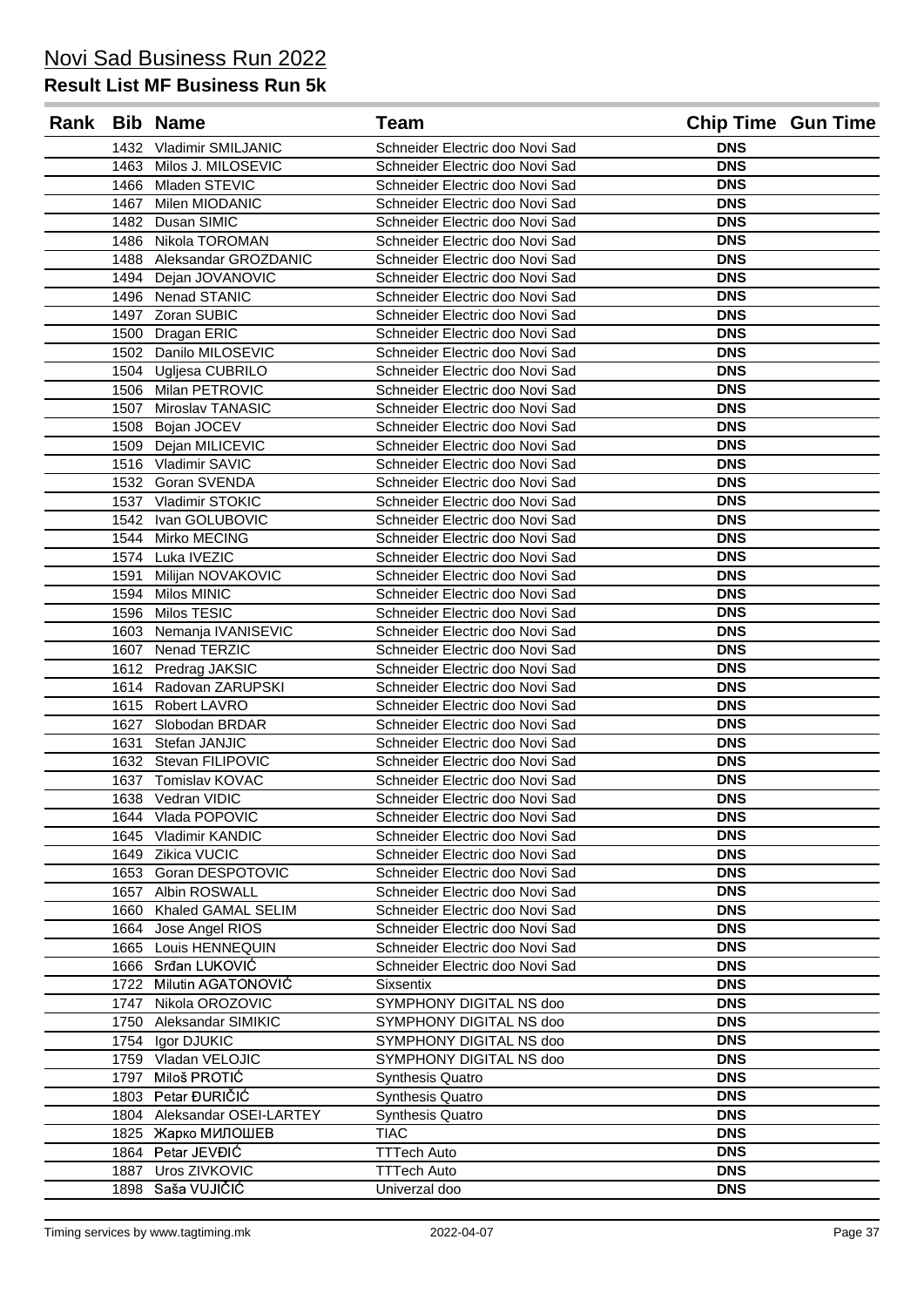# Novi Sad Business Run 2022

## Result List MF Business Run 5k

| Rank | Bib | Name | Team | Chip Time | Gun Time |
|---|---|---|---|---|---|
| | 1432 | Vladimir SMILJANIC | Schneider Electric doo Novi Sad | DNS | |
| | 1463 | Milos J. MILOSEVIC | Schneider Electric doo Novi Sad | DNS | |
| | 1466 | Mladen STEVIC | Schneider Electric doo Novi Sad | DNS | |
| | 1467 | Milen MIODANIC | Schneider Electric doo Novi Sad | DNS | |
| | 1482 | Dusan SIMIC | Schneider Electric doo Novi Sad | DNS | |
| | 1486 | Nikola TOROMAN | Schneider Electric doo Novi Sad | DNS | |
| | 1488 | Aleksandar GROZDANIC | Schneider Electric doo Novi Sad | DNS | |
| | 1494 | Dejan JOVANOVIC | Schneider Electric doo Novi Sad | DNS | |
| | 1496 | Nenad STANIC | Schneider Electric doo Novi Sad | DNS | |
| | 1497 | Zoran SUBIC | Schneider Electric doo Novi Sad | DNS | |
| | 1500 | Dragan ERIC | Schneider Electric doo Novi Sad | DNS | |
| | 1502 | Danilo MILOSEVIC | Schneider Electric doo Novi Sad | DNS | |
| | 1504 | Ugljesa CUBRILO | Schneider Electric doo Novi Sad | DNS | |
| | 1506 | Milan PETROVIC | Schneider Electric doo Novi Sad | DNS | |
| | 1507 | Miroslav TANASIC | Schneider Electric doo Novi Sad | DNS | |
| | 1508 | Bojan JOCEV | Schneider Electric doo Novi Sad | DNS | |
| | 1509 | Dejan MILICEVIC | Schneider Electric doo Novi Sad | DNS | |
| | 1516 | Vladimir SAVIC | Schneider Electric doo Novi Sad | DNS | |
| | 1532 | Goran SVENDA | Schneider Electric doo Novi Sad | DNS | |
| | 1537 | Vladimir STOKIC | Schneider Electric doo Novi Sad | DNS | |
| | 1542 | Ivan GOLUBOVIC | Schneider Electric doo Novi Sad | DNS | |
| | 1544 | Mirko MECING | Schneider Electric doo Novi Sad | DNS | |
| | 1574 | Luka IVEZIC | Schneider Electric doo Novi Sad | DNS | |
| | 1591 | Milijan NOVAKOVIC | Schneider Electric doo Novi Sad | DNS | |
| | 1594 | Milos MINIC | Schneider Electric doo Novi Sad | DNS | |
| | 1596 | Milos TESIC | Schneider Electric doo Novi Sad | DNS | |
| | 1603 | Nemanja IVANISEVIC | Schneider Electric doo Novi Sad | DNS | |
| | 1607 | Nenad TERZIC | Schneider Electric doo Novi Sad | DNS | |
| | 1612 | Predrag JAKSIC | Schneider Electric doo Novi Sad | DNS | |
| | 1614 | Radovan ZARUPSKI | Schneider Electric doo Novi Sad | DNS | |
| | 1615 | Robert LAVRO | Schneider Electric doo Novi Sad | DNS | |
| | 1627 | Slobodan BRDAR | Schneider Electric doo Novi Sad | DNS | |
| | 1631 | Stefan JANJIC | Schneider Electric doo Novi Sad | DNS | |
| | 1632 | Stevan FILIPOVIC | Schneider Electric doo Novi Sad | DNS | |
| | 1637 | Tomislav KOVAC | Schneider Electric doo Novi Sad | DNS | |
| | 1638 | Vedran VIDIC | Schneider Electric doo Novi Sad | DNS | |
| | 1644 | Vlada POPOVIC | Schneider Electric doo Novi Sad | DNS | |
| | 1645 | Vladimir KANDIC | Schneider Electric doo Novi Sad | DNS | |
| | 1649 | Zikica VUCIC | Schneider Electric doo Novi Sad | DNS | |
| | 1653 | Goran DESPOTOVIC | Schneider Electric doo Novi Sad | DNS | |
| | 1657 | Albin ROSWALL | Schneider Electric doo Novi Sad | DNS | |
| | 1660 | Khaled GAMAL SELIM | Schneider Electric doo Novi Sad | DNS | |
| | 1664 | Jose Angel RIOS | Schneider Electric doo Novi Sad | DNS | |
| | 1665 | Louis HENNEQUIN | Schneider Electric doo Novi Sad | DNS | |
| | 1666 | Srđan LUKOVIĆ | Schneider Electric doo Novi Sad | DNS | |
| | 1722 | Milutin AGATONOVIĆ | Sixsentix | DNS | |
| | 1747 | Nikola OROZOVIC | SYMPHONY DIGITAL NS doo | DNS | |
| | 1750 | Aleksandar SIMIKIC | SYMPHONY DIGITAL NS doo | DNS | |
| | 1754 | Igor DJUKIC | SYMPHONY DIGITAL NS doo | DNS | |
| | 1759 | Vladan VELOJIC | SYMPHONY DIGITAL NS doo | DNS | |
| | 1797 | Miloš PROTIĆ | Synthesis Quatro | DNS | |
| | 1803 | Petar ĐURIČIĆ | Synthesis Quatro | DNS | |
| | 1804 | Aleksandar OSEI-LARTEY | Synthesis Quatro | DNS | |
| | 1825 | Жарко МИЛОШЕВ | TIAC | DNS | |
| | 1864 | Petar JEVĐIĆ | TTTech Auto | DNS | |
| | 1887 | Uros ZIVKOVIC | TTTech Auto | DNS | |
| | 1898 | Saša VUJIČIĆ | Univerzal doo | DNS | |

Timing services by www.tagtiming.mk 2022-04-07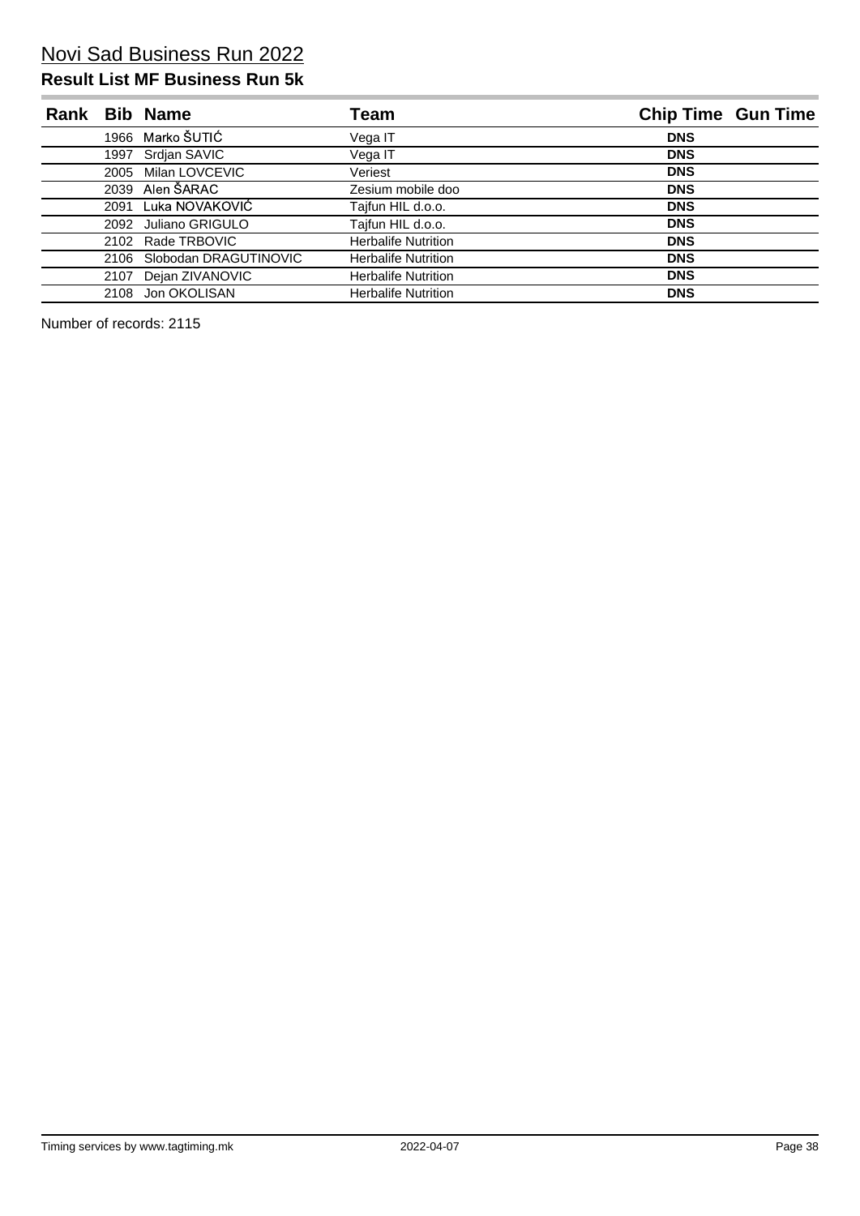# Novi Sad Business Run 2022

## Result List MF Business Run 5k

| Rank | Bib | Name | Team | Chip Time | Gun Time |
|---|---|---|---|---|---|
| | 1966 | Marko ŠUTIĆ | Vega IT | DNS | |
| | 1997 | Srdjan SAVIC | Vega IT | DNS | |
| | 2005 | Milan LOVCEVIC | Veriest | DNS | |
| | 2039 | Alen ŠARAC | Zesium mobile doo | DNS | |
| | 2091 | Luka NOVAKOVIĆ | Tajfun HIL d.o.o. | DNS | |
| | 2092 | Juliano GRIGULO | Tajfun HIL d.o.o. | DNS | |
| | 2102 | Rade TRBOVIC | Herbalife Nutrition | DNS | |
| | 2106 | Slobodan DRAGUTINOVIC | Herbalife Nutrition | DNS | |
| | 2107 | Dejan ZIVANOVIC | Herbalife Nutrition | DNS | |
| | 2108 | Jon OKOLISAN | Herbalife Nutrition | DNS | |

Number of records: 2115